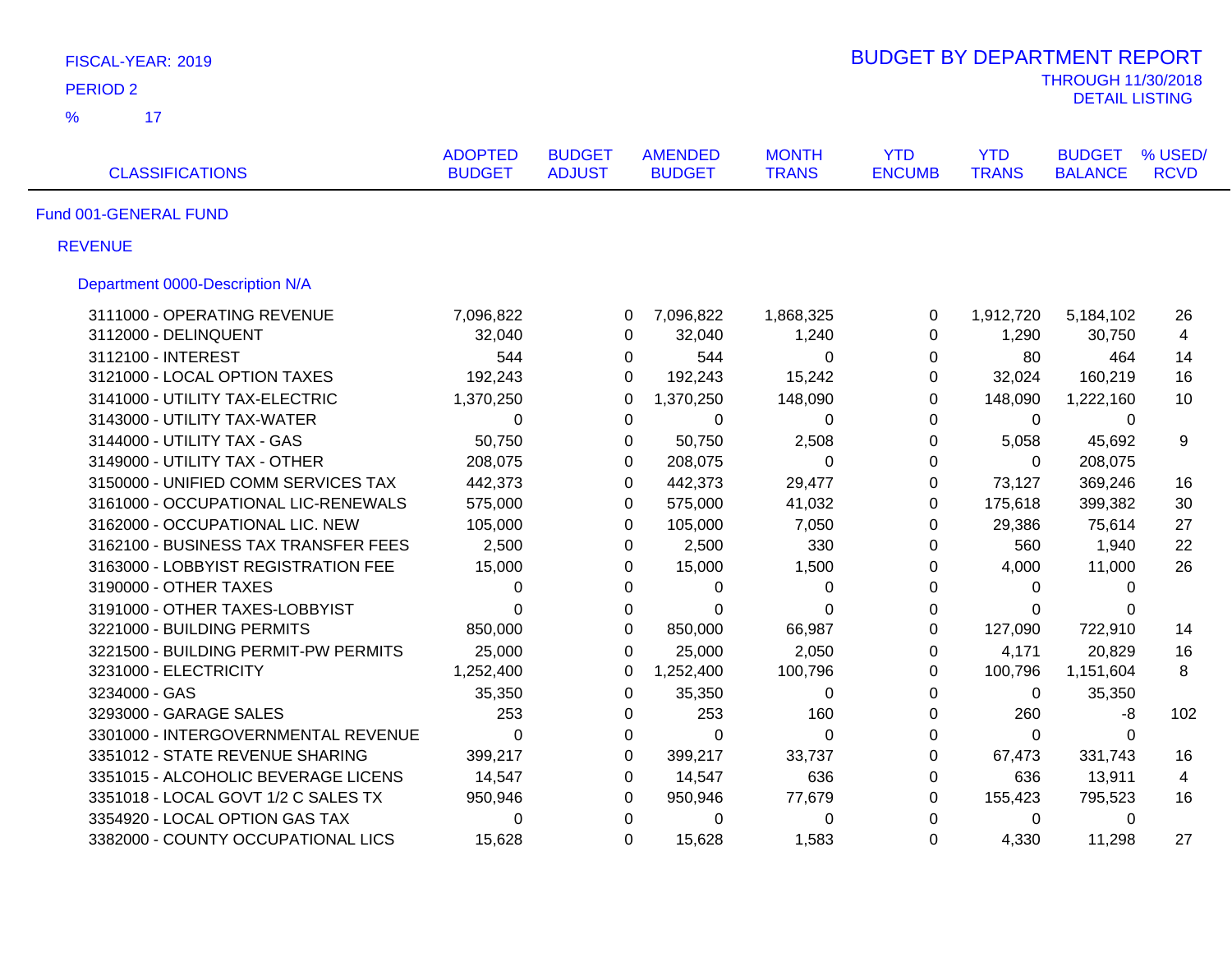FISCAL-YEAR: 2019

PERIOD 2

% 17

# BUDGET BY DEPARTMENT REPORT

THROUGH 11/30/2018

DETAIL LISTING

| CLASSIFICATIONS | ADOPTED BUDGET | BUDGET ADJUST | AMENDED BUDGET | MONTH TRANS | YTD ENCUMB | YTD TRANS | BUDGET BALANCE | % USED/ RCVD |
|---|---|---|---|---|---|---|---|---|
| **Fund 001-GENERAL FUND** | | | | | | | | |
| **REVENUE** | | | | | | | | |
| **Department 0000-Description N/A** | | | | | | | | |
| 3111000 - OPERATING REVENUE | 7,096,822 | 0 | 7,096,822 | 1,868,325 | 0 | 1,912,720 | 5,184,102 | 26 |
| 3112000 - DELINQUENT | 32,040 | 0 | 32,040 | 1,240 | 0 | 1,290 | 30,750 | 4 |
| 3112100 - INTEREST | 544 | 0 | 544 | 0 | 0 | 80 | 464 | 14 |
| 3121000 - LOCAL OPTION TAXES | 192,243 | 0 | 192,243 | 15,242 | 0 | 32,024 | 160,219 | 16 |
| 3141000 - UTILITY TAX-ELECTRIC | 1,370,250 | 0 | 1,370,250 | 148,090 | 0 | 148,090 | 1,222,160 | 10 |
| 3143000 - UTILITY TAX-WATER | 0 | 0 | 0 | 0 | 0 | 0 | 0 | |
| 3144000 - UTILITY TAX - GAS | 50,750 | 0 | 50,750 | 2,508 | 0 | 5,058 | 45,692 | 9 |
| 3149000 - UTILITY TAX - OTHER | 208,075 | 0 | 208,075 | 0 | 0 | 0 | 208,075 | |
| 3150000 - UNIFIED COMM SERVICES TAX | 442,373 | 0 | 442,373 | 29,477 | 0 | 73,127 | 369,246 | 16 |
| 3161000 - OCCUPATIONAL LIC-RENEWALS | 575,000 | 0 | 575,000 | 41,032 | 0 | 175,618 | 399,382 | 30 |
| 3162000 - OCCUPATIONAL LIC. NEW | 105,000 | 0 | 105,000 | 7,050 | 0 | 29,386 | 75,614 | 27 |
| 3162100 - BUSINESS TAX TRANSFER FEES | 2,500 | 0 | 2,500 | 330 | 0 | 560 | 1,940 | 22 |
| 3163000 - LOBBYIST REGISTRATION FEE | 15,000 | 0 | 15,000 | 1,500 | 0 | 4,000 | 11,000 | 26 |
| 3190000 - OTHER TAXES | 0 | 0 | 0 | 0 | 0 | 0 | 0 | |
| 3191000 - OTHER TAXES-LOBBYIST | 0 | 0 | 0 | 0 | 0 | 0 | 0 | |
| 3221000 - BUILDING PERMITS | 850,000 | 0 | 850,000 | 66,987 | 0 | 127,090 | 722,910 | 14 |
| 3221500 - BUILDING PERMIT-PW PERMITS | 25,000 | 0 | 25,000 | 2,050 | 0 | 4,171 | 20,829 | 16 |
| 3231000 - ELECTRICITY | 1,252,400 | 0 | 1,252,400 | 100,796 | 0 | 100,796 | 1,151,604 | 8 |
| 3234000 - GAS | 35,350 | 0 | 35,350 | 0 | 0 | 0 | 35,350 | |
| 3293000 - GARAGE SALES | 253 | 0 | 253 | 160 | 0 | 260 | -8 | 102 |
| 3301000 - INTERGOVERNMENTAL REVENUE | 0 | 0 | 0 | 0 | 0 | 0 | 0 | |
| 3351012 - STATE REVENUE SHARING | 399,217 | 0 | 399,217 | 33,737 | 0 | 67,473 | 331,743 | 16 |
| 3351015 - ALCOHOLIC BEVERAGE LICENS | 14,547 | 0 | 14,547 | 636 | 0 | 636 | 13,911 | 4 |
| 3351018 - LOCAL GOVT 1/2 C SALES TX | 950,946 | 0 | 950,946 | 77,679 | 0 | 155,423 | 795,523 | 16 |
| 3354920 - LOCAL OPTION GAS TAX | 0 | 0 | 0 | 0 | 0 | 0 | 0 | |
| 3382000 - COUNTY OCCUPATIONAL LICS | 15,628 | 0 | 15,628 | 1,583 | 0 | 4,330 | 11,298 | 27 |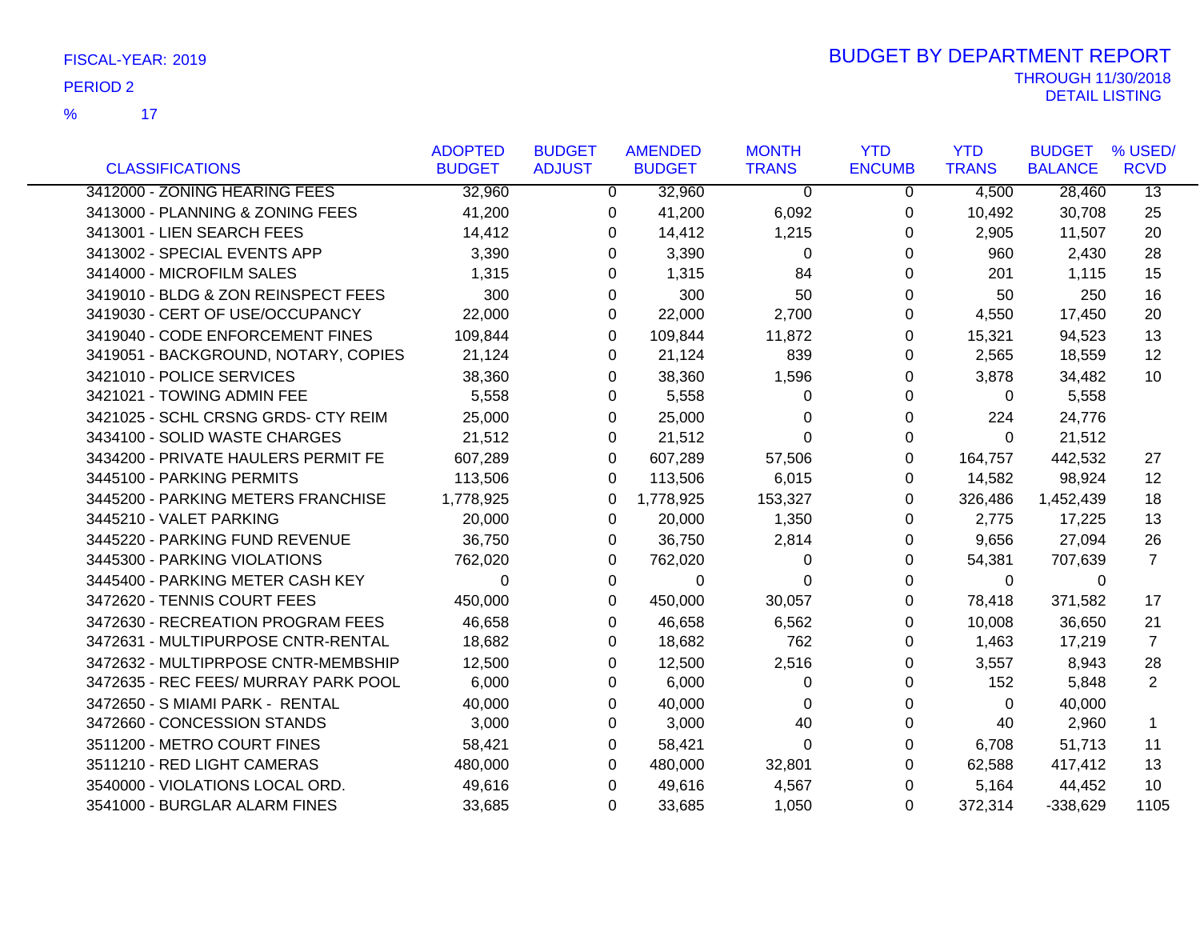FISCAL-YEAR: 2019

PERIOD 2

% 17

# BUDGET BY DEPARTMENT REPORT

THROUGH 11/30/2018

DETAIL LISTING

| CLASSIFICATIONS | ADOPTED BUDGET | BUDGET ADJUST | AMENDED BUDGET | MONTH TRANS | YTD ENCUMB | YTD TRANS | BUDGET BALANCE | % USED/ RCVD |
|---|---|---|---|---|---|---|---|---|
| 3412000 - ZONING HEARING FEES | 32,960 | 0 | 32,960 | 0 | 0 | 4,500 | 28,460 | 13 |
| 3413000 - PLANNING & ZONING FEES | 41,200 | 0 | 41,200 | 6,092 | 0 | 10,492 | 30,708 | 25 |
| 3413001 - LIEN SEARCH FEES | 14,412 | 0 | 14,412 | 1,215 | 0 | 2,905 | 11,507 | 20 |
| 3413002 - SPECIAL EVENTS APP | 3,390 | 0 | 3,390 | 0 | 0 | 960 | 2,430 | 28 |
| 3414000 - MICROFILM SALES | 1,315 | 0 | 1,315 | 84 | 0 | 201 | 1,115 | 15 |
| 3419010 - BLDG & ZON REINSPECT FEES | 300 | 0 | 300 | 50 | 0 | 50 | 250 | 16 |
| 3419030 - CERT OF USE/OCCUPANCY | 22,000 | 0 | 22,000 | 2,700 | 0 | 4,550 | 17,450 | 20 |
| 3419040 - CODE ENFORCEMENT FINES | 109,844 | 0 | 109,844 | 11,872 | 0 | 15,321 | 94,523 | 13 |
| 3419051 - BACKGROUND, NOTARY, COPIES | 21,124 | 0 | 21,124 | 839 | 0 | 2,565 | 18,559 | 12 |
| 3421010 - POLICE SERVICES | 38,360 | 0 | 38,360 | 1,596 | 0 | 3,878 | 34,482 | 10 |
| 3421021 - TOWING ADMIN FEE | 5,558 | 0 | 5,558 | 0 | 0 | 0 | 5,558 | |
| 3421025 - SCHL CRSNG GRDS- CTY REIM | 25,000 | 0 | 25,000 | 0 | 0 | 224 | 24,776 | |
| 3434100 - SOLID WASTE CHARGES | 21,512 | 0 | 21,512 | 0 | 0 | 0 | 21,512 | |
| 3434200 - PRIVATE HAULERS PERMIT FE | 607,289 | 0 | 607,289 | 57,506 | 0 | 164,757 | 442,532 | 27 |
| 3445100 - PARKING PERMITS | 113,506 | 0 | 113,506 | 6,015 | 0 | 14,582 | 98,924 | 12 |
| 3445200 - PARKING METERS FRANCHISE | 1,778,925 | 0 | 1,778,925 | 153,327 | 0 | 326,486 | 1,452,439 | 18 |
| 3445210 - VALET PARKING | 20,000 | 0 | 20,000 | 1,350 | 0 | 2,775 | 17,225 | 13 |
| 3445220 - PARKING FUND REVENUE | 36,750 | 0 | 36,750 | 2,814 | 0 | 9,656 | 27,094 | 26 |
| 3445300 - PARKING VIOLATIONS | 762,020 | 0 | 762,020 | 0 | 0 | 54,381 | 707,639 | 7 |
| 3445400 - PARKING METER CASH KEY | 0 | 0 | 0 | 0 | 0 | 0 | 0 | |
| 3472620 - TENNIS COURT FEES | 450,000 | 0 | 450,000 | 30,057 | 0 | 78,418 | 371,582 | 17 |
| 3472630 - RECREATION PROGRAM FEES | 46,658 | 0 | 46,658 | 6,562 | 0 | 10,008 | 36,650 | 21 |
| 3472631 - MULTIPURPOSE CNTR-RENTAL | 18,682 | 0 | 18,682 | 762 | 0 | 1,463 | 17,219 | 7 |
| 3472632 - MULTIPRPOSE CNTR-MEMBSHIP | 12,500 | 0 | 12,500 | 2,516 | 0 | 3,557 | 8,943 | 28 |
| 3472635 - REC FEES/ MURRAY PARK POOL | 6,000 | 0 | 6,000 | 0 | 0 | 152 | 5,848 | 2 |
| 3472650 - S MIAMI PARK - RENTAL | 40,000 | 0 | 40,000 | 0 | 0 | 0 | 40,000 | |
| 3472660 - CONCESSION STANDS | 3,000 | 0 | 3,000 | 40 | 0 | 40 | 2,960 | 1 |
| 3511200 - METRO COURT FINES | 58,421 | 0 | 58,421 | 0 | 0 | 6,708 | 51,713 | 11 |
| 3511210 - RED LIGHT CAMERAS | 480,000 | 0 | 480,000 | 32,801 | 0 | 62,588 | 417,412 | 13 |
| 3540000 - VIOLATIONS LOCAL ORD. | 49,616 | 0 | 49,616 | 4,567 | 0 | 5,164 | 44,452 | 10 |
| 3541000 - BURGLAR ALARM FINES | 33,685 | 0 | 33,685 | 1,050 | 0 | 372,314 | -338,629 | 1105 |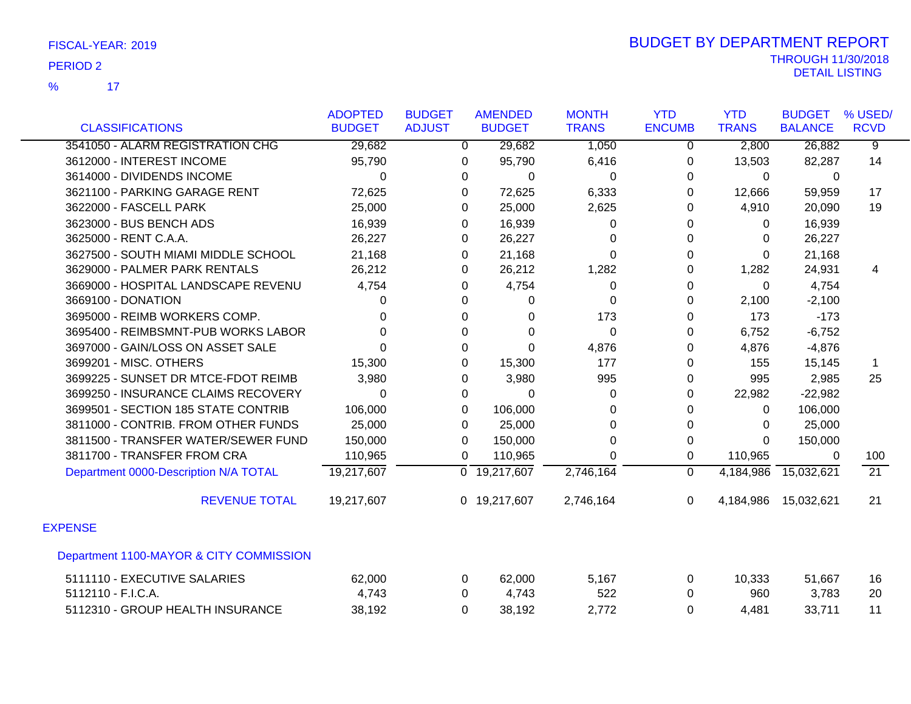FISCAL-YEAR: 2019

PERIOD 2

% 17

# BUDGET BY DEPARTMENT REPORT

THROUGH 11/30/2018

DETAIL LISTING

| CLASSIFICATIONS | ADOPTED BUDGET | BUDGET ADJUST | AMENDED BUDGET | MONTH TRANS | YTD ENCUMB | YTD TRANS | BUDGET BALANCE | % USED/ RCVD |
|---|---|---|---|---|---|---|---|---|
| 3541050 - ALARM REGISTRATION CHG | 29,682 | 0 | 29,682 | 1,050 | 0 | 2,800 | 26,882 | 9 |
| 3612000 - INTEREST INCOME | 95,790 | 0 | 95,790 | 6,416 | 0 | 13,503 | 82,287 | 14 |
| 3614000 - DIVIDENDS INCOME | 0 | 0 | 0 | 0 | 0 | 0 | 0 | |
| 3621100 - PARKING GARAGE RENT | 72,625 | 0 | 72,625 | 6,333 | 0 | 12,666 | 59,959 | 17 |
| 3622000 - FASCELL PARK | 25,000 | 0 | 25,000 | 2,625 | 0 | 4,910 | 20,090 | 19 |
| 3623000 - BUS BENCH ADS | 16,939 | 0 | 16,939 | 0 | 0 | 0 | 16,939 | |
| 3625000 - RENT C.A.A. | 26,227 | 0 | 26,227 | 0 | 0 | 0 | 26,227 | |
| 3627500 - SOUTH MIAMI MIDDLE SCHOOL | 21,168 | 0 | 21,168 | 0 | 0 | 0 | 21,168 | |
| 3629000 - PALMER PARK RENTALS | 26,212 | 0 | 26,212 | 1,282 | 0 | 1,282 | 24,931 | 4 |
| 3669000 - HOSPITAL LANDSCAPE REVENU | 4,754 | 0 | 4,754 | 0 | 0 | 0 | 4,754 | |
| 3669100 - DONATION | 0 | 0 | 0 | 0 | 0 | 2,100 | -2,100 | |
| 3695000 - REIMB WORKERS COMP. | 0 | 0 | 0 | 173 | 0 | 173 | -173 | |
| 3695400 - REIMBSMNT-PUB WORKS LABOR | 0 | 0 | 0 | 0 | 0 | 6,752 | -6,752 | |
| 3697000 - GAIN/LOSS ON ASSET SALE | 0 | 0 | 0 | 4,876 | 0 | 4,876 | -4,876 | |
| 3699201 - MISC. OTHERS | 15,300 | 0 | 15,300 | 177 | 0 | 155 | 15,145 | 1 |
| 3699225 - SUNSET DR MTCE-FDOT REIMB | 3,980 | 0 | 3,980 | 995 | 0 | 995 | 2,985 | 25 |
| 3699250 - INSURANCE CLAIMS RECOVERY | 0 | 0 | 0 | 0 | 0 | 22,982 | -22,982 | |
| 3699501 - SECTION 185 STATE CONTRIB | 106,000 | 0 | 106,000 | 0 | 0 | 0 | 106,000 | |
| 3811000 - CONTRIB. FROM OTHER FUNDS | 25,000 | 0 | 25,000 | 0 | 0 | 0 | 25,000 | |
| 3811500 - TRANSFER WATER/SEWER FUND | 150,000 | 0 | 150,000 | 0 | 0 | 0 | 150,000 | |
| 3811700 - TRANSFER FROM CRA | 110,965 | 0 | 110,965 | 0 | 0 | 110,965 | 0 | 100 |
| Department 0000-Description N/A TOTAL | 19,217,607 | 0 | 19,217,607 | 2,746,164 | 0 | 4,184,986 | 15,032,621 | 21 |
| REVENUE TOTAL | 19,217,607 | 0 | 19,217,607 | 2,746,164 | 0 | 4,184,986 | 15,032,621 | 21 |
| **EXPENSE** | | | | | | | | |
| **Department 1100-MAYOR & CITY COMMISSION** | | | | | | | | |
| 5111110 - EXECUTIVE SALARIES | 62,000 | 0 | 62,000 | 5,167 | 0 | 10,333 | 51,667 | 16 |
| 5112110 - F.I.C.A. | 4,743 | 0 | 4,743 | 522 | 0 | 960 | 3,783 | 20 |
| 5112310 - GROUP HEALTH INSURANCE | 38,192 | 0 | 38,192 | 2,772 | 0 | 4,481 | 33,711 | 11 |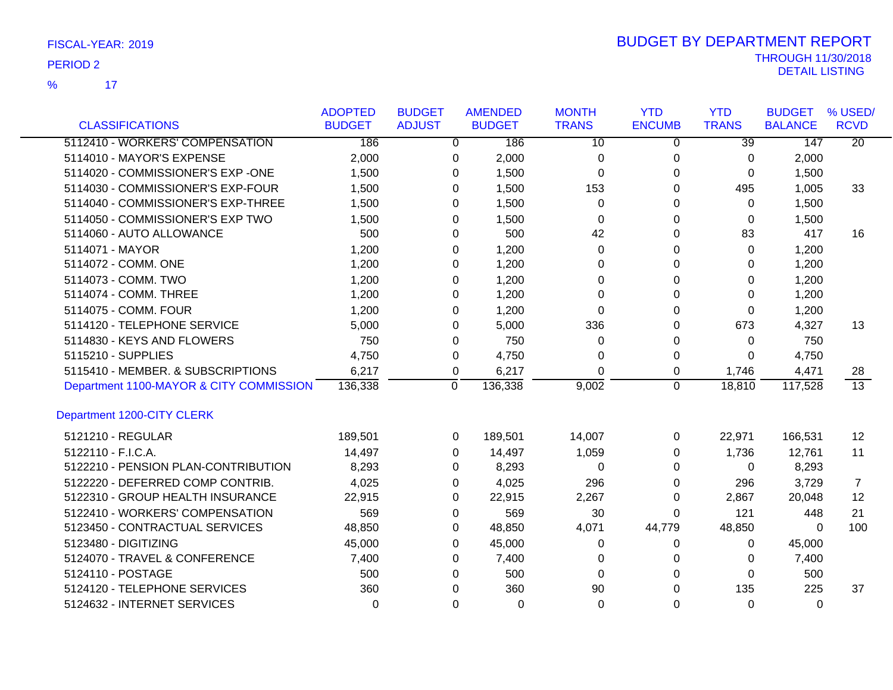FISCAL-YEAR: 2019

PERIOD 2

% 17

# BUDGET BY DEPARTMENT REPORT

THROUGH 11/30/2018

DETAIL LISTING

| CLASSIFICATIONS | ADOPTED BUDGET | BUDGET ADJUST | AMENDED BUDGET | MONTH TRANS | YTD ENCUMB | YTD TRANS | BUDGET BALANCE | % USED/ RCVD |
|---|---|---|---|---|---|---|---|---|
| 5112410 - WORKERS' COMPENSATION | 186 | 0 | 186 | 10 | 0 | 39 | 147 | 20 |
| 5114010 - MAYOR'S EXPENSE | 2,000 | 0 | 2,000 | 0 | 0 | 0 | 2,000 | |
| 5114020 - COMMISSIONER'S EXP -ONE | 1,500 | 0 | 1,500 | 0 | 0 | 0 | 1,500 | |
| 5114030 - COMMISSIONER'S EXP-FOUR | 1,500 | 0 | 1,500 | 153 | 0 | 495 | 1,005 | 33 |
| 5114040 - COMMISSIONER'S EXP-THREE | 1,500 | 0 | 1,500 | 0 | 0 | 0 | 1,500 | |
| 5114050 - COMMISSIONER'S EXP TWO | 1,500 | 0 | 1,500 | 0 | 0 | 0 | 1,500 | |
| 5114060 - AUTO ALLOWANCE | 500 | 0 | 500 | 42 | 0 | 83 | 417 | 16 |
| 5114071 - MAYOR | 1,200 | 0 | 1,200 | 0 | 0 | 0 | 1,200 | |
| 5114072 - COMM. ONE | 1,200 | 0 | 1,200 | 0 | 0 | 0 | 1,200 | |
| 5114073 - COMM. TWO | 1,200 | 0 | 1,200 | 0 | 0 | 0 | 1,200 | |
| 5114074 - COMM. THREE | 1,200 | 0 | 1,200 | 0 | 0 | 0 | 1,200 | |
| 5114075 - COMM. FOUR | 1,200 | 0 | 1,200 | 0 | 0 | 0 | 1,200 | |
| 5114120 - TELEPHONE SERVICE | 5,000 | 0 | 5,000 | 336 | 0 | 673 | 4,327 | 13 |
| 5114830 - KEYS AND FLOWERS | 750 | 0 | 750 | 0 | 0 | 0 | 750 | |
| 5115210 - SUPPLIES | 4,750 | 0 | 4,750 | 0 | 0 | 0 | 4,750 | |
| 5115410 - MEMBER. & SUBSCRIPTIONS | 6,217 | 0 | 6,217 | 0 | 0 | 1,746 | 4,471 | 28 |
| Department 1100-MAYOR & CITY COMMISSION | 136,338 | 0 | 136,338 | 9,002 | 0 | 18,810 | 117,528 | 13 |
| **Department 1200-CITY CLERK** | | | | | | | | |
| 5121210 - REGULAR | 189,501 | 0 | 189,501 | 14,007 | 0 | 22,971 | 166,531 | 12 |
| 5122110 - F.I.C.A. | 14,497 | 0 | 14,497 | 1,059 | 0 | 1,736 | 12,761 | 11 |
| 5122210 - PENSION PLAN-CONTRIBUTION | 8,293 | 0 | 8,293 | 0 | 0 | 0 | 8,293 | |
| 5122220 - DEFERRED COMP CONTRIB. | 4,025 | 0 | 4,025 | 296 | 0 | 296 | 3,729 | 7 |
| 5122310 - GROUP HEALTH INSURANCE | 22,915 | 0 | 22,915 | 2,267 | 0 | 2,867 | 20,048 | 12 |
| 5122410 - WORKERS' COMPENSATION | 569 | 0 | 569 | 30 | 0 | 121 | 448 | 21 |
| 5123450 - CONTRACTUAL SERVICES | 48,850 | 0 | 48,850 | 4,071 | 44,779 | 48,850 | 0 | 100 |
| 5123480 - DIGITIZING | 45,000 | 0 | 45,000 | 0 | 0 | 0 | 45,000 | |
| 5124070 - TRAVEL & CONFERENCE | 7,400 | 0 | 7,400 | 0 | 0 | 0 | 7,400 | |
| 5124110 - POSTAGE | 500 | 0 | 500 | 0 | 0 | 0 | 500 | |
| 5124120 - TELEPHONE SERVICES | 360 | 0 | 360 | 90 | 0 | 135 | 225 | 37 |
| 5124632 - INTERNET SERVICES | 0 | 0 | 0 | 0 | 0 | 0 | 0 | |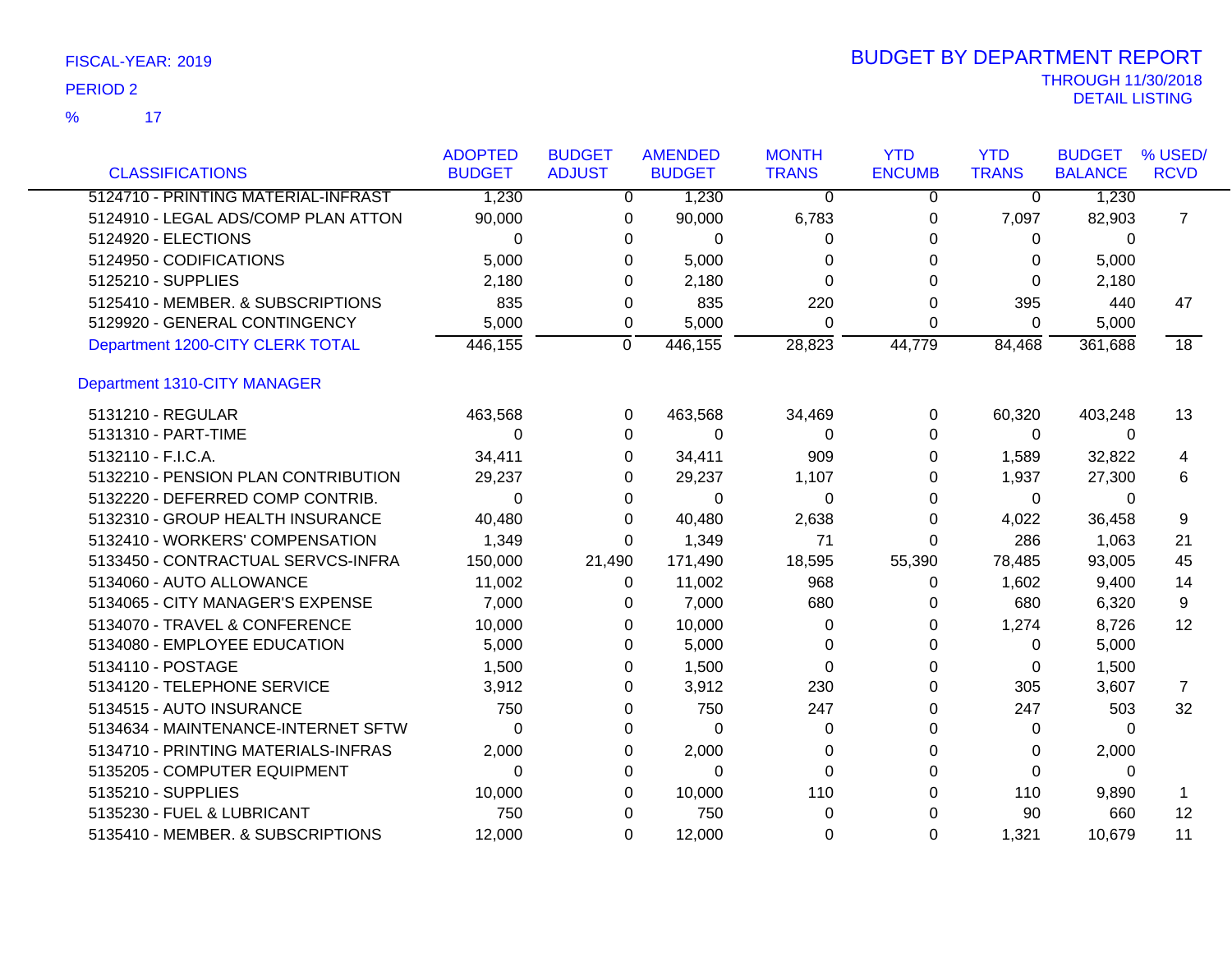FISCAL-YEAR: 2019

PERIOD 2

% 17

# BUDGET BY DEPARTMENT REPORT

THROUGH 11/30/2018

DETAIL LISTING

| CLASSIFICATIONS | ADOPTED BUDGET | BUDGET ADJUST | AMENDED BUDGET | MONTH TRANS | YTD ENCUMB | YTD TRANS | BUDGET BALANCE | % USED/ RCVD |
|---|---|---|---|---|---|---|---|---|
| 5124710 - PRINTING MATERIAL-INFRAST | 1,230 | 0 | 1,230 | 0 | 0 | 0 | 1,230 | |
| 5124910 - LEGAL ADS/COMP PLAN ATTON | 90,000 | 0 | 90,000 | 6,783 | 0 | 7,097 | 82,903 | 7 |
| 5124920 - ELECTIONS | 0 | 0 | 0 | 0 | 0 | 0 | 0 | |
| 5124950 - CODIFICATIONS | 5,000 | 0 | 5,000 | 0 | 0 | 0 | 5,000 | |
| 5125210 - SUPPLIES | 2,180 | 0 | 2,180 | 0 | 0 | 0 | 2,180 | |
| 5125410 - MEMBER. & SUBSCRIPTIONS | 835 | 0 | 835 | 220 | 0 | 395 | 440 | 47 |
| 5129920 - GENERAL CONTINGENCY | 5,000 | 0 | 5,000 | 0 | 0 | 0 | 5,000 | |
| Department 1200-CITY CLERK TOTAL | 446,155 | 0 | 446,155 | 28,823 | 44,779 | 84,468 | 361,688 | 18 |
| **Department 1310-CITY MANAGER** | | | | | | | | |
| 5131210 - REGULAR | 463,568 | 0 | 463,568 | 34,469 | 0 | 60,320 | 403,248 | 13 |
| 5131310 - PART-TIME | 0 | 0 | 0 | 0 | 0 | 0 | 0 | |
| 5132110 - F.I.C.A. | 34,411 | 0 | 34,411 | 909 | 0 | 1,589 | 32,822 | 4 |
| 5132210 - PENSION PLAN CONTRIBUTION | 29,237 | 0 | 29,237 | 1,107 | 0 | 1,937 | 27,300 | 6 |
| 5132220 - DEFERRED COMP CONTRIB. | 0 | 0 | 0 | 0 | 0 | 0 | 0 | |
| 5132310 - GROUP HEALTH INSURANCE | 40,480 | 0 | 40,480 | 2,638 | 0 | 4,022 | 36,458 | 9 |
| 5132410 - WORKERS' COMPENSATION | 1,349 | 0 | 1,349 | 71 | 0 | 286 | 1,063 | 21 |
| 5133450 - CONTRACTUAL SERVCS-INFRA | 150,000 | 21,490 | 171,490 | 18,595 | 55,390 | 78,485 | 93,005 | 45 |
| 5134060 - AUTO ALLOWANCE | 11,002 | 0 | 11,002 | 968 | 0 | 1,602 | 9,400 | 14 |
| 5134065 - CITY MANAGER'S EXPENSE | 7,000 | 0 | 7,000 | 680 | 0 | 680 | 6,320 | 9 |
| 5134070 - TRAVEL & CONFERENCE | 10,000 | 0 | 10,000 | 0 | 0 | 1,274 | 8,726 | 12 |
| 5134080 - EMPLOYEE EDUCATION | 5,000 | 0 | 5,000 | 0 | 0 | 0 | 5,000 | |
| 5134110 - POSTAGE | 1,500 | 0 | 1,500 | 0 | 0 | 0 | 1,500 | |
| 5134120 - TELEPHONE SERVICE | 3,912 | 0 | 3,912 | 230 | 0 | 305 | 3,607 | 7 |
| 5134515 - AUTO INSURANCE | 750 | 0 | 750 | 247 | 0 | 247 | 503 | 32 |
| 5134634 - MAINTENANCE-INTERNET SFTW | 0 | 0 | 0 | 0 | 0 | 0 | 0 | |
| 5134710 - PRINTING MATERIALS-INFRAS | 2,000 | 0 | 2,000 | 0 | 0 | 0 | 2,000 | |
| 5135205 - COMPUTER EQUIPMENT | 0 | 0 | 0 | 0 | 0 | 0 | 0 | |
| 5135210 - SUPPLIES | 10,000 | 0 | 10,000 | 110 | 0 | 110 | 9,890 | 1 |
| 5135230 - FUEL & LUBRICANT | 750 | 0 | 750 | 0 | 0 | 90 | 660 | 12 |
| 5135410 - MEMBER. & SUBSCRIPTIONS | 12,000 | 0 | 12,000 | 0 | 0 | 1,321 | 10,679 | 11 |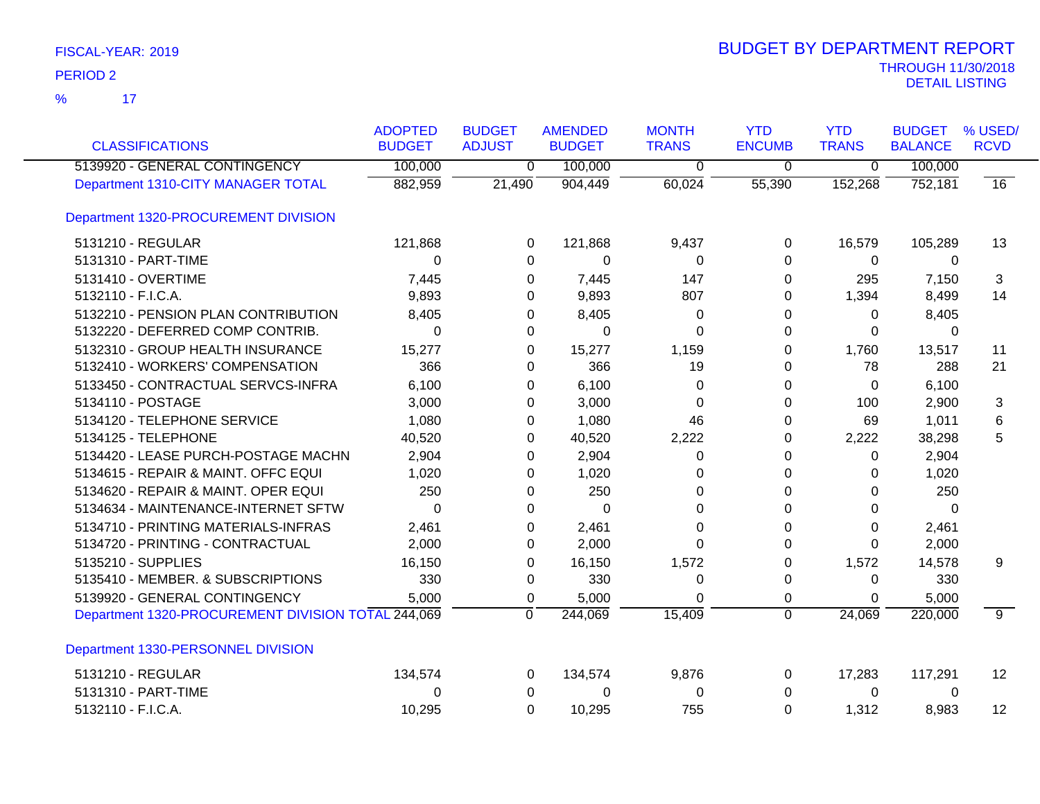FISCAL-YEAR: 2019

PERIOD 2

% 17

# BUDGET BY DEPARTMENT REPORT

THROUGH 11/30/2018

DETAIL LISTING

| CLASSIFICATIONS | ADOPTED BUDGET | BUDGET ADJUST | AMENDED BUDGET | MONTH TRANS | YTD ENCUMB | YTD TRANS | BUDGET BALANCE | % USED/ RCVD |
|---|---|---|---|---|---|---|---|---|
| 5139920 - GENERAL CONTINGENCY | 100,000 | 0 | 100,000 | 0 | 0 | 0 | 100,000 | |
| Department 1310-CITY MANAGER TOTAL | 882,959 | 21,490 | 904,449 | 60,024 | 55,390 | 152,268 | 752,181 | 16 |
| Department 1320-PROCUREMENT DIVISION | | | | | | | | |
| 5131210 - REGULAR | 121,868 | 0 | 121,868 | 9,437 | 0 | 16,579 | 105,289 | 13 |
| 5131310 - PART-TIME | 0 | 0 | 0 | 0 | 0 | 0 | 0 | |
| 5131410 - OVERTIME | 7,445 | 0 | 7,445 | 147 | 0 | 295 | 7,150 | 3 |
| 5132110 - F.I.C.A. | 9,893 | 0 | 9,893 | 807 | 0 | 1,394 | 8,499 | 14 |
| 5132210 - PENSION PLAN CONTRIBUTION | 8,405 | 0 | 8,405 | 0 | 0 | 0 | 8,405 | |
| 5132220 - DEFERRED COMP CONTRIB. | 0 | 0 | 0 | 0 | 0 | 0 | 0 | |
| 5132310 - GROUP HEALTH INSURANCE | 15,277 | 0 | 15,277 | 1,159 | 0 | 1,760 | 13,517 | 11 |
| 5132410 - WORKERS' COMPENSATION | 366 | 0 | 366 | 19 | 0 | 78 | 288 | 21 |
| 5133450 - CONTRACTUAL SERVCS-INFRA | 6,100 | 0 | 6,100 | 0 | 0 | 0 | 6,100 | |
| 5134110 - POSTAGE | 3,000 | 0 | 3,000 | 0 | 0 | 100 | 2,900 | 3 |
| 5134120 - TELEPHONE SERVICE | 1,080 | 0 | 1,080 | 46 | 0 | 69 | 1,011 | 6 |
| 5134125 - TELEPHONE | 40,520 | 0 | 40,520 | 2,222 | 0 | 2,222 | 38,298 | 5 |
| 5134420 - LEASE PURCH-POSTAGE MACHN | 2,904 | 0 | 2,904 | 0 | 0 | 0 | 2,904 | |
| 5134615 - REPAIR & MAINT. OFFC EQUI | 1,020 | 0 | 1,020 | 0 | 0 | 0 | 1,020 | |
| 5134620 - REPAIR & MAINT. OPER EQUI | 250 | 0 | 250 | 0 | 0 | 0 | 250 | |
| 5134634 - MAINTENANCE-INTERNET SFTW | 0 | 0 | 0 | 0 | 0 | 0 | 0 | |
| 5134710 - PRINTING MATERIALS-INFRAS | 2,461 | 0 | 2,461 | 0 | 0 | 0 | 2,461 | |
| 5134720 - PRINTING - CONTRACTUAL | 2,000 | 0 | 2,000 | 0 | 0 | 0 | 2,000 | |
| 5135210 - SUPPLIES | 16,150 | 0 | 16,150 | 1,572 | 0 | 1,572 | 14,578 | 9 |
| 5135410 - MEMBER. & SUBSCRIPTIONS | 330 | 0 | 330 | 0 | 0 | 0 | 330 | |
| 5139920 - GENERAL CONTINGENCY | 5,000 | 0 | 5,000 | 0 | 0 | 0 | 5,000 | |
| Department 1320-PROCUREMENT DIVISION TOTAL | 244,069 | 0 | 244,069 | 15,409 | 0 | 24,069 | 220,000 | 9 |
| Department 1330-PERSONNEL DIVISION | | | | | | | | |
| 5131210 - REGULAR | 134,574 | 0 | 134,574 | 9,876 | 0 | 17,283 | 117,291 | 12 |
| 5131310 - PART-TIME | 0 | 0 | 0 | 0 | 0 | 0 | 0 | |
| 5132110 - F.I.C.A. | 10,295 | 0 | 10,295 | 755 | 0 | 1,312 | 8,983 | 12 |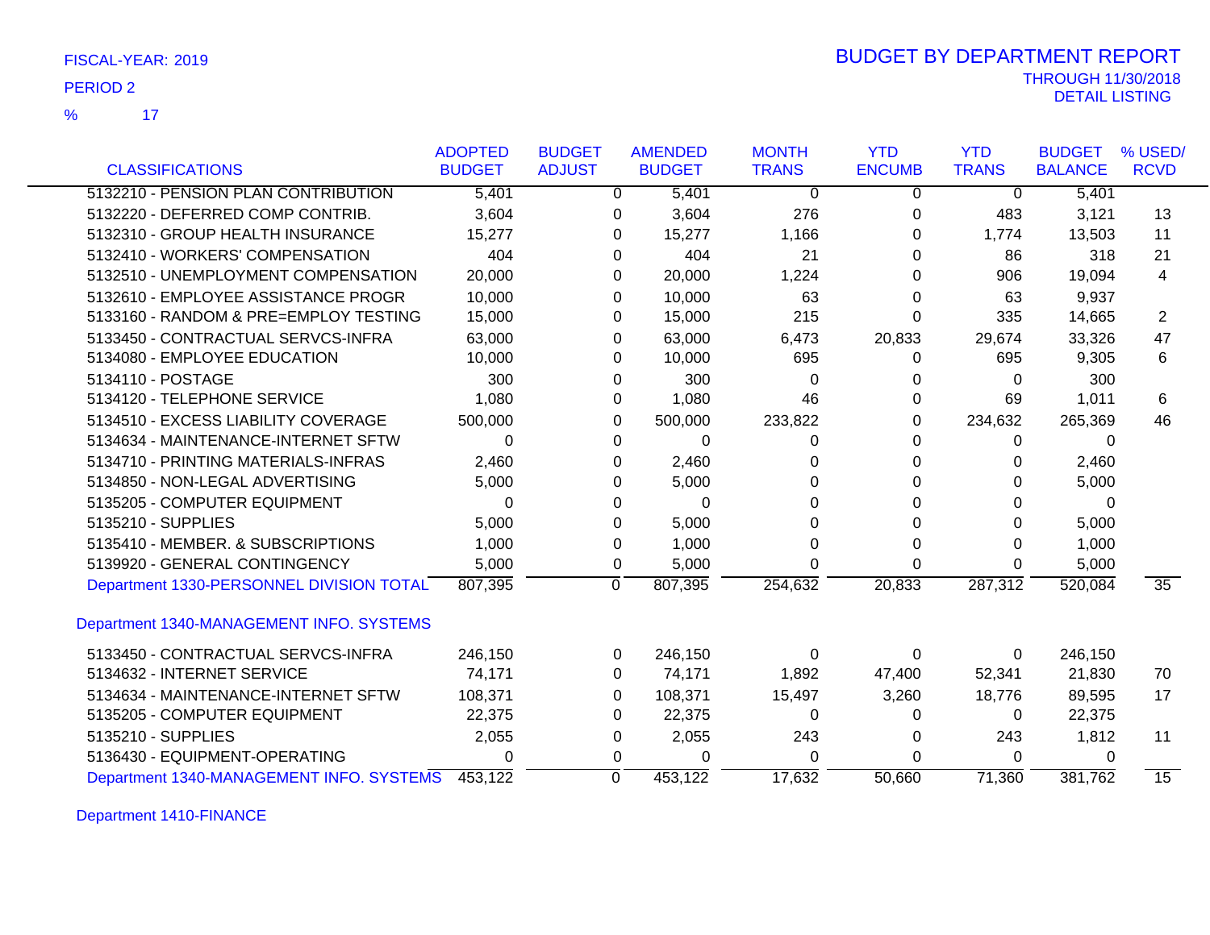FISCAL-YEAR: 2019

PERIOD 2

% 17

# BUDGET BY DEPARTMENT REPORT

THROUGH 11/30/2018

DETAIL LISTING

| CLASSIFICATIONS | ADOPTED BUDGET | BUDGET ADJUST | AMENDED BUDGET | MONTH TRANS | YTD ENCUMB | YTD TRANS | BUDGET BALANCE | % USED/ RCVD |
|---|---|---|---|---|---|---|---|---|
| 5132210 - PENSION PLAN CONTRIBUTION | 5,401 | 0 | 5,401 | 0 | 0 | 0 | 5,401 | |
| 5132220 - DEFERRED COMP CONTRIB. | 3,604 | 0 | 3,604 | 276 | 0 | 483 | 3,121 | 13 |
| 5132310 - GROUP HEALTH INSURANCE | 15,277 | 0 | 15,277 | 1,166 | 0 | 1,774 | 13,503 | 11 |
| 5132410 - WORKERS' COMPENSATION | 404 | 0 | 404 | 21 | 0 | 86 | 318 | 21 |
| 5132510 - UNEMPLOYMENT COMPENSATION | 20,000 | 0 | 20,000 | 1,224 | 0 | 906 | 19,094 | 4 |
| 5132610 - EMPLOYEE ASSISTANCE PROGR | 10,000 | 0 | 10,000 | 63 | 0 | 63 | 9,937 | |
| 5133160 - RANDOM & PRE=EMPLOY TESTING | 15,000 | 0 | 15,000 | 215 | 0 | 335 | 14,665 | 2 |
| 5133450 - CONTRACTUAL SERVCS-INFRA | 63,000 | 0 | 63,000 | 6,473 | 20,833 | 29,674 | 33,326 | 47 |
| 5134080 - EMPLOYEE EDUCATION | 10,000 | 0 | 10,000 | 695 | 0 | 695 | 9,305 | 6 |
| 5134110 - POSTAGE | 300 | 0 | 300 | 0 | 0 | 0 | 300 | |
| 5134120 - TELEPHONE SERVICE | 1,080 | 0 | 1,080 | 46 | 0 | 69 | 1,011 | 6 |
| 5134510 - EXCESS LIABILITY COVERAGE | 500,000 | 0 | 500,000 | 233,822 | 0 | 234,632 | 265,369 | 46 |
| 5134634 - MAINTENANCE-INTERNET SFTW | 0 | 0 | 0 | 0 | 0 | 0 | 0 | |
| 5134710 - PRINTING MATERIALS-INFRAS | 2,460 | 0 | 2,460 | 0 | 0 | 0 | 2,460 | |
| 5134850 - NON-LEGAL ADVERTISING | 5,000 | 0 | 5,000 | 0 | 0 | 0 | 5,000 | |
| 5135205 - COMPUTER EQUIPMENT | 0 | 0 | 0 | 0 | 0 | 0 | 0 | |
| 5135210 - SUPPLIES | 5,000 | 0 | 5,000 | 0 | 0 | 0 | 5,000 | |
| 5135410 - MEMBER. & SUBSCRIPTIONS | 1,000 | 0 | 1,000 | 0 | 0 | 0 | 1,000 | |
| 5139920 - GENERAL CONTINGENCY | 5,000 | 0 | 5,000 | 0 | 0 | 0 | 5,000 | |
| Department 1330-PERSONNEL DIVISION TOTAL | 807,395 | 0 | 807,395 | 254,632 | 20,833 | 287,312 | 520,084 | 35 |
| **Department 1340-MANAGEMENT INFO. SYSTEMS** | | | | | | | | |
| 5133450 - CONTRACTUAL SERVCS-INFRA | 246,150 | 0 | 246,150 | 0 | 0 | 0 | 246,150 | |
| 5134632 - INTERNET SERVICE | 74,171 | 0 | 74,171 | 1,892 | 47,400 | 52,341 | 21,830 | 70 |
| 5134634 - MAINTENANCE-INTERNET SFTW | 108,371 | 0 | 108,371 | 15,497 | 3,260 | 18,776 | 89,595 | 17 |
| 5135205 - COMPUTER EQUIPMENT | 22,375 | 0 | 22,375 | 0 | 0 | 0 | 22,375 | |
| 5135210 - SUPPLIES | 2,055 | 0 | 2,055 | 243 | 0 | 243 | 1,812 | 11 |
| 5136430 - EQUIPMENT-OPERATING | 0 | 0 | 0 | 0 | 0 | 0 | 0 | |
| Department 1340-MANAGEMENT INFO. SYSTEMS | 453,122 | 0 | 453,122 | 17,632 | 50,660 | 71,360 | 381,762 | 15 |

Department 1410-FINANCE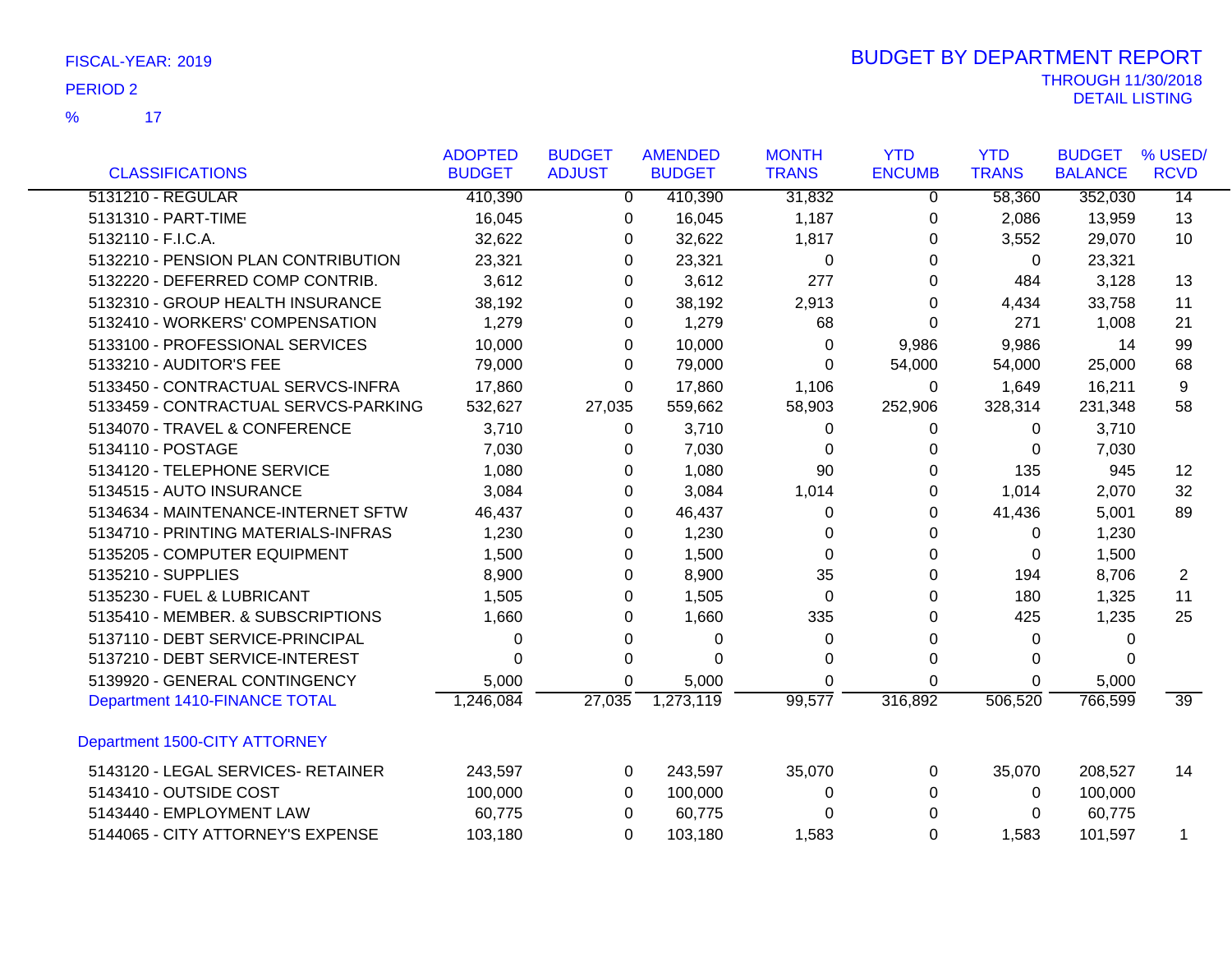FISCAL-YEAR: 2019

PERIOD 2

% 17

# BUDGET BY DEPARTMENT REPORT

THROUGH 11/30/2018
DETAIL LISTING

| CLASSIFICATIONS | ADOPTED BUDGET | BUDGET ADJUST | AMENDED BUDGET | MONTH TRANS | YTD ENCUMB | YTD TRANS | BUDGET BALANCE | % USED/ RCVD |
|---|---|---|---|---|---|---|---|---|
| 5131210 - REGULAR | 410,390 | 0 | 410,390 | 31,832 | 0 | 58,360 | 352,030 | 14 |
| 5131310 - PART-TIME | 16,045 | 0 | 16,045 | 1,187 | 0 | 2,086 | 13,959 | 13 |
| 5132110 - F.I.C.A. | 32,622 | 0 | 32,622 | 1,817 | 0 | 3,552 | 29,070 | 10 |
| 5132210 - PENSION PLAN CONTRIBUTION | 23,321 | 0 | 23,321 | 0 | 0 | 0 | 23,321 | |
| 5132220 - DEFERRED COMP CONTRIB. | 3,612 | 0 | 3,612 | 277 | 0 | 484 | 3,128 | 13 |
| 5132310 - GROUP HEALTH INSURANCE | 38,192 | 0 | 38,192 | 2,913 | 0 | 4,434 | 33,758 | 11 |
| 5132410 - WORKERS' COMPENSATION | 1,279 | 0 | 1,279 | 68 | 0 | 271 | 1,008 | 21 |
| 5133100 - PROFESSIONAL SERVICES | 10,000 | 0 | 10,000 | 0 | 9,986 | 9,986 | 14 | 99 |
| 5133210 - AUDITOR'S FEE | 79,000 | 0 | 79,000 | 0 | 54,000 | 54,000 | 25,000 | 68 |
| 5133450 - CONTRACTUAL SERVCS-INFRA | 17,860 | 0 | 17,860 | 1,106 | 0 | 1,649 | 16,211 | 9 |
| 5133459 - CONTRACTUAL SERVCS-PARKING | 532,627 | 27,035 | 559,662 | 58,903 | 252,906 | 328,314 | 231,348 | 58 |
| 5134070 - TRAVEL & CONFERENCE | 3,710 | 0 | 3,710 | 0 | 0 | 0 | 3,710 | |
| 5134110 - POSTAGE | 7,030 | 0 | 7,030 | 0 | 0 | 0 | 7,030 | |
| 5134120 - TELEPHONE SERVICE | 1,080 | 0 | 1,080 | 90 | 0 | 135 | 945 | 12 |
| 5134515 - AUTO INSURANCE | 3,084 | 0 | 3,084 | 1,014 | 0 | 1,014 | 2,070 | 32 |
| 5134634 - MAINTENANCE-INTERNET SFTW | 46,437 | 0 | 46,437 | 0 | 0 | 41,436 | 5,001 | 89 |
| 5134710 - PRINTING MATERIALS-INFRAS | 1,230 | 0 | 1,230 | 0 | 0 | 0 | 1,230 | |
| 5135205 - COMPUTER EQUIPMENT | 1,500 | 0 | 1,500 | 0 | 0 | 0 | 1,500 | |
| 5135210 - SUPPLIES | 8,900 | 0 | 8,900 | 35 | 0 | 194 | 8,706 | 2 |
| 5135230 - FUEL & LUBRICANT | 1,505 | 0 | 1,505 | 0 | 0 | 180 | 1,325 | 11 |
| 5135410 - MEMBER. & SUBSCRIPTIONS | 1,660 | 0 | 1,660 | 335 | 0 | 425 | 1,235 | 25 |
| 5137110 - DEBT SERVICE-PRINCIPAL | 0 | 0 | 0 | 0 | 0 | 0 | 0 | |
| 5137210 - DEBT SERVICE-INTEREST | 0 | 0 | 0 | 0 | 0 | 0 | 0 | |
| 5139920 - GENERAL CONTINGENCY | 5,000 | 0 | 5,000 | 0 | 0 | 0 | 5,000 | |
| Department 1410-FINANCE TOTAL | 1,246,084 | 27,035 | 1,273,119 | 99,577 | 316,892 | 506,520 | 766,599 | 39 |
| Department 1500-CITY ATTORNEY | | | | | | | | |
| 5143120 - LEGAL SERVICES- RETAINER | 243,597 | 0 | 243,597 | 35,070 | 0 | 35,070 | 208,527 | 14 |
| 5143410 - OUTSIDE COST | 100,000 | 0 | 100,000 | 0 | 0 | 0 | 100,000 | |
| 5143440 - EMPLOYMENT LAW | 60,775 | 0 | 60,775 | 0 | 0 | 0 | 60,775 | |
| 5144065 - CITY ATTORNEY'S EXPENSE | 103,180 | 0 | 103,180 | 1,583 | 0 | 1,583 | 101,597 | 1 |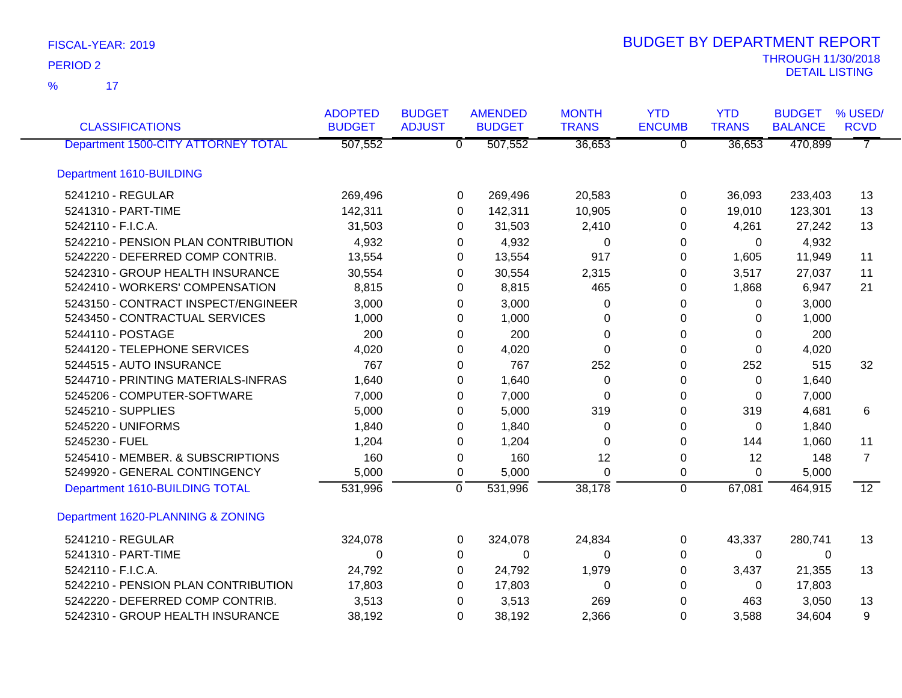FISCAL-YEAR: 2019

PERIOD 2

% 17

# BUDGET BY DEPARTMENT REPORT

THROUGH 11/30/2018

DETAIL LISTING

| CLASSIFICATIONS | ADOPTED BUDGET | BUDGET ADJUST | AMENDED BUDGET | MONTH TRANS | YTD ENCUMB | YTD TRANS | BUDGET BALANCE | % USED/ RCVD |
|---|---|---|---|---|---|---|---|---|
| Department 1500-CITY ATTORNEY TOTAL | 507,552 | 0 | 507,552 | 36,653 | 0 | 36,653 | 470,899 | 7 |
| **Department 1610-BUILDING** | | | | | | | | |
| 5241210 - REGULAR | 269,496 | 0 | 269,496 | 20,583 | 0 | 36,093 | 233,403 | 13 |
| 5241310 - PART-TIME | 142,311 | 0 | 142,311 | 10,905 | 0 | 19,010 | 123,301 | 13 |
| 5242110 - F.I.C.A. | 31,503 | 0 | 31,503 | 2,410 | 0 | 4,261 | 27,242 | 13 |
| 5242210 - PENSION PLAN CONTRIBUTION | 4,932 | 0 | 4,932 | 0 | 0 | 0 | 4,932 | |
| 5242220 - DEFERRED COMP CONTRIB. | 13,554 | 0 | 13,554 | 917 | 0 | 1,605 | 11,949 | 11 |
| 5242310 - GROUP HEALTH INSURANCE | 30,554 | 0 | 30,554 | 2,315 | 0 | 3,517 | 27,037 | 11 |
| 5242410 - WORKERS' COMPENSATION | 8,815 | 0 | 8,815 | 465 | 0 | 1,868 | 6,947 | 21 |
| 5243150 - CONTRACT INSPECT/ENGINEER | 3,000 | 0 | 3,000 | 0 | 0 | 0 | 3,000 | |
| 5243450 - CONTRACTUAL SERVICES | 1,000 | 0 | 1,000 | 0 | 0 | 0 | 1,000 | |
| 5244110 - POSTAGE | 200 | 0 | 200 | 0 | 0 | 0 | 200 | |
| 5244120 - TELEPHONE SERVICES | 4,020 | 0 | 4,020 | 0 | 0 | 0 | 4,020 | |
| 5244515 - AUTO INSURANCE | 767 | 0 | 767 | 252 | 0 | 252 | 515 | 32 |
| 5244710 - PRINTING MATERIALS-INFRAS | 1,640 | 0 | 1,640 | 0 | 0 | 0 | 1,640 | |
| 5245206 - COMPUTER-SOFTWARE | 7,000 | 0 | 7,000 | 0 | 0 | 0 | 7,000 | |
| 5245210 - SUPPLIES | 5,000 | 0 | 5,000 | 319 | 0 | 319 | 4,681 | 6 |
| 5245220 - UNIFORMS | 1,840 | 0 | 1,840 | 0 | 0 | 0 | 1,840 | |
| 5245230 - FUEL | 1,204 | 0 | 1,204 | 0 | 0 | 144 | 1,060 | 11 |
| 5245410 - MEMBER. & SUBSCRIPTIONS | 160 | 0 | 160 | 12 | 0 | 12 | 148 | 7 |
| 5249920 - GENERAL CONTINGENCY | 5,000 | 0 | 5,000 | 0 | 0 | 0 | 5,000 | |
| Department 1610-BUILDING TOTAL | 531,996 | 0 | 531,996 | 38,178 | 0 | 67,081 | 464,915 | 12 |
| **Department 1620-PLANNING & ZONING** | | | | | | | | |
| 5241210 - REGULAR | 324,078 | 0 | 324,078 | 24,834 | 0 | 43,337 | 280,741 | 13 |
| 5241310 - PART-TIME | 0 | 0 | 0 | 0 | 0 | 0 | 0 | |
| 5242110 - F.I.C.A. | 24,792 | 0 | 24,792 | 1,979 | 0 | 3,437 | 21,355 | 13 |
| 5242210 - PENSION PLAN CONTRIBUTION | 17,803 | 0 | 17,803 | 0 | 0 | 0 | 17,803 | |
| 5242220 - DEFERRED COMP CONTRIB. | 3,513 | 0 | 3,513 | 269 | 0 | 463 | 3,050 | 13 |
| 5242310 - GROUP HEALTH INSURANCE | 38,192 | 0 | 38,192 | 2,366 | 0 | 3,588 | 34,604 | 9 |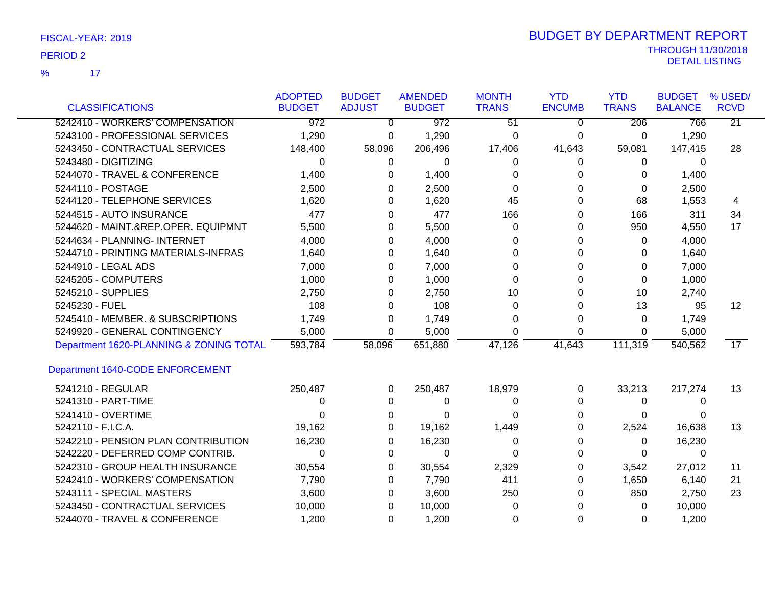FISCAL-YEAR: 2019

PERIOD 2

% 17

# BUDGET BY DEPARTMENT REPORT

THROUGH 11/30/2018
DETAIL LISTING

| CLASSIFICATIONS | ADOPTED BUDGET | BUDGET ADJUST | AMENDED BUDGET | MONTH TRANS | YTD ENCUMB | YTD TRANS | BUDGET BALANCE | % USED/ RCVD |
|---|---|---|---|---|---|---|---|---|
| 5242410 - WORKERS' COMPENSATION | 972 | 0 | 972 | 51 | 0 | 206 | 766 | 21 |
| 5243100 - PROFESSIONAL SERVICES | 1,290 | 0 | 1,290 | 0 | 0 | 0 | 1,290 | |
| 5243450 - CONTRACTUAL SERVICES | 148,400 | 58,096 | 206,496 | 17,406 | 41,643 | 59,081 | 147,415 | 28 |
| 5243480 - DIGITIZING | 0 | 0 | 0 | 0 | 0 | 0 | 0 | |
| 5244070 - TRAVEL & CONFERENCE | 1,400 | 0 | 1,400 | 0 | 0 | 0 | 1,400 | |
| 5244110 - POSTAGE | 2,500 | 0 | 2,500 | 0 | 0 | 0 | 2,500 | |
| 5244120 - TELEPHONE SERVICES | 1,620 | 0 | 1,620 | 45 | 0 | 68 | 1,553 | 4 |
| 5244515 - AUTO INSURANCE | 477 | 0 | 477 | 166 | 0 | 166 | 311 | 34 |
| 5244620 - MAINT.&REP.OPER. EQUIPMNT | 5,500 | 0 | 5,500 | 0 | 0 | 950 | 4,550 | 17 |
| 5244634 - PLANNING- INTERNET | 4,000 | 0 | 4,000 | 0 | 0 | 0 | 4,000 | |
| 5244710 - PRINTING MATERIALS-INFRAS | 1,640 | 0 | 1,640 | 0 | 0 | 0 | 1,640 | |
| 5244910 - LEGAL ADS | 7,000 | 0 | 7,000 | 0 | 0 | 0 | 7,000 | |
| 5245205 - COMPUTERS | 1,000 | 0 | 1,000 | 0 | 0 | 0 | 1,000 | |
| 5245210 - SUPPLIES | 2,750 | 0 | 2,750 | 10 | 0 | 10 | 2,740 | |
| 5245230 - FUEL | 108 | 0 | 108 | 0 | 0 | 13 | 95 | 12 |
| 5245410 - MEMBER. & SUBSCRIPTIONS | 1,749 | 0 | 1,749 | 0 | 0 | 0 | 1,749 | |
| 5249920 - GENERAL CONTINGENCY | 5,000 | 0 | 5,000 | 0 | 0 | 0 | 5,000 | |
| Department 1620-PLANNING & ZONING TOTAL | 593,784 | 58,096 | 651,880 | 47,126 | 41,643 | 111,319 | 540,562 | 17 |
| **Department 1640-CODE ENFORCEMENT** | | | | | | | | |
| 5241210 - REGULAR | 250,487 | 0 | 250,487 | 18,979 | 0 | 33,213 | 217,274 | 13 |
| 5241310 - PART-TIME | 0 | 0 | 0 | 0 | 0 | 0 | 0 | |
| 5241410 - OVERTIME | 0 | 0 | 0 | 0 | 0 | 0 | 0 | |
| 5242110 - F.I.C.A. | 19,162 | 0 | 19,162 | 1,449 | 0 | 2,524 | 16,638 | 13 |
| 5242210 - PENSION PLAN CONTRIBUTION | 16,230 | 0 | 16,230 | 0 | 0 | 0 | 16,230 | |
| 5242220 - DEFERRED COMP CONTRIB. | 0 | 0 | 0 | 0 | 0 | 0 | 0 | |
| 5242310 - GROUP HEALTH INSURANCE | 30,554 | 0 | 30,554 | 2,329 | 0 | 3,542 | 27,012 | 11 |
| 5242410 - WORKERS' COMPENSATION | 7,790 | 0 | 7,790 | 411 | 0 | 1,650 | 6,140 | 21 |
| 5243111 - SPECIAL MASTERS | 3,600 | 0 | 3,600 | 250 | 0 | 850 | 2,750 | 23 |
| 5243450 - CONTRACTUAL SERVICES | 10,000 | 0 | 10,000 | 0 | 0 | 0 | 10,000 | |
| 5244070 - TRAVEL & CONFERENCE | 1,200 | 0 | 1,200 | 0 | 0 | 0 | 1,200 | |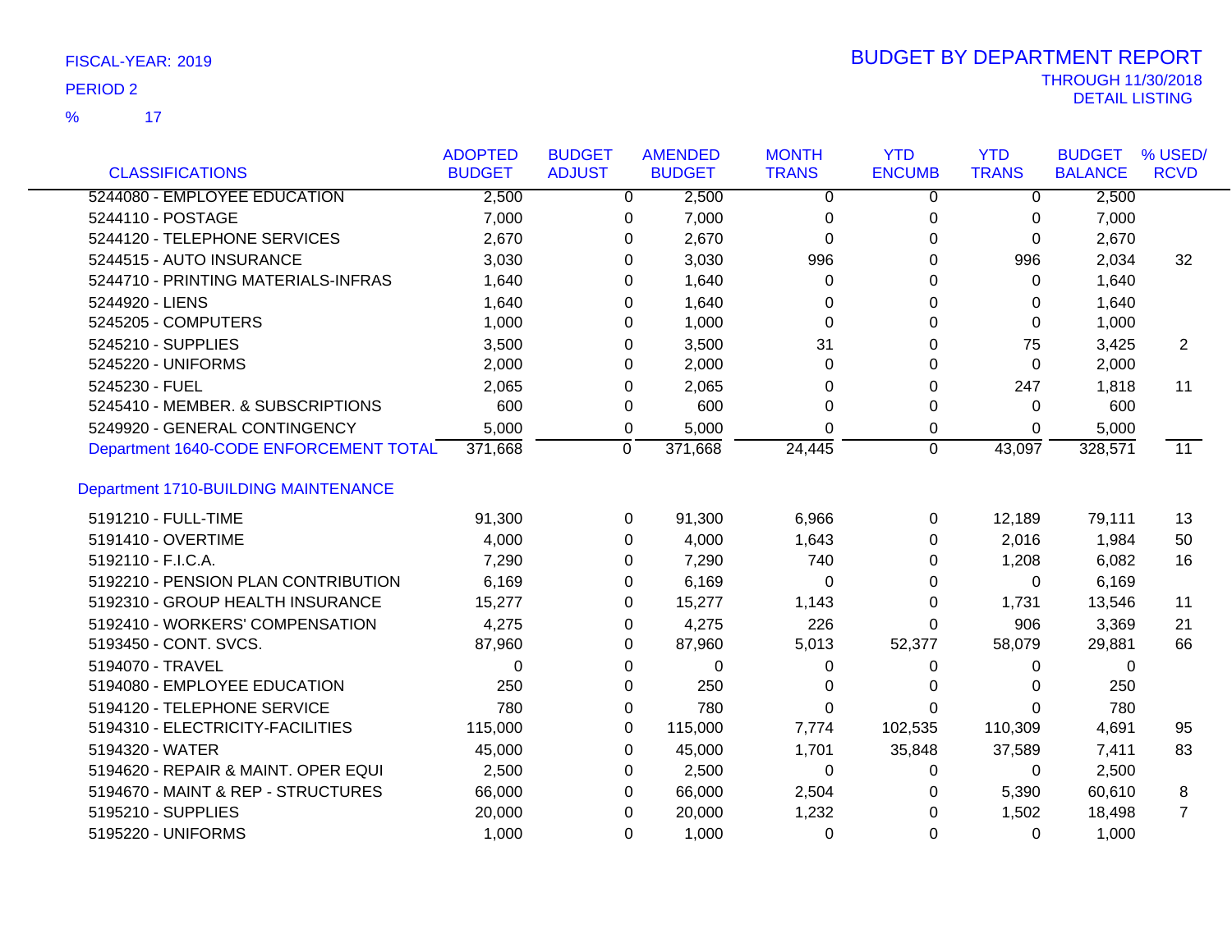FISCAL-YEAR: 2019

PERIOD 2

% 17

# BUDGET BY DEPARTMENT REPORT

THROUGH 11/30/2018

DETAIL LISTING

| CLASSIFICATIONS | ADOPTED BUDGET | BUDGET ADJUST | AMENDED BUDGET | MONTH TRANS | YTD ENCUMB | YTD TRANS | BUDGET BALANCE | % USED/ RCVD |
|---|---|---|---|---|---|---|---|---|
| 5244080 - EMPLOYEE EDUCATION | 2,500 | 0 | 2,500 | 0 | 0 | 0 | 2,500 | |
| 5244110 - POSTAGE | 7,000 | 0 | 7,000 | 0 | 0 | 0 | 7,000 | |
| 5244120 - TELEPHONE SERVICES | 2,670 | 0 | 2,670 | 0 | 0 | 0 | 2,670 | |
| 5244515 - AUTO INSURANCE | 3,030 | 0 | 3,030 | 996 | 0 | 996 | 2,034 | 32 |
| 5244710 - PRINTING MATERIALS-INFRAS | 1,640 | 0 | 1,640 | 0 | 0 | 0 | 1,640 | |
| 5244920 - LIENS | 1,640 | 0 | 1,640 | 0 | 0 | 0 | 1,640 | |
| 5245205 - COMPUTERS | 1,000 | 0 | 1,000 | 0 | 0 | 0 | 1,000 | |
| 5245210 - SUPPLIES | 3,500 | 0 | 3,500 | 31 | 0 | 75 | 3,425 | 2 |
| 5245220 - UNIFORMS | 2,000 | 0 | 2,000 | 0 | 0 | 0 | 2,000 | |
| 5245230 - FUEL | 2,065 | 0 | 2,065 | 0 | 0 | 247 | 1,818 | 11 |
| 5245410 - MEMBER. & SUBSCRIPTIONS | 600 | 0 | 600 | 0 | 0 | 0 | 600 | |
| 5249920 - GENERAL CONTINGENCY | 5,000 | 0 | 5,000 | 0 | 0 | 0 | 5,000 | |
| Department 1640-CODE ENFORCEMENT TOTAL | 371,668 | 0 | 371,668 | 24,445 | 0 | 43,097 | 328,571 | 11 |
| **Department 1710-BUILDING MAINTENANCE** | | | | | | | | |
| 5191210 - FULL-TIME | 91,300 | 0 | 91,300 | 6,966 | 0 | 12,189 | 79,111 | 13 |
| 5191410 - OVERTIME | 4,000 | 0 | 4,000 | 1,643 | 0 | 2,016 | 1,984 | 50 |
| 5192110 - F.I.C.A. | 7,290 | 0 | 7,290 | 740 | 0 | 1,208 | 6,082 | 16 |
| 5192210 - PENSION PLAN CONTRIBUTION | 6,169 | 0 | 6,169 | 0 | 0 | 0 | 6,169 | |
| 5192310 - GROUP HEALTH INSURANCE | 15,277 | 0 | 15,277 | 1,143 | 0 | 1,731 | 13,546 | 11 |
| 5192410 - WORKERS' COMPENSATION | 4,275 | 0 | 4,275 | 226 | 0 | 906 | 3,369 | 21 |
| 5193450 - CONT. SVCS. | 87,960 | 0 | 87,960 | 5,013 | 52,377 | 58,079 | 29,881 | 66 |
| 5194070 - TRAVEL | 0 | 0 | 0 | 0 | 0 | 0 | 0 | |
| 5194080 - EMPLOYEE EDUCATION | 250 | 0 | 250 | 0 | 0 | 0 | 250 | |
| 5194120 - TELEPHONE SERVICE | 780 | 0 | 780 | 0 | 0 | 0 | 780 | |
| 5194310 - ELECTRICITY-FACILITIES | 115,000 | 0 | 115,000 | 7,774 | 102,535 | 110,309 | 4,691 | 95 |
| 5194320 - WATER | 45,000 | 0 | 45,000 | 1,701 | 35,848 | 37,589 | 7,411 | 83 |
| 5194620 - REPAIR & MAINT. OPER EQUI | 2,500 | 0 | 2,500 | 0 | 0 | 0 | 2,500 | |
| 5194670 - MAINT & REP - STRUCTURES | 66,000 | 0 | 66,000 | 2,504 | 0 | 5,390 | 60,610 | 8 |
| 5195210 - SUPPLIES | 20,000 | 0 | 20,000 | 1,232 | 0 | 1,502 | 18,498 | 7 |
| 5195220 - UNIFORMS | 1,000 | 0 | 1,000 | 0 | 0 | 0 | 1,000 | |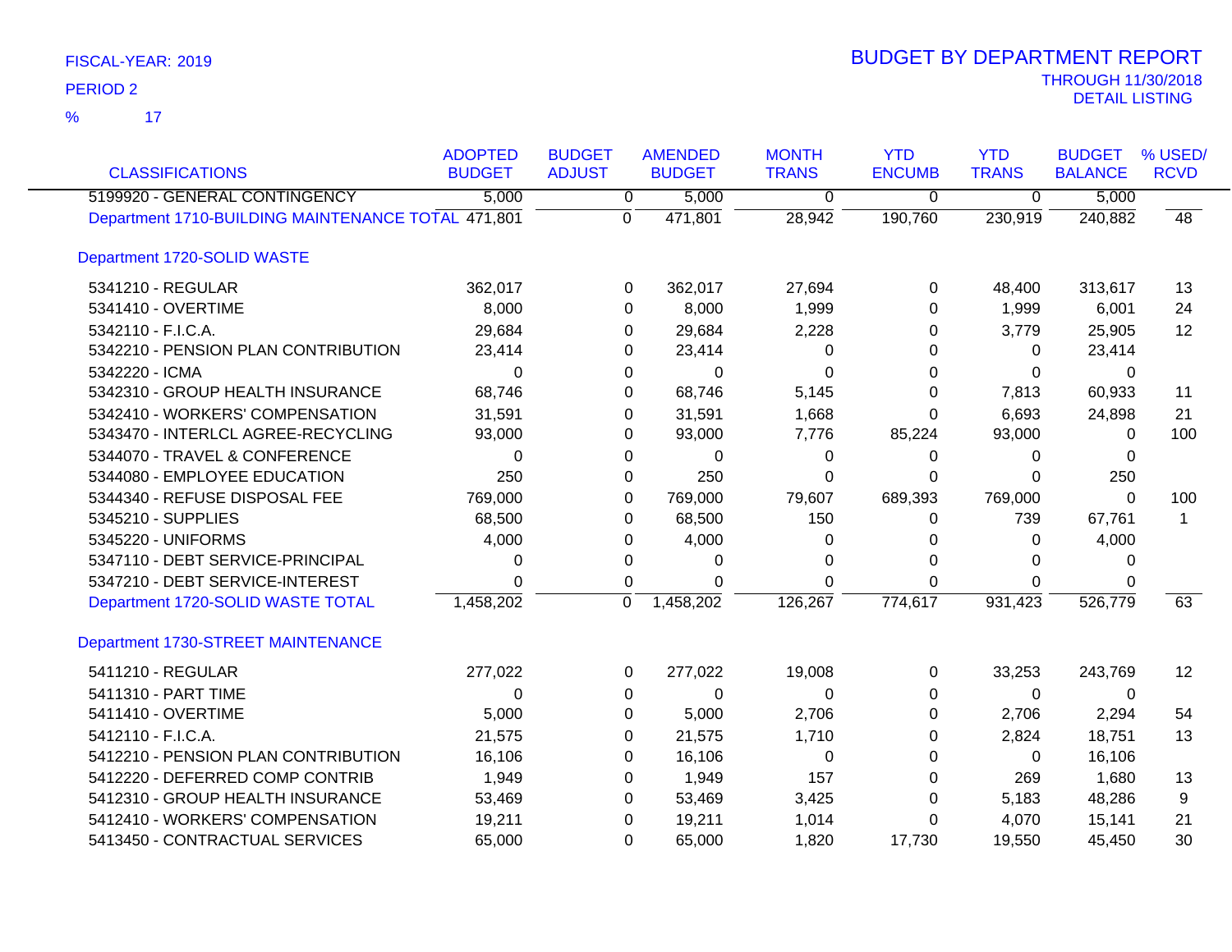FISCAL-YEAR: 2019

PERIOD 2

% 17

# BUDGET BY DEPARTMENT REPORT

THROUGH 11/30/2018

DETAIL LISTING

| CLASSIFICATIONS | ADOPTED BUDGET | BUDGET ADJUST | AMENDED BUDGET | MONTH TRANS | YTD ENCUMB | YTD TRANS | BUDGET BALANCE | % USED/ RCVD |
|---|---|---|---|---|---|---|---|---|
| 5199920 - GENERAL CONTINGENCY | 5,000 | 0 | 5,000 | 0 | 0 | 0 | 5,000 | |
| Department 1710-BUILDING MAINTENANCE TOTAL | 471,801 | 0 | 471,801 | 28,942 | 190,760 | 230,919 | 240,882 | 48 |
| Department 1720-SOLID WASTE | | | | | | | | |
| 5341210 - REGULAR | 362,017 | 0 | 362,017 | 27,694 | 0 | 48,400 | 313,617 | 13 |
| 5341410 - OVERTIME | 8,000 | 0 | 8,000 | 1,999 | 0 | 1,999 | 6,001 | 24 |
| 5342110 - F.I.C.A. | 29,684 | 0 | 29,684 | 2,228 | 0 | 3,779 | 25,905 | 12 |
| 5342210 - PENSION PLAN CONTRIBUTION | 23,414 | 0 | 23,414 | 0 | 0 | 0 | 23,414 | |
| 5342220 - ICMA | 0 | 0 | 0 | 0 | 0 | 0 | 0 | |
| 5342310 - GROUP HEALTH INSURANCE | 68,746 | 0 | 68,746 | 5,145 | 0 | 7,813 | 60,933 | 11 |
| 5342410 - WORKERS' COMPENSATION | 31,591 | 0 | 31,591 | 1,668 | 0 | 6,693 | 24,898 | 21 |
| 5343470 - INTERLCL AGREE-RECYCLING | 93,000 | 0 | 93,000 | 7,776 | 85,224 | 93,000 | 0 | 100 |
| 5344070 - TRAVEL & CONFERENCE | 0 | 0 | 0 | 0 | 0 | 0 | 0 | |
| 5344080 - EMPLOYEE EDUCATION | 250 | 0 | 250 | 0 | 0 | 0 | 250 | |
| 5344340 - REFUSE DISPOSAL FEE | 769,000 | 0 | 769,000 | 79,607 | 689,393 | 769,000 | 0 | 100 |
| 5345210 - SUPPLIES | 68,500 | 0 | 68,500 | 150 | 0 | 739 | 67,761 | 1 |
| 5345220 - UNIFORMS | 4,000 | 0 | 4,000 | 0 | 0 | 0 | 4,000 | |
| 5347110 - DEBT SERVICE-PRINCIPAL | 0 | 0 | 0 | 0 | 0 | 0 | 0 | |
| 5347210 - DEBT SERVICE-INTEREST | 0 | 0 | 0 | 0 | 0 | 0 | 0 | |
| Department 1720-SOLID WASTE TOTAL | 1,458,202 | 0 | 1,458,202 | 126,267 | 774,617 | 931,423 | 526,779 | 63 |
| Department 1730-STREET MAINTENANCE | | | | | | | | |
| 5411210 - REGULAR | 277,022 | 0 | 277,022 | 19,008 | 0 | 33,253 | 243,769 | 12 |
| 5411310 - PART TIME | 0 | 0 | 0 | 0 | 0 | 0 | 0 | |
| 5411410 - OVERTIME | 5,000 | 0 | 5,000 | 2,706 | 0 | 2,706 | 2,294 | 54 |
| 5412110 - F.I.C.A. | 21,575 | 0 | 21,575 | 1,710 | 0 | 2,824 | 18,751 | 13 |
| 5412210 - PENSION PLAN CONTRIBUTION | 16,106 | 0 | 16,106 | 0 | 0 | 0 | 16,106 | |
| 5412220 - DEFERRED COMP CONTRIB | 1,949 | 0 | 1,949 | 157 | 0 | 269 | 1,680 | 13 |
| 5412310 - GROUP HEALTH INSURANCE | 53,469 | 0 | 53,469 | 3,425 | 0 | 5,183 | 48,286 | 9 |
| 5412410 - WORKERS' COMPENSATION | 19,211 | 0 | 19,211 | 1,014 | 0 | 4,070 | 15,141 | 21 |
| 5413450 - CONTRACTUAL SERVICES | 65,000 | 0 | 65,000 | 1,820 | 17,730 | 19,550 | 45,450 | 30 |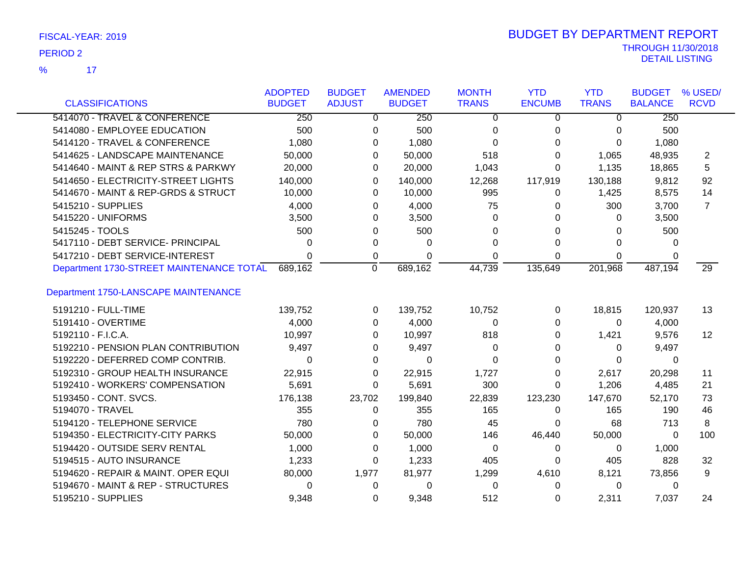FISCAL-YEAR: 2019

PERIOD 2

% 17

# BUDGET BY DEPARTMENT REPORT

THROUGH 11/30/2018

DETAIL LISTING

| CLASSIFICATIONS | ADOPTED BUDGET | BUDGET ADJUST | AMENDED BUDGET | MONTH TRANS | YTD ENCUMB | YTD TRANS | BUDGET BALANCE | % USED/ RCVD |
|---|---|---|---|---|---|---|---|---|
| 5414070 - TRAVEL & CONFERENCE | 250 | 0 | 250 | 0 | 0 | 0 | 250 | |
| 5414080 - EMPLOYEE EDUCATION | 500 | 0 | 500 | 0 | 0 | 0 | 500 | |
| 5414120 - TRAVEL & CONFERENCE | 1,080 | 0 | 1,080 | 0 | 0 | 0 | 1,080 | |
| 5414625 - LANDSCAPE MAINTENANCE | 50,000 | 0 | 50,000 | 518 | 0 | 1,065 | 48,935 | 2 |
| 5414640 - MAINT & REP STRS & PARKWY | 20,000 | 0 | 20,000 | 1,043 | 0 | 1,135 | 18,865 | 5 |
| 5414650 - ELECTRICITY-STREET LIGHTS | 140,000 | 0 | 140,000 | 12,268 | 117,919 | 130,188 | 9,812 | 92 |
| 5414670 - MAINT & REP-GRDS & STRUCT | 10,000 | 0 | 10,000 | 995 | 0 | 1,425 | 8,575 | 14 |
| 5415210 - SUPPLIES | 4,000 | 0 | 4,000 | 75 | 0 | 300 | 3,700 | 7 |
| 5415220 - UNIFORMS | 3,500 | 0 | 3,500 | 0 | 0 | 0 | 3,500 | |
| 5415245 - TOOLS | 500 | 0 | 500 | 0 | 0 | 0 | 500 | |
| 5417110 - DEBT SERVICE- PRINCIPAL | 0 | 0 | 0 | 0 | 0 | 0 | 0 | |
| 5417210 - DEBT SERVICE-INTEREST | 0 | 0 | 0 | 0 | 0 | 0 | 0 | |
| Department 1730-STREET MAINTENANCE TOTAL | 689,162 | 0 | 689,162 | 44,739 | 135,649 | 201,968 | 487,194 | 29 |
| **Department 1750-LANSCAPE MAINTENANCE** | | | | | | | | |
| 5191210 - FULL-TIME | 139,752 | 0 | 139,752 | 10,752 | 0 | 18,815 | 120,937 | 13 |
| 5191410 - OVERTIME | 4,000 | 0 | 4,000 | 0 | 0 | 0 | 4,000 | |
| 5192110 - F.I.C.A. | 10,997 | 0 | 10,997 | 818 | 0 | 1,421 | 9,576 | 12 |
| 5192210 - PENSION PLAN CONTRIBUTION | 9,497 | 0 | 9,497 | 0 | 0 | 0 | 9,497 | |
| 5192220 - DEFERRED COMP CONTRIB. | 0 | 0 | 0 | 0 | 0 | 0 | 0 | |
| 5192310 - GROUP HEALTH INSURANCE | 22,915 | 0 | 22,915 | 1,727 | 0 | 2,617 | 20,298 | 11 |
| 5192410 - WORKERS' COMPENSATION | 5,691 | 0 | 5,691 | 300 | 0 | 1,206 | 4,485 | 21 |
| 5193450 - CONT. SVCS. | 176,138 | 23,702 | 199,840 | 22,839 | 123,230 | 147,670 | 52,170 | 73 |
| 5194070 - TRAVEL | 355 | 0 | 355 | 165 | 0 | 165 | 190 | 46 |
| 5194120 - TELEPHONE SERVICE | 780 | 0 | 780 | 45 | 0 | 68 | 713 | 8 |
| 5194350 - ELECTRICITY-CITY PARKS | 50,000 | 0 | 50,000 | 146 | 46,440 | 50,000 | 0 | 100 |
| 5194420 - OUTSIDE SERV RENTAL | 1,000 | 0 | 1,000 | 0 | 0 | 0 | 1,000 | |
| 5194515 - AUTO INSURANCE | 1,233 | 0 | 1,233 | 405 | 0 | 405 | 828 | 32 |
| 5194620 - REPAIR & MAINT. OPER EQUI | 80,000 | 1,977 | 81,977 | 1,299 | 4,610 | 8,121 | 73,856 | 9 |
| 5194670 - MAINT & REP - STRUCTURES | 0 | 0 | 0 | 0 | 0 | 0 | 0 | |
| 5195210 - SUPPLIES | 9,348 | 0 | 9,348 | 512 | 0 | 2,311 | 7,037 | 24 |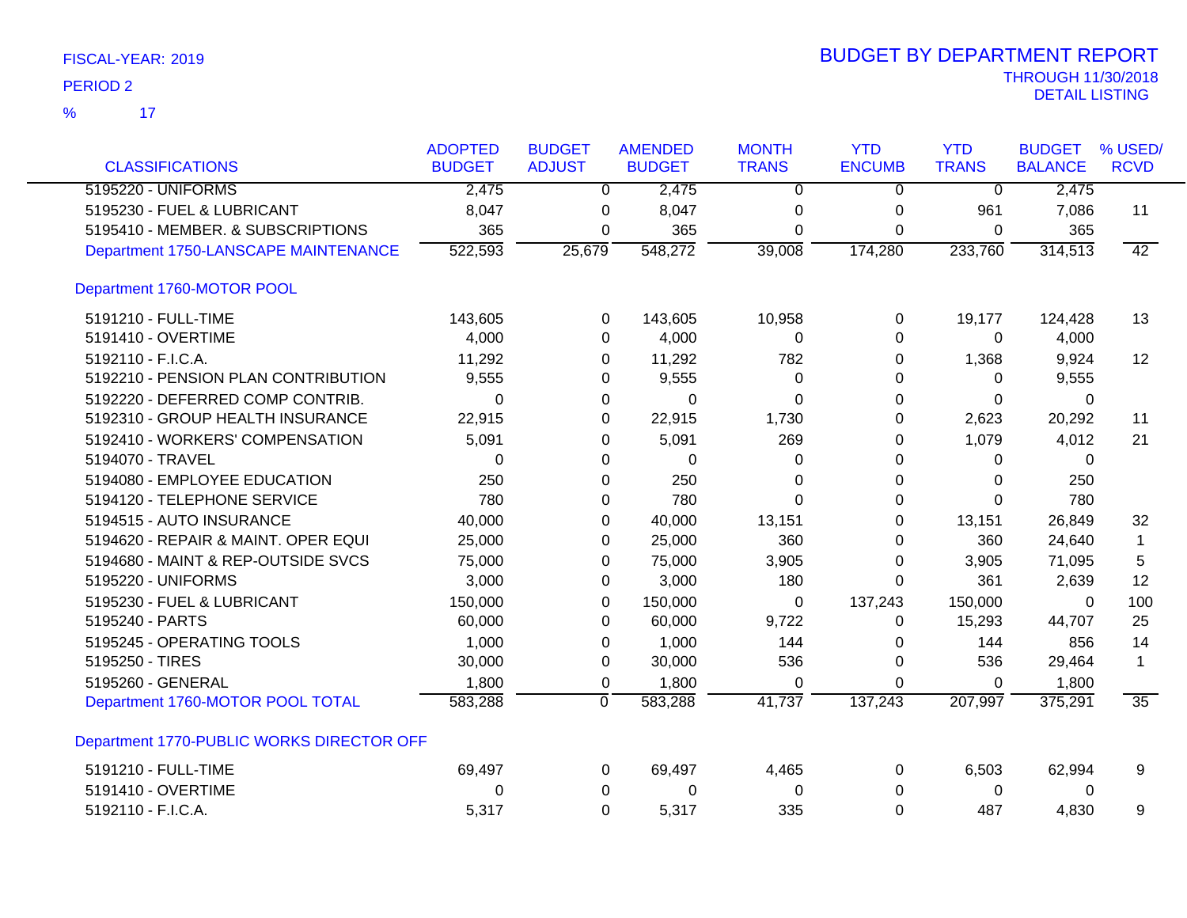FISCAL-YEAR: 2019

PERIOD 2

% 17

# BUDGET BY DEPARTMENT REPORT

THROUGH 11/30/2018

DETAIL LISTING

| CLASSIFICATIONS | ADOPTED BUDGET | BUDGET ADJUST | AMENDED BUDGET | MONTH TRANS | YTD ENCUMB | YTD TRANS | BUDGET BALANCE | % USED/ RCVD |
|---|---|---|---|---|---|---|---|---|
| 5195220 - UNIFORMS | 2,475 | 0 | 2,475 | 0 | 0 | 0 | 2,475 | |
| 5195230 - FUEL & LUBRICANT | 8,047 | 0 | 8,047 | 0 | 0 | 961 | 7,086 | 11 |
| 5195410 - MEMBER. & SUBSCRIPTIONS | 365 | 0 | 365 | 0 | 0 | 0 | 365 | |
| Department 1750-LANSCAPE MAINTENANCE | 522,593 | 25,679 | 548,272 | 39,008 | 174,280 | 233,760 | 314,513 | 42 |
| **Department 1760-MOTOR POOL** | | | | | | | | |
| 5191210 - FULL-TIME | 143,605 | 0 | 143,605 | 10,958 | 0 | 19,177 | 124,428 | 13 |
| 5191410 - OVERTIME | 4,000 | 0 | 4,000 | 0 | 0 | 0 | 4,000 | |
| 5192110 - F.I.C.A. | 11,292 | 0 | 11,292 | 782 | 0 | 1,368 | 9,924 | 12 |
| 5192210 - PENSION PLAN CONTRIBUTION | 9,555 | 0 | 9,555 | 0 | 0 | 0 | 9,555 | |
| 5192220 - DEFERRED COMP CONTRIB. | 0 | 0 | 0 | 0 | 0 | 0 | 0 | |
| 5192310 - GROUP HEALTH INSURANCE | 22,915 | 0 | 22,915 | 1,730 | 0 | 2,623 | 20,292 | 11 |
| 5192410 - WORKERS' COMPENSATION | 5,091 | 0 | 5,091 | 269 | 0 | 1,079 | 4,012 | 21 |
| 5194070 - TRAVEL | 0 | 0 | 0 | 0 | 0 | 0 | 0 | |
| 5194080 - EMPLOYEE EDUCATION | 250 | 0 | 250 | 0 | 0 | 0 | 250 | |
| 5194120 - TELEPHONE SERVICE | 780 | 0 | 780 | 0 | 0 | 0 | 780 | |
| 5194515 - AUTO INSURANCE | 40,000 | 0 | 40,000 | 13,151 | 0 | 13,151 | 26,849 | 32 |
| 5194620 - REPAIR & MAINT. OPER EQUI | 25,000 | 0 | 25,000 | 360 | 0 | 360 | 24,640 | 1 |
| 5194680 - MAINT & REP-OUTSIDE SVCS | 75,000 | 0 | 75,000 | 3,905 | 0 | 3,905 | 71,095 | 5 |
| 5195220 - UNIFORMS | 3,000 | 0 | 3,000 | 180 | 0 | 361 | 2,639 | 12 |
| 5195230 - FUEL & LUBRICANT | 150,000 | 0 | 150,000 | 0 | 137,243 | 150,000 | 0 | 100 |
| 5195240 - PARTS | 60,000 | 0 | 60,000 | 9,722 | 0 | 15,293 | 44,707 | 25 |
| 5195245 - OPERATING TOOLS | 1,000 | 0 | 1,000 | 144 | 0 | 144 | 856 | 14 |
| 5195250 - TIRES | 30,000 | 0 | 30,000 | 536 | 0 | 536 | 29,464 | 1 |
| 5195260 - GENERAL | 1,800 | 0 | 1,800 | 0 | 0 | 0 | 1,800 | |
| Department 1760-MOTOR POOL TOTAL | 583,288 | 0 | 583,288 | 41,737 | 137,243 | 207,997 | 375,291 | 35 |
| **Department 1770-PUBLIC WORKS DIRECTOR OFF** | | | | | | | | |
| 5191210 - FULL-TIME | 69,497 | 0 | 69,497 | 4,465 | 0 | 6,503 | 62,994 | 9 |
| 5191410 - OVERTIME | 0 | 0 | 0 | 0 | 0 | 0 | 0 | |
| 5192110 - F.I.C.A. | 5,317 | 0 | 5,317 | 335 | 0 | 487 | 4,830 | 9 |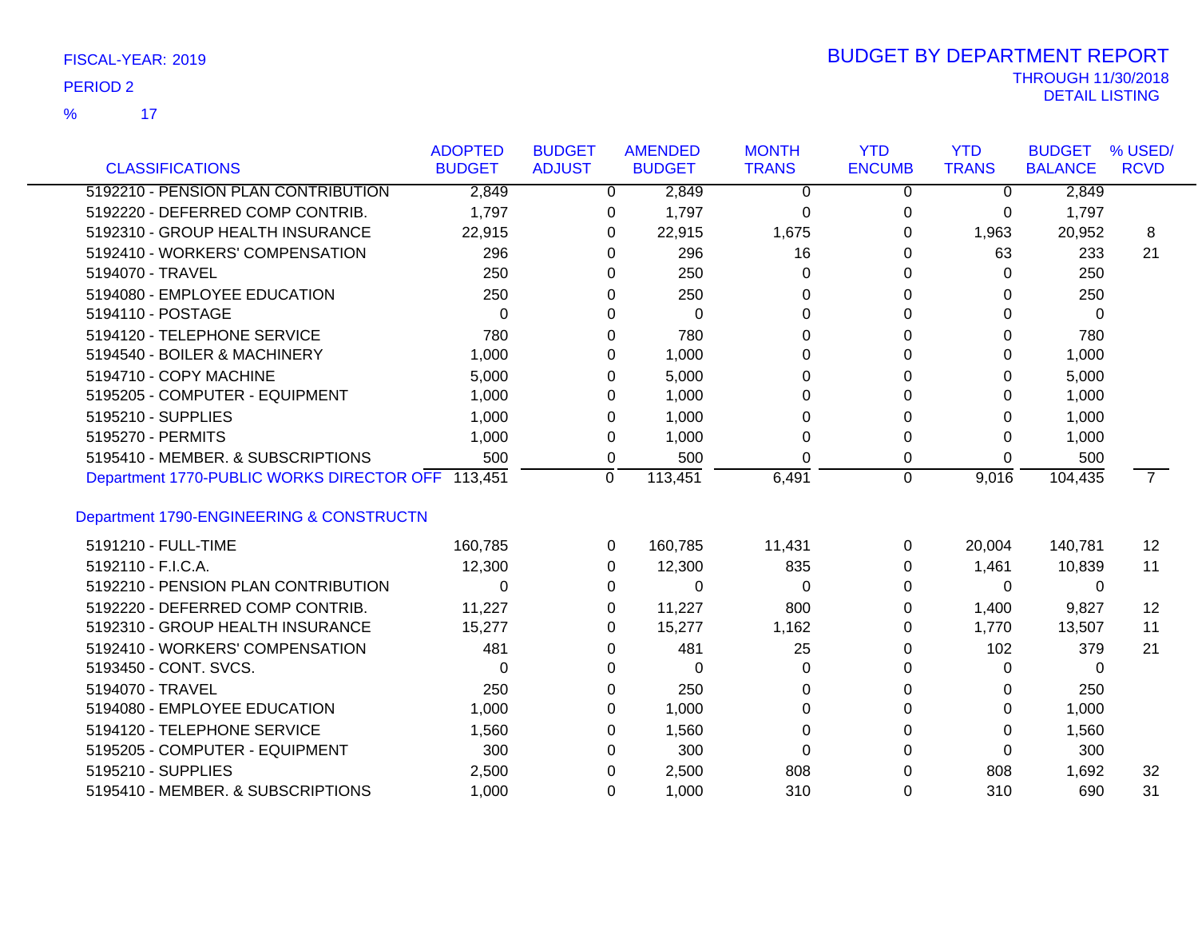FISCAL-YEAR: 2019

PERIOD 2

% 17

# BUDGET BY DEPARTMENT REPORT

THROUGH 11/30/2018

DETAIL LISTING

| CLASSIFICATIONS | ADOPTED BUDGET | BUDGET ADJUST | AMENDED BUDGET | MONTH TRANS | YTD ENCUMB | YTD TRANS | BUDGET BALANCE | % USED/ RCVD |
|---|---|---|---|---|---|---|---|---|
| 5192210 - PENSION PLAN CONTRIBUTION | 2,849 | 0 | 2,849 | 0 | 0 | 0 | 2,849 | |
| 5192220 - DEFERRED COMP CONTRIB. | 1,797 | 0 | 1,797 | 0 | 0 | 0 | 1,797 | |
| 5192310 - GROUP HEALTH INSURANCE | 22,915 | 0 | 22,915 | 1,675 | 0 | 1,963 | 20,952 | 8 |
| 5192410 - WORKERS' COMPENSATION | 296 | 0 | 296 | 16 | 0 | 63 | 233 | 21 |
| 5194070 - TRAVEL | 250 | 0 | 250 | 0 | 0 | 0 | 250 | |
| 5194080 - EMPLOYEE EDUCATION | 250 | 0 | 250 | 0 | 0 | 0 | 250 | |
| 5194110 - POSTAGE | 0 | 0 | 0 | 0 | 0 | 0 | 0 | |
| 5194120 - TELEPHONE SERVICE | 780 | 0 | 780 | 0 | 0 | 0 | 780 | |
| 5194540 - BOILER & MACHINERY | 1,000 | 0 | 1,000 | 0 | 0 | 0 | 1,000 | |
| 5194710 - COPY MACHINE | 5,000 | 0 | 5,000 | 0 | 0 | 0 | 5,000 | |
| 5195205 - COMPUTER - EQUIPMENT | 1,000 | 0 | 1,000 | 0 | 0 | 0 | 1,000 | |
| 5195210 - SUPPLIES | 1,000 | 0 | 1,000 | 0 | 0 | 0 | 1,000 | |
| 5195270 - PERMITS | 1,000 | 0 | 1,000 | 0 | 0 | 0 | 1,000 | |
| 5195410 - MEMBER. & SUBSCRIPTIONS | 500 | 0 | 500 | 0 | 0 | 0 | 500 | |
| Department 1770-PUBLIC WORKS DIRECTOR OFF | 113,451 | 0 | 113,451 | 6,491 | 0 | 9,016 | 104,435 | 7 |
| | | | | | | | | |
| Department 1790-ENGINEERING & CONSTRUCTN | | | | | | | | |
| 5191210 - FULL-TIME | 160,785 | 0 | 160,785 | 11,431 | 0 | 20,004 | 140,781 | 12 |
| 5192110 - F.I.C.A. | 12,300 | 0 | 12,300 | 835 | 0 | 1,461 | 10,839 | 11 |
| 5192210 - PENSION PLAN CONTRIBUTION | 0 | 0 | 0 | 0 | 0 | 0 | 0 | |
| 5192220 - DEFERRED COMP CONTRIB. | 11,227 | 0 | 11,227 | 800 | 0 | 1,400 | 9,827 | 12 |
| 5192310 - GROUP HEALTH INSURANCE | 15,277 | 0 | 15,277 | 1,162 | 0 | 1,770 | 13,507 | 11 |
| 5192410 - WORKERS' COMPENSATION | 481 | 0 | 481 | 25 | 0 | 102 | 379 | 21 |
| 5193450 - CONT. SVCS. | 0 | 0 | 0 | 0 | 0 | 0 | 0 | |
| 5194070 - TRAVEL | 250 | 0 | 250 | 0 | 0 | 0 | 250 | |
| 5194080 - EMPLOYEE EDUCATION | 1,000 | 0 | 1,000 | 0 | 0 | 0 | 1,000 | |
| 5194120 - TELEPHONE SERVICE | 1,560 | 0 | 1,560 | 0 | 0 | 0 | 1,560 | |
| 5195205 - COMPUTER - EQUIPMENT | 300 | 0 | 300 | 0 | 0 | 0 | 300 | |
| 5195210 - SUPPLIES | 2,500 | 0 | 2,500 | 808 | 0 | 808 | 1,692 | 32 |
| 5195410 - MEMBER. & SUBSCRIPTIONS | 1,000 | 0 | 1,000 | 310 | 0 | 310 | 690 | 31 |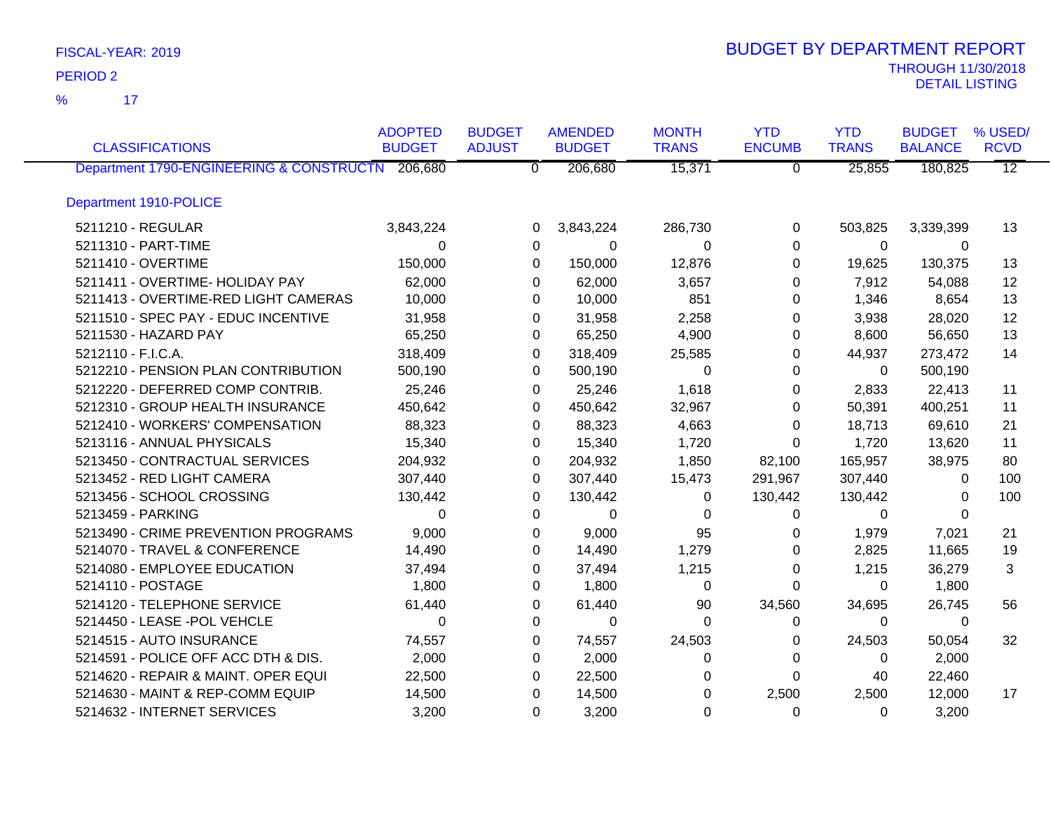FISCAL-YEAR: 2019

PERIOD 2

% 17

# BUDGET BY DEPARTMENT REPORT

THROUGH 11/30/2018

DETAIL LISTING

| CLASSIFICATIONS | ADOPTED BUDGET | BUDGET ADJUST | AMENDED BUDGET | MONTH TRANS | YTD ENCUMB | YTD TRANS | BUDGET BALANCE | % USED/ RCVD |
|---|---|---|---|---|---|---|---|---|
| Department 1790-ENGINEERING & CONSTRUCTN | 206,680 | 0 | 206,680 | 15,371 | 0 | 25,855 | 180,825 | 12 |
| Department 1910-POLICE | | | | | | | | |
| 5211210 - REGULAR | 3,843,224 | 0 | 3,843,224 | 286,730 | 0 | 503,825 | 3,339,399 | 13 |
| 5211310 - PART-TIME | 0 | 0 | 0 | 0 | 0 | 0 | 0 | |
| 5211410 - OVERTIME | 150,000 | 0 | 150,000 | 12,876 | 0 | 19,625 | 130,375 | 13 |
| 5211411 - OVERTIME- HOLIDAY PAY | 62,000 | 0 | 62,000 | 3,657 | 0 | 7,912 | 54,088 | 12 |
| 5211413 - OVERTIME-RED LIGHT CAMERAS | 10,000 | 0 | 10,000 | 851 | 0 | 1,346 | 8,654 | 13 |
| 5211510 - SPEC PAY - EDUC INCENTIVE | 31,958 | 0 | 31,958 | 2,258 | 0 | 3,938 | 28,020 | 12 |
| 5211530 - HAZARD PAY | 65,250 | 0 | 65,250 | 4,900 | 0 | 8,600 | 56,650 | 13 |
| 5212110 - F.I.C.A. | 318,409 | 0 | 318,409 | 25,585 | 0 | 44,937 | 273,472 | 14 |
| 5212210 - PENSION PLAN CONTRIBUTION | 500,190 | 0 | 500,190 | 0 | 0 | 0 | 500,190 | |
| 5212220 - DEFERRED COMP CONTRIB. | 25,246 | 0 | 25,246 | 1,618 | 0 | 2,833 | 22,413 | 11 |
| 5212310 - GROUP HEALTH INSURANCE | 450,642 | 0 | 450,642 | 32,967 | 0 | 50,391 | 400,251 | 11 |
| 5212410 - WORKERS' COMPENSATION | 88,323 | 0 | 88,323 | 4,663 | 0 | 18,713 | 69,610 | 21 |
| 5213116 - ANNUAL PHYSICALS | 15,340 | 0 | 15,340 | 1,720 | 0 | 1,720 | 13,620 | 11 |
| 5213450 - CONTRACTUAL SERVICES | 204,932 | 0 | 204,932 | 1,850 | 82,100 | 165,957 | 38,975 | 80 |
| 5213452 - RED LIGHT CAMERA | 307,440 | 0 | 307,440 | 15,473 | 291,967 | 307,440 | 0 | 100 |
| 5213456 - SCHOOL CROSSING | 130,442 | 0 | 130,442 | 0 | 130,442 | 130,442 | 0 | 100 |
| 5213459 - PARKING | 0 | 0 | 0 | 0 | 0 | 0 | 0 | |
| 5213490 - CRIME PREVENTION PROGRAMS | 9,000 | 0 | 9,000 | 95 | 0 | 1,979 | 7,021 | 21 |
| 5214070 - TRAVEL & CONFERENCE | 14,490 | 0 | 14,490 | 1,279 | 0 | 2,825 | 11,665 | 19 |
| 5214080 - EMPLOYEE EDUCATION | 37,494 | 0 | 37,494 | 1,215 | 0 | 1,215 | 36,279 | 3 |
| 5214110 - POSTAGE | 1,800 | 0 | 1,800 | 0 | 0 | 0 | 1,800 | |
| 5214120 - TELEPHONE SERVICE | 61,440 | 0 | 61,440 | 90 | 34,560 | 34,695 | 26,745 | 56 |
| 5214450 - LEASE -POL VEHCLE | 0 | 0 | 0 | 0 | 0 | 0 | 0 | |
| 5214515 - AUTO INSURANCE | 74,557 | 0 | 74,557 | 24,503 | 0 | 24,503 | 50,054 | 32 |
| 5214591 - POLICE OFF ACC DTH & DIS. | 2,000 | 0 | 2,000 | 0 | 0 | 0 | 2,000 | |
| 5214620 - REPAIR & MAINT. OPER EQUI | 22,500 | 0 | 22,500 | 0 | 0 | 40 | 22,460 | |
| 5214630 - MAINT & REP-COMM EQUIP | 14,500 | 0 | 14,500 | 0 | 2,500 | 2,500 | 12,000 | 17 |
| 5214632 - INTERNET SERVICES | 3,200 | 0 | 3,200 | 0 | 0 | 0 | 3,200 | |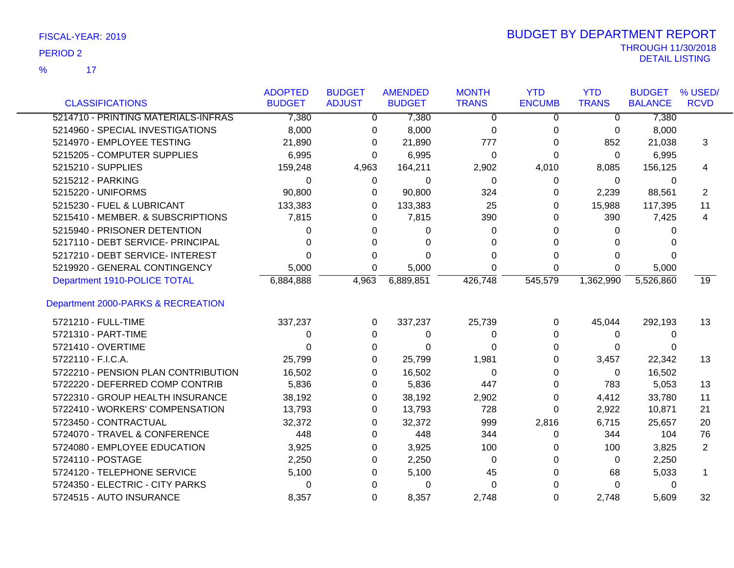FISCAL-YEAR: 2019

PERIOD 2

% 17

# BUDGET BY DEPARTMENT REPORT

THROUGH 11/30/2018

DETAIL LISTING

| CLASSIFICATIONS | ADOPTED BUDGET | BUDGET ADJUST | AMENDED BUDGET | MONTH TRANS | YTD ENCUMB | YTD TRANS | BUDGET BALANCE | % USED/ RCVD |
|---|---|---|---|---|---|---|---|---|
| 5214710 - PRINTING MATERIALS-INFRAS | 7,380 | 0 | 7,380 | 0 | 0 | 0 | 7,380 | |
| 5214960 - SPECIAL INVESTIGATIONS | 8,000 | 0 | 8,000 | 0 | 0 | 0 | 8,000 | |
| 5214970 - EMPLOYEE TESTING | 21,890 | 0 | 21,890 | 777 | 0 | 852 | 21,038 | 3 |
| 5215205 - COMPUTER SUPPLIES | 6,995 | 0 | 6,995 | 0 | 0 | 0 | 6,995 | |
| 5215210 - SUPPLIES | 159,248 | 4,963 | 164,211 | 2,902 | 4,010 | 8,085 | 156,125 | 4 |
| 5215212 - PARKING | 0 | 0 | 0 | 0 | 0 | 0 | 0 | |
| 5215220 - UNIFORMS | 90,800 | 0 | 90,800 | 324 | 0 | 2,239 | 88,561 | 2 |
| 5215230 - FUEL & LUBRICANT | 133,383 | 0 | 133,383 | 25 | 0 | 15,988 | 117,395 | 11 |
| 5215410 - MEMBER. & SUBSCRIPTIONS | 7,815 | 0 | 7,815 | 390 | 0 | 390 | 7,425 | 4 |
| 5215940 - PRISONER DETENTION | 0 | 0 | 0 | 0 | 0 | 0 | 0 | |
| 5217110 - DEBT SERVICE- PRINCIPAL | 0 | 0 | 0 | 0 | 0 | 0 | 0 | |
| 5217210 - DEBT SERVICE- INTEREST | 0 | 0 | 0 | 0 | 0 | 0 | 0 | |
| 5219920 - GENERAL CONTINGENCY | 5,000 | 0 | 5,000 | 0 | 0 | 0 | 5,000 | |
| Department 1910-POLICE TOTAL | 6,884,888 | 4,963 | 6,889,851 | 426,748 | 545,579 | 1,362,990 | 5,526,860 | 19 |
| **Department 2000-PARKS & RECREATION** | | | | | | | | |
| 5721210 - FULL-TIME | 337,237 | 0 | 337,237 | 25,739 | 0 | 45,044 | 292,193 | 13 |
| 5721310 - PART-TIME | 0 | 0 | 0 | 0 | 0 | 0 | 0 | |
| 5721410 - OVERTIME | 0 | 0 | 0 | 0 | 0 | 0 | 0 | |
| 5722110 - F.I.C.A. | 25,799 | 0 | 25,799 | 1,981 | 0 | 3,457 | 22,342 | 13 |
| 5722210 - PENSION PLAN CONTRIBUTION | 16,502 | 0 | 16,502 | 0 | 0 | 0 | 16,502 | |
| 5722220 - DEFERRED COMP CONTRIB | 5,836 | 0 | 5,836 | 447 | 0 | 783 | 5,053 | 13 |
| 5722310 - GROUP HEALTH INSURANCE | 38,192 | 0 | 38,192 | 2,902 | 0 | 4,412 | 33,780 | 11 |
| 5722410 - WORKERS' COMPENSATION | 13,793 | 0 | 13,793 | 728 | 0 | 2,922 | 10,871 | 21 |
| 5723450 - CONTRACTUAL | 32,372 | 0 | 32,372 | 999 | 2,816 | 6,715 | 25,657 | 20 |
| 5724070 - TRAVEL & CONFERENCE | 448 | 0 | 448 | 344 | 0 | 344 | 104 | 76 |
| 5724080 - EMPLOYEE EDUCATION | 3,925 | 0 | 3,925 | 100 | 0 | 100 | 3,825 | 2 |
| 5724110 - POSTAGE | 2,250 | 0 | 2,250 | 0 | 0 | 0 | 2,250 | |
| 5724120 - TELEPHONE SERVICE | 5,100 | 0 | 5,100 | 45 | 0 | 68 | 5,033 | 1 |
| 5724350 - ELECTRIC - CITY PARKS | 0 | 0 | 0 | 0 | 0 | 0 | 0 | |
| 5724515 - AUTO INSURANCE | 8,357 | 0 | 8,357 | 2,748 | 0 | 2,748 | 5,609 | 32 |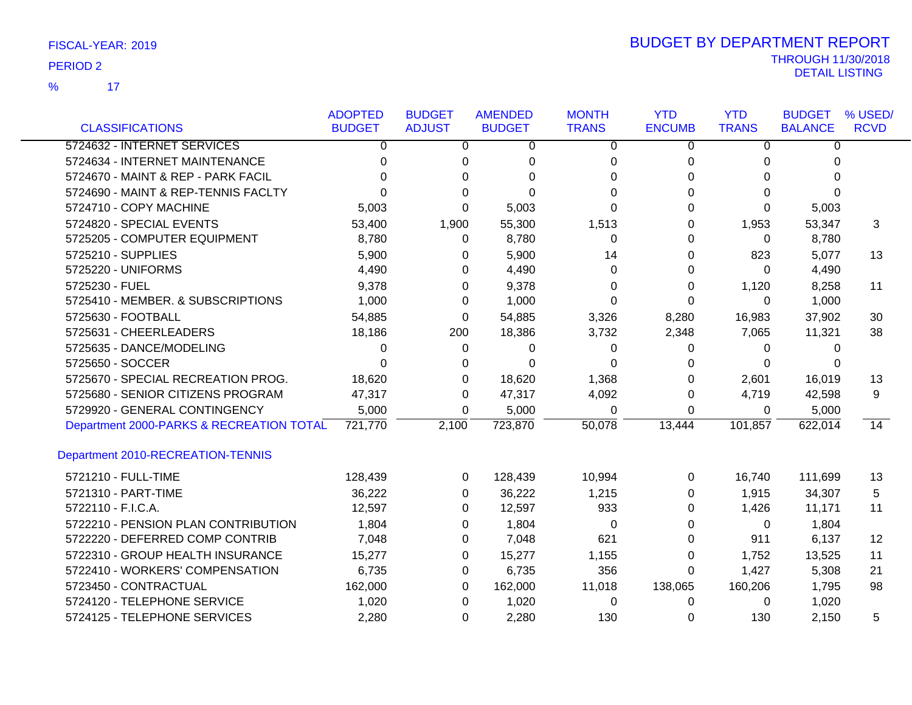FISCAL-YEAR: 2019

PERIOD 2

% 17

# BUDGET BY DEPARTMENT REPORT

THROUGH 11/30/2018

DETAIL LISTING

| CLASSIFICATIONS | ADOPTED BUDGET | BUDGET ADJUST | AMENDED BUDGET | MONTH TRANS | YTD ENCUMB | YTD TRANS | BUDGET BALANCE | % USED/ RCVD |
|---|---|---|---|---|---|---|---|---|
| 5724632 - INTERNET SERVICES | 0 | 0 | 0 | 0 | 0 | 0 | 0 | |
| 5724634 - INTERNET MAINTENANCE | 0 | 0 | 0 | 0 | 0 | 0 | 0 | |
| 5724670 - MAINT & REP - PARK FACIL | 0 | 0 | 0 | 0 | 0 | 0 | 0 | |
| 5724690 - MAINT & REP-TENNIS FACLTY | 0 | 0 | 0 | 0 | 0 | 0 | 0 | |
| 5724710 - COPY MACHINE | 5,003 | 0 | 5,003 | 0 | 0 | 0 | 5,003 | |
| 5724820 - SPECIAL EVENTS | 53,400 | 1,900 | 55,300 | 1,513 | 0 | 1,953 | 53,347 | 3 |
| 5725205 - COMPUTER EQUIPMENT | 8,780 | 0 | 8,780 | 0 | 0 | 0 | 8,780 | |
| 5725210 - SUPPLIES | 5,900 | 0 | 5,900 | 14 | 0 | 823 | 5,077 | 13 |
| 5725220 - UNIFORMS | 4,490 | 0 | 4,490 | 0 | 0 | 0 | 4,490 | |
| 5725230 - FUEL | 9,378 | 0 | 9,378 | 0 | 0 | 1,120 | 8,258 | 11 |
| 5725410 - MEMBER. & SUBSCRIPTIONS | 1,000 | 0 | 1,000 | 0 | 0 | 0 | 1,000 | |
| 5725630 - FOOTBALL | 54,885 | 0 | 54,885 | 3,326 | 8,280 | 16,983 | 37,902 | 30 |
| 5725631 - CHEERLEADERS | 18,186 | 200 | 18,386 | 3,732 | 2,348 | 7,065 | 11,321 | 38 |
| 5725635 - DANCE/MODELING | 0 | 0 | 0 | 0 | 0 | 0 | 0 | |
| 5725650 - SOCCER | 0 | 0 | 0 | 0 | 0 | 0 | 0 | |
| 5725670 - SPECIAL RECREATION PROG. | 18,620 | 0 | 18,620 | 1,368 | 0 | 2,601 | 16,019 | 13 |
| 5725680 - SENIOR CITIZENS PROGRAM | 47,317 | 0 | 47,317 | 4,092 | 0 | 4,719 | 42,598 | 9 |
| 5729920 - GENERAL CONTINGENCY | 5,000 | 0 | 5,000 | 0 | 0 | 0 | 5,000 | |
| Department 2000-PARKS & RECREATION TOTAL | 721,770 | 2,100 | 723,870 | 50,078 | 13,444 | 101,857 | 622,014 | 14 |
| **Department 2010-RECREATION-TENNIS** | | | | | | | | |
| 5721210 - FULL-TIME | 128,439 | 0 | 128,439 | 10,994 | 0 | 16,740 | 111,699 | 13 |
| 5721310 - PART-TIME | 36,222 | 0 | 36,222 | 1,215 | 0 | 1,915 | 34,307 | 5 |
| 5722110 - F.I.C.A. | 12,597 | 0 | 12,597 | 933 | 0 | 1,426 | 11,171 | 11 |
| 5722210 - PENSION PLAN CONTRIBUTION | 1,804 | 0 | 1,804 | 0 | 0 | 0 | 1,804 | |
| 5722220 - DEFERRED COMP CONTRIB | 7,048 | 0 | 7,048 | 621 | 0 | 911 | 6,137 | 12 |
| 5722310 - GROUP HEALTH INSURANCE | 15,277 | 0 | 15,277 | 1,155 | 0 | 1,752 | 13,525 | 11 |
| 5722410 - WORKERS' COMPENSATION | 6,735 | 0 | 6,735 | 356 | 0 | 1,427 | 5,308 | 21 |
| 5723450 - CONTRACTUAL | 162,000 | 0 | 162,000 | 11,018 | 138,065 | 160,206 | 1,795 | 98 |
| 5724120 - TELEPHONE SERVICE | 1,020 | 0 | 1,020 | 0 | 0 | 0 | 1,020 | |
| 5724125 - TELEPHONE SERVICES | 2,280 | 0 | 2,280 | 130 | 0 | 130 | 2,150 | 5 |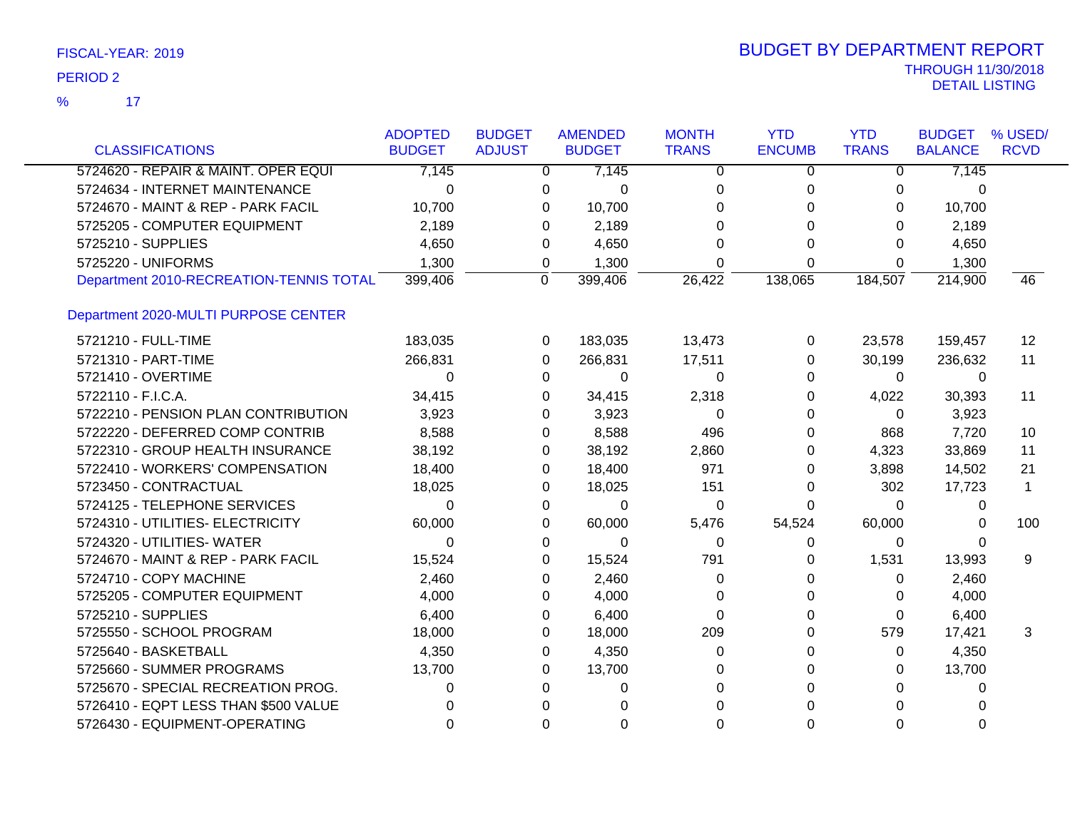FISCAL-YEAR: 2019

PERIOD 2

% 17

# BUDGET BY DEPARTMENT REPORT

THROUGH 11/30/2018

DETAIL LISTING

| CLASSIFICATIONS | ADOPTED BUDGET | BUDGET ADJUST | AMENDED BUDGET | MONTH TRANS | YTD ENCUMB | YTD TRANS | BUDGET BALANCE | % USED/ RCVD |
|---|---|---|---|---|---|---|---|---|
| 5724620 - REPAIR & MAINT. OPER EQUI | 7,145 | 0 | 7,145 | 0 | 0 | 0 | 7,145 | |
| 5724634 - INTERNET MAINTENANCE | 0 | 0 | 0 | 0 | 0 | 0 | 0 | |
| 5724670 - MAINT & REP - PARK FACIL | 10,700 | 0 | 10,700 | 0 | 0 | 0 | 10,700 | |
| 5725205 - COMPUTER EQUIPMENT | 2,189 | 0 | 2,189 | 0 | 0 | 0 | 2,189 | |
| 5725210 - SUPPLIES | 4,650 | 0 | 4,650 | 0 | 0 | 0 | 4,650 | |
| 5725220 - UNIFORMS | 1,300 | 0 | 1,300 | 0 | 0 | 0 | 1,300 | |
| Department 2010-RECREATION-TENNIS TOTAL | 399,406 | 0 | 399,406 | 26,422 | 138,065 | 184,507 | 214,900 | 46 |

## Department 2020-MULTI PURPOSE CENTER

| CLASSIFICATIONS | ADOPTED BUDGET | BUDGET ADJUST | AMENDED BUDGET | MONTH TRANS | YTD ENCUMB | YTD TRANS | BUDGET BALANCE | % USED/ RCVD |
|---|---|---|---|---|---|---|---|---|
| 5721210 - FULL-TIME | 183,035 | 0 | 183,035 | 13,473 | 0 | 23,578 | 159,457 | 12 |
| 5721310 - PART-TIME | 266,831 | 0 | 266,831 | 17,511 | 0 | 30,199 | 236,632 | 11 |
| 5721410 - OVERTIME | 0 | 0 | 0 | 0 | 0 | 0 | 0 | |
| 5722110 - F.I.C.A. | 34,415 | 0 | 34,415 | 2,318 | 0 | 4,022 | 30,393 | 11 |
| 5722210 - PENSION PLAN CONTRIBUTION | 3,923 | 0 | 3,923 | 0 | 0 | 0 | 3,923 | |
| 5722220 - DEFERRED COMP CONTRIB | 8,588 | 0 | 8,588 | 496 | 0 | 868 | 7,720 | 10 |
| 5722310 - GROUP HEALTH INSURANCE | 38,192 | 0 | 38,192 | 2,860 | 0 | 4,323 | 33,869 | 11 |
| 5722410 - WORKERS' COMPENSATION | 18,400 | 0 | 18,400 | 971 | 0 | 3,898 | 14,502 | 21 |
| 5723450 - CONTRACTUAL | 18,025 | 0 | 18,025 | 151 | 0 | 302 | 17,723 | 1 |
| 5724125 - TELEPHONE SERVICES | 0 | 0 | 0 | 0 | 0 | 0 | 0 | |
| 5724310 - UTILITIES- ELECTRICITY | 60,000 | 0 | 60,000 | 5,476 | 54,524 | 60,000 | 0 | 100 |
| 5724320 - UTILITIES- WATER | 0 | 0 | 0 | 0 | 0 | 0 | 0 | |
| 5724670 - MAINT & REP - PARK FACIL | 15,524 | 0 | 15,524 | 791 | 0 | 1,531 | 13,993 | 9 |
| 5724710 - COPY MACHINE | 2,460 | 0 | 2,460 | 0 | 0 | 0 | 2,460 | |
| 5725205 - COMPUTER EQUIPMENT | 4,000 | 0 | 4,000 | 0 | 0 | 0 | 4,000 | |
| 5725210 - SUPPLIES | 6,400 | 0 | 6,400 | 0 | 0 | 0 | 6,400 | |
| 5725550 - SCHOOL PROGRAM | 18,000 | 0 | 18,000 | 209 | 0 | 579 | 17,421 | 3 |
| 5725640 - BASKETBALL | 4,350 | 0 | 4,350 | 0 | 0 | 0 | 4,350 | |
| 5725660 - SUMMER PROGRAMS | 13,700 | 0 | 13,700 | 0 | 0 | 0 | 13,700 | |
| 5725670 - SPECIAL RECREATION PROG. | 0 | 0 | 0 | 0 | 0 | 0 | 0 | |
| 5726410 - EQPT LESS THAN $500 VALUE | 0 | 0 | 0 | 0 | 0 | 0 | 0 | |
| 5726430 - EQUIPMENT-OPERATING | 0 | 0 | 0 | 0 | 0 | 0 | 0 | |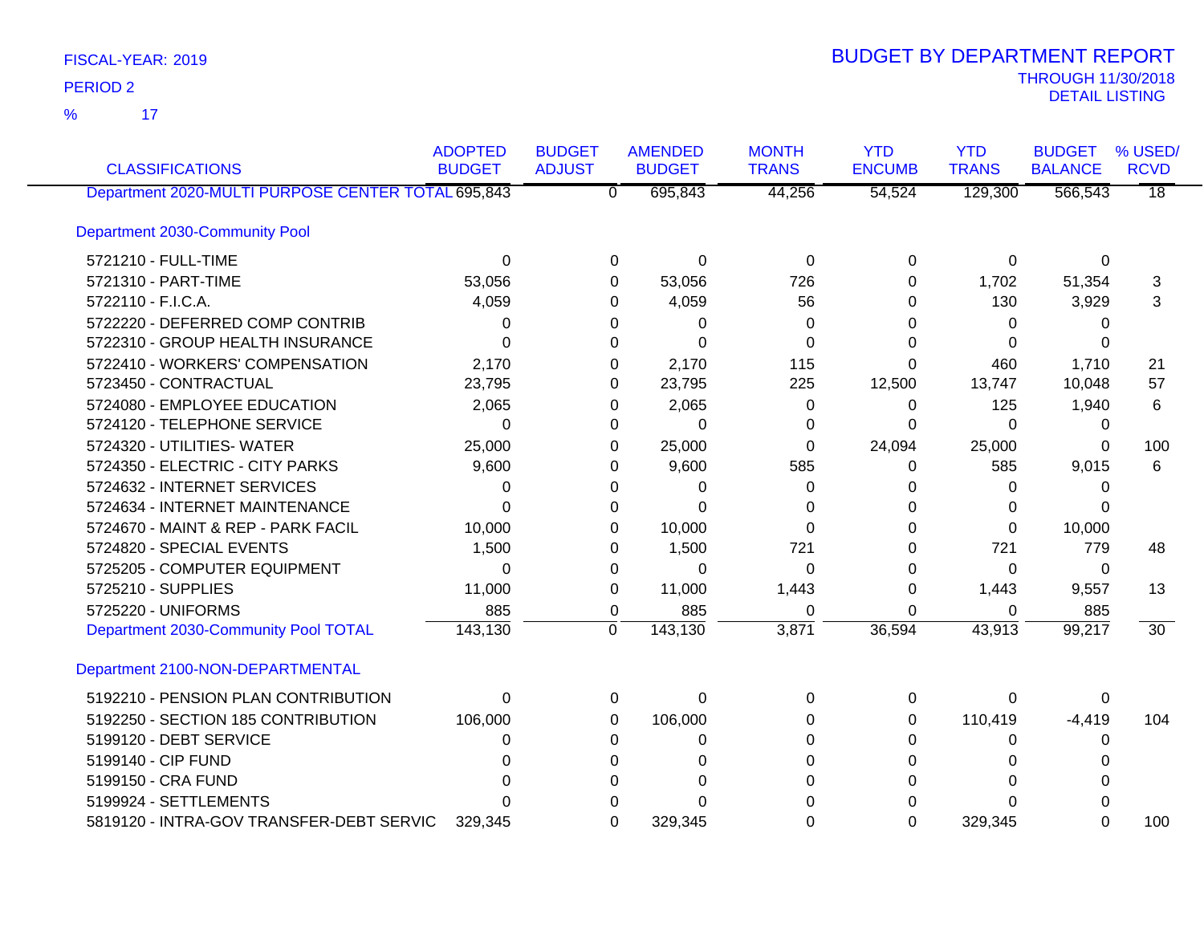FISCAL-YEAR: 2019

PERIOD 2

% 17

# BUDGET BY DEPARTMENT REPORT

THROUGH 11/30/2018

DETAIL LISTING

| CLASSIFICATIONS | ADOPTED BUDGET | BUDGET ADJUST | AMENDED BUDGET | MONTH TRANS | YTD ENCUMB | YTD TRANS | BUDGET BALANCE | % USED/ RCVD |
|---|---|---|---|---|---|---|---|---|
| Department 2020-MULTI PURPOSE CENTER TOTAL | 695,843 | 0 | 695,843 | 44,256 | 54,524 | 129,300 | 566,543 | 18 |
| **Department 2030-Community Pool** | | | | | | | | |
| 5721210 - FULL-TIME | 0 | 0 | 0 | 0 | 0 | 0 | 0 | |
| 5721310 - PART-TIME | 53,056 | 0 | 53,056 | 726 | 0 | 1,702 | 51,354 | 3 |
| 5722110 - F.I.C.A. | 4,059 | 0 | 4,059 | 56 | 0 | 130 | 3,929 | 3 |
| 5722220 - DEFERRED COMP CONTRIB | 0 | 0 | 0 | 0 | 0 | 0 | 0 | |
| 5722310 - GROUP HEALTH INSURANCE | 0 | 0 | 0 | 0 | 0 | 0 | 0 | |
| 5722410 - WORKERS' COMPENSATION | 2,170 | 0 | 2,170 | 115 | 0 | 460 | 1,710 | 21 |
| 5723450 - CONTRACTUAL | 23,795 | 0 | 23,795 | 225 | 12,500 | 13,747 | 10,048 | 57 |
| 5724080 - EMPLOYEE EDUCATION | 2,065 | 0 | 2,065 | 0 | 0 | 125 | 1,940 | 6 |
| 5724120 - TELEPHONE SERVICE | 0 | 0 | 0 | 0 | 0 | 0 | 0 | |
| 5724320 - UTILITIES- WATER | 25,000 | 0 | 25,000 | 0 | 24,094 | 25,000 | 0 | 100 |
| 5724350 - ELECTRIC - CITY PARKS | 9,600 | 0 | 9,600 | 585 | 0 | 585 | 9,015 | 6 |
| 5724632 - INTERNET SERVICES | 0 | 0 | 0 | 0 | 0 | 0 | 0 | |
| 5724634 - INTERNET MAINTENANCE | 0 | 0 | 0 | 0 | 0 | 0 | 0 | |
| 5724670 - MAINT & REP - PARK FACIL | 10,000 | 0 | 10,000 | 0 | 0 | 0 | 10,000 | |
| 5724820 - SPECIAL EVENTS | 1,500 | 0 | 1,500 | 721 | 0 | 721 | 779 | 48 |
| 5725205 - COMPUTER EQUIPMENT | 0 | 0 | 0 | 0 | 0 | 0 | 0 | |
| 5725210 - SUPPLIES | 11,000 | 0 | 11,000 | 1,443 | 0 | 1,443 | 9,557 | 13 |
| 5725220 - UNIFORMS | 885 | 0 | 885 | 0 | 0 | 0 | 885 | |
| Department 2030-Community Pool TOTAL | 143,130 | 0 | 143,130 | 3,871 | 36,594 | 43,913 | 99,217 | 30 |
| **Department 2100-NON-DEPARTMENTAL** | | | | | | | | |
| 5192210 - PENSION PLAN CONTRIBUTION | 0 | 0 | 0 | 0 | 0 | 0 | 0 | |
| 5192250 - SECTION 185 CONTRIBUTION | 106,000 | 0 | 106,000 | 0 | 0 | 110,419 | -4,419 | 104 |
| 5199120 - DEBT SERVICE | 0 | 0 | 0 | 0 | 0 | 0 | 0 | |
| 5199140 - CIP FUND | 0 | 0 | 0 | 0 | 0 | 0 | 0 | |
| 5199150 - CRA FUND | 0 | 0 | 0 | 0 | 0 | 0 | 0 | |
| 5199924 - SETTLEMENTS | 0 | 0 | 0 | 0 | 0 | 0 | 0 | |
| 5819120 - INTRA-GOV TRANSFER-DEBT SERVIC | 329,345 | 0 | 329,345 | 0 | 0 | 329,345 | 0 | 100 |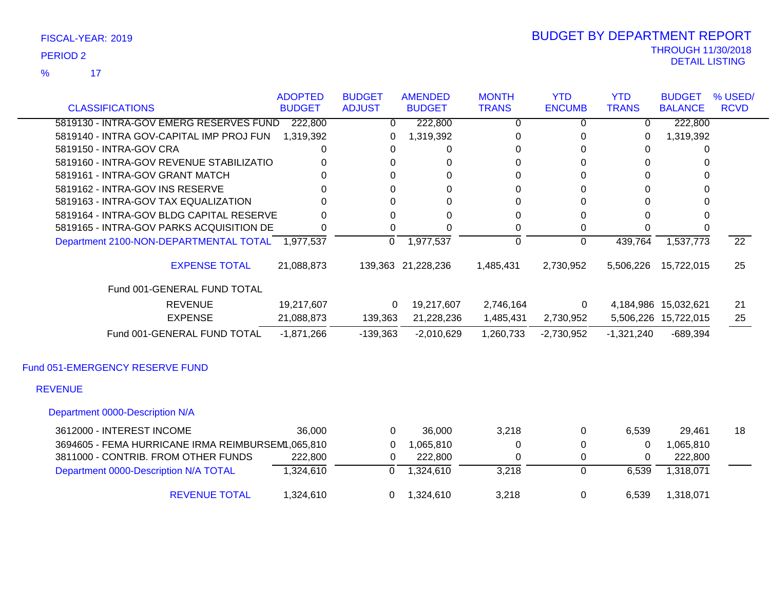FISCAL-YEAR: 2019

PERIOD 2

% 17

# BUDGET BY DEPARTMENT REPORT

THROUGH 11/30/2018

DETAIL LISTING

| CLASSIFICATIONS | ADOPTED BUDGET | BUDGET ADJUST | AMENDED BUDGET | MONTH TRANS | YTD ENCUMB | YTD TRANS | BUDGET BALANCE | % USED/ RCVD |
|---|---|---|---|---|---|---|---|---|
| 5819130 - INTRA-GOV EMERG RESERVES FUND | 222,800 | 0 | 222,800 | 0 | 0 | 0 | 222,800 | |
| 5819140 - INTRA GOV-CAPITAL IMP PROJ FUN | 1,319,392 | 0 | 1,319,392 | 0 | 0 | 0 | 1,319,392 | |
| 5819150 - INTRA-GOV CRA | 0 | 0 | 0 | 0 | 0 | 0 | 0 | |
| 5819160 - INTRA-GOV REVENUE STABILIZATIO | 0 | 0 | 0 | 0 | 0 | 0 | 0 | |
| 5819161 - INTRA-GOV GRANT MATCH | 0 | 0 | 0 | 0 | 0 | 0 | 0 | |
| 5819162 - INTRA-GOV INS RESERVE | 0 | 0 | 0 | 0 | 0 | 0 | 0 | |
| 5819163 - INTRA-GOV TAX EQUALIZATION | 0 | 0 | 0 | 0 | 0 | 0 | 0 | |
| 5819164 - INTRA-GOV BLDG CAPITAL RESERVE | 0 | 0 | 0 | 0 | 0 | 0 | 0 | |
| 5819165 - INTRA-GOV PARKS ACQUISITION DE | 0 | 0 | 0 | 0 | 0 | 0 | 0 | |
| Department 2100-NON-DEPARTMENTAL TOTAL | 1,977,537 | 0 | 1,977,537 | 0 | 0 | 439,764 | 1,537,773 | 22 |
| EXPENSE TOTAL | 21,088,873 | 139,363 | 21,228,236 | 1,485,431 | 2,730,952 | 5,506,226 | 15,722,015 | 25 |
| Fund 001-GENERAL FUND TOTAL | | | | | | | | |
| REVENUE | 19,217,607 | 0 | 19,217,607 | 2,746,164 | 0 | 4,184,986 | 15,032,621 | 21 |
| EXPENSE | 21,088,873 | 139,363 | 21,228,236 | 1,485,431 | 2,730,952 | 5,506,226 | 15,722,015 | 25 |
| Fund 001-GENERAL FUND TOTAL | -1,871,266 | -139,363 | -2,010,629 | 1,260,733 | -2,730,952 | -1,321,240 | -689,394 | |

## Fund 051-EMERGENCY RESERVE FUND

### REVENUE

#### Department 0000-Description N/A

| CLASSIFICATIONS | ADOPTED BUDGET | BUDGET ADJUST | AMENDED BUDGET | MONTH TRANS | YTD ENCUMB | YTD TRANS | BUDGET BALANCE | % USED/ RCVD |
|---|---|---|---|---|---|---|---|---|
| 3612000 - INTEREST INCOME | 36,000 | 0 | 36,000 | 3,218 | 0 | 6,539 | 29,461 | 18 |
| 3694605 - FEMA HURRICANE IRMA REIMBURSEM | 1,065,810 | 0 | 1,065,810 | 0 | 0 | 0 | 1,065,810 | |
| 3811000 - CONTRIB. FROM OTHER FUNDS | 222,800 | 0 | 222,800 | 0 | 0 | 0 | 222,800 | |
| Department 0000-Description N/A TOTAL | 1,324,610 | 0 | 1,324,610 | 3,218 | 0 | 6,539 | 1,318,071 | |
| REVENUE TOTAL | 1,324,610 | 0 | 1,324,610 | 3,218 | 0 | 6,539 | 1,318,071 | |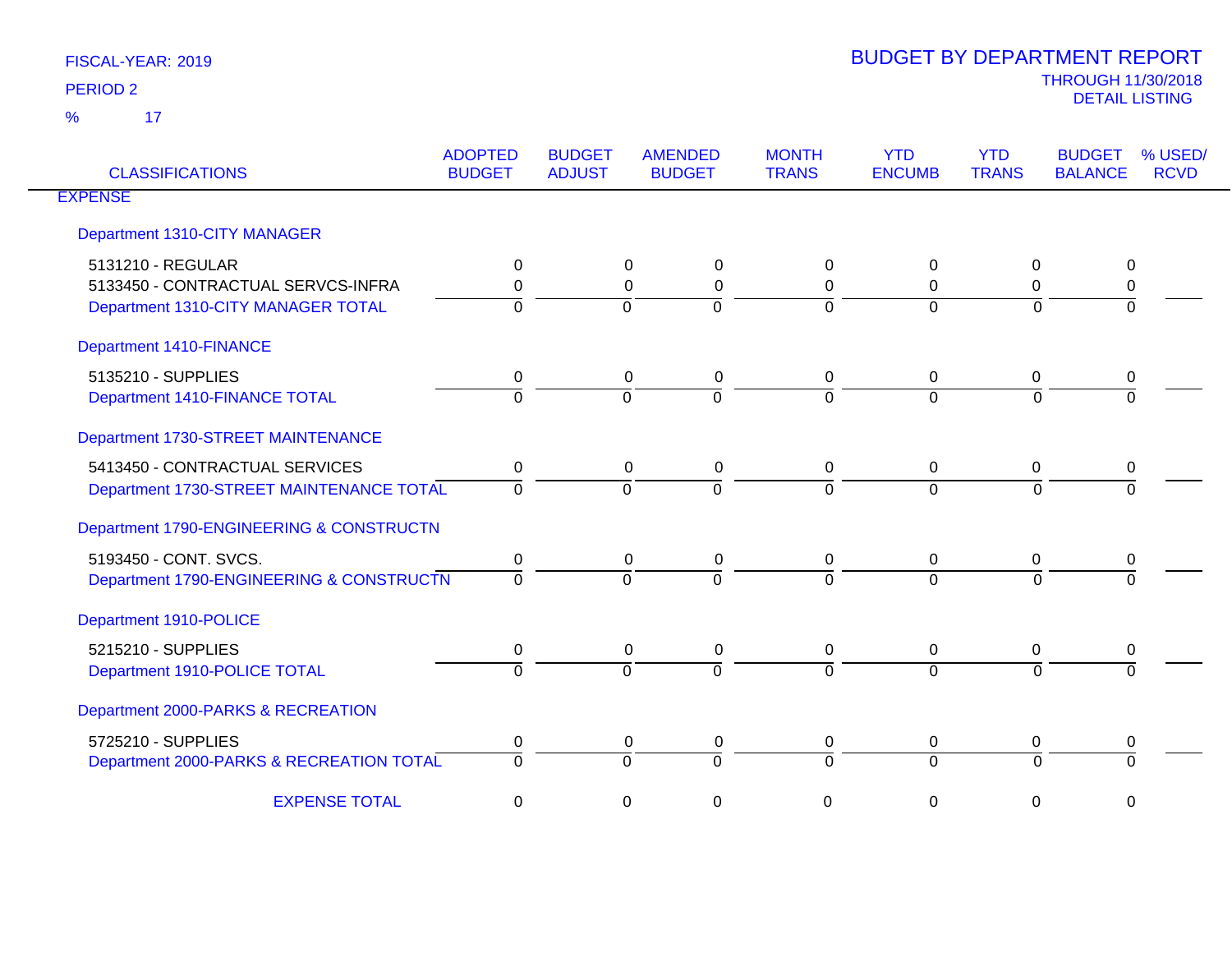FISCAL-YEAR: 2019

PERIOD 2

% 17

# BUDGET BY DEPARTMENT REPORT

THROUGH 11/30/2018

DETAIL LISTING

| CLASSIFICATIONS | ADOPTED BUDGET | BUDGET ADJUST | AMENDED BUDGET | MONTH TRANS | YTD ENCUMB | YTD TRANS | BUDGET BALANCE | % USED/ RCVD |
|---|---|---|---|---|---|---|---|---|
| **EXPENSE** | | | | | | | | |
| Department 1310-CITY MANAGER | | | | | | | | |
| 5131210 - REGULAR | 0 | 0 | 0 | 0 | 0 | 0 | 0 | |
| 5133450 - CONTRACTUAL SERVCS-INFRA | 0 | 0 | 0 | 0 | 0 | 0 | 0 | |
| Department 1310-CITY MANAGER TOTAL | 0 | 0 | 0 | 0 | 0 | 0 | 0 | |
| Department 1410-FINANCE | | | | | | | | |
| 5135210 - SUPPLIES | 0 | 0 | 0 | 0 | 0 | 0 | 0 | |
| Department 1410-FINANCE TOTAL | 0 | 0 | 0 | 0 | 0 | 0 | 0 | |
| Department 1730-STREET MAINTENANCE | | | | | | | | |
| 5413450 - CONTRACTUAL SERVICES | 0 | 0 | 0 | 0 | 0 | 0 | 0 | |
| Department 1730-STREET MAINTENANCE TOTAL | 0 | 0 | 0 | 0 | 0 | 0 | 0 | |
| Department 1790-ENGINEERING & CONSTRUCTN | | | | | | | | |
| 5193450 - CONT. SVCS. | 0 | 0 | 0 | 0 | 0 | 0 | 0 | |
| Department 1790-ENGINEERING & CONSTRUCTN | 0 | 0 | 0 | 0 | 0 | 0 | 0 | |
| Department 1910-POLICE | | | | | | | | |
| 5215210 - SUPPLIES | 0 | 0 | 0 | 0 | 0 | 0 | 0 | |
| Department 1910-POLICE TOTAL | 0 | 0 | 0 | 0 | 0 | 0 | 0 | |
| Department 2000-PARKS & RECREATION | | | | | | | | |
| 5725210 - SUPPLIES | 0 | 0 | 0 | 0 | 0 | 0 | 0 | |
| Department 2000-PARKS & RECREATION TOTAL | 0 | 0 | 0 | 0 | 0 | 0 | 0 | |
| EXPENSE TOTAL | 0 | 0 | 0 | 0 | 0 | 0 | 0 | |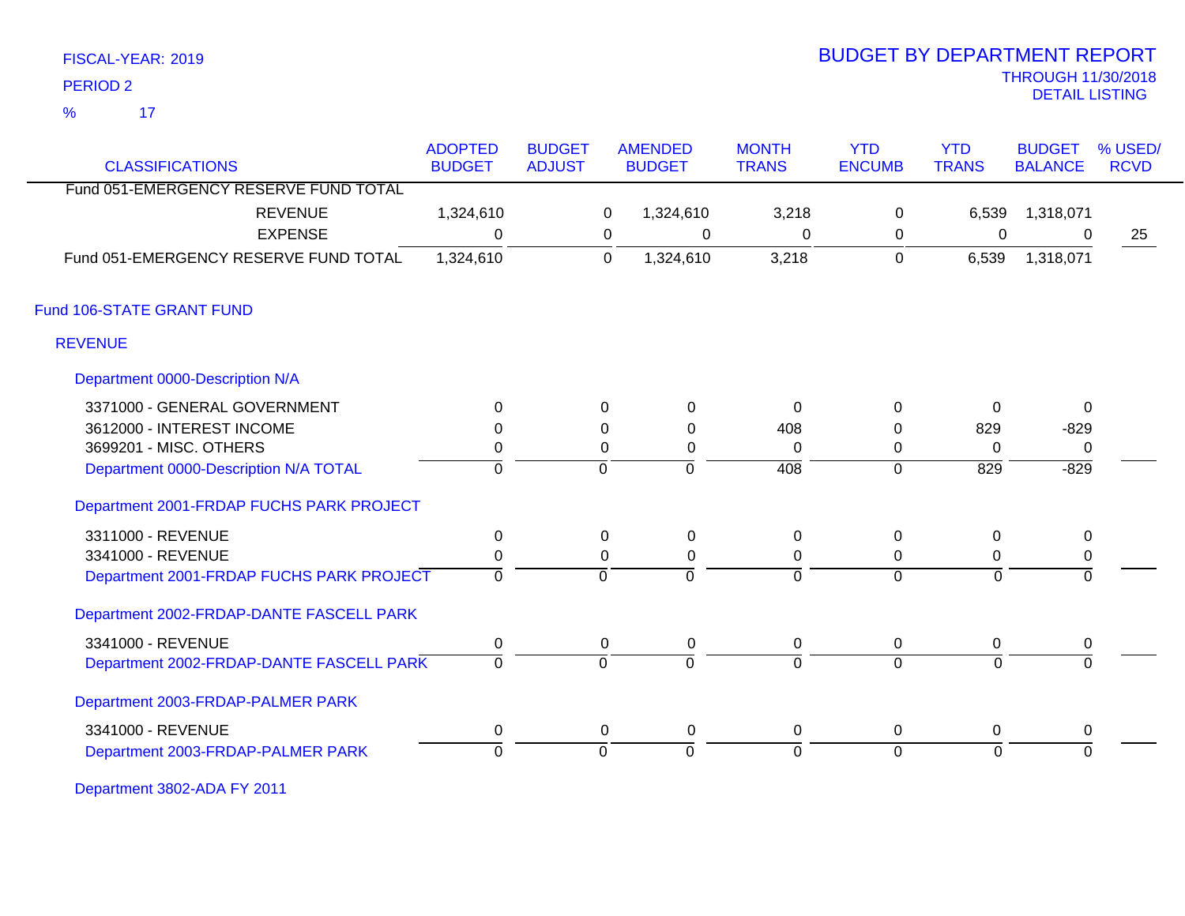FISCAL-YEAR: 2019
PERIOD 2
% 17

# BUDGET BY DEPARTMENT REPORT

THROUGH 11/30/2018
DETAIL LISTING

| CLASSIFICATIONS | ADOPTED BUDGET | BUDGET ADJUST | AMENDED BUDGET | MONTH TRANS | YTD ENCUMB | YTD TRANS | BUDGET BALANCE | % USED/ RCVD |
|---|---|---|---|---|---|---|---|---|
| Fund 051-EMERGENCY RESERVE FUND TOTAL | | | | | | | | |
| REVENUE | 1,324,610 | 0 | 1,324,610 | 3,218 | 0 | 6,539 | 1,318,071 | |
| EXPENSE | 0 | 0 | 0 | 0 | 0 | 0 | 0 | 25 |
| Fund 051-EMERGENCY RESERVE FUND TOTAL | 1,324,610 | 0 | 1,324,610 | 3,218 | 0 | 6,539 | 1,318,071 | |
| **Fund 106-STATE GRANT FUND** | | | | | | | | |
| **REVENUE** | | | | | | | | |
| Department 0000-Description N/A | | | | | | | | |
| 3371000 - GENERAL GOVERNMENT | 0 | 0 | 0 | 0 | 0 | 0 | 0 | |
| 3612000 - INTEREST INCOME | 0 | 0 | 0 | 408 | 0 | 829 | -829 | |
| 3699201 - MISC. OTHERS | 0 | 0 | 0 | 0 | 0 | 0 | 0 | |
| Department 0000-Description N/A TOTAL | 0 | 0 | 0 | 408 | 0 | 829 | -829 | |
| Department 2001-FRDAP FUCHS PARK PROJECT | | | | | | | | |
| 3311000 - REVENUE | 0 | 0 | 0 | 0 | 0 | 0 | 0 | |
| 3341000 - REVENUE | 0 | 0 | 0 | 0 | 0 | 0 | 0 | |
| Department 2001-FRDAP FUCHS PARK PROJECT | 0 | 0 | 0 | 0 | 0 | 0 | 0 | |
| Department 2002-FRDAP-DANTE FASCELL PARK | | | | | | | | |
| 3341000 - REVENUE | 0 | 0 | 0 | 0 | 0 | 0 | 0 | |
| Department 2002-FRDAP-DANTE FASCELL PARK | 0 | 0 | 0 | 0 | 0 | 0 | 0 | |
| Department 2003-FRDAP-PALMER PARK | | | | | | | | |
| 3341000 - REVENUE | 0 | 0 | 0 | 0 | 0 | 0 | 0 | |
| Department 2003-FRDAP-PALMER PARK | 0 | 0 | 0 | 0 | 0 | 0 | 0 | |
| Department 3802-ADA FY 2011 | | | | | | | | |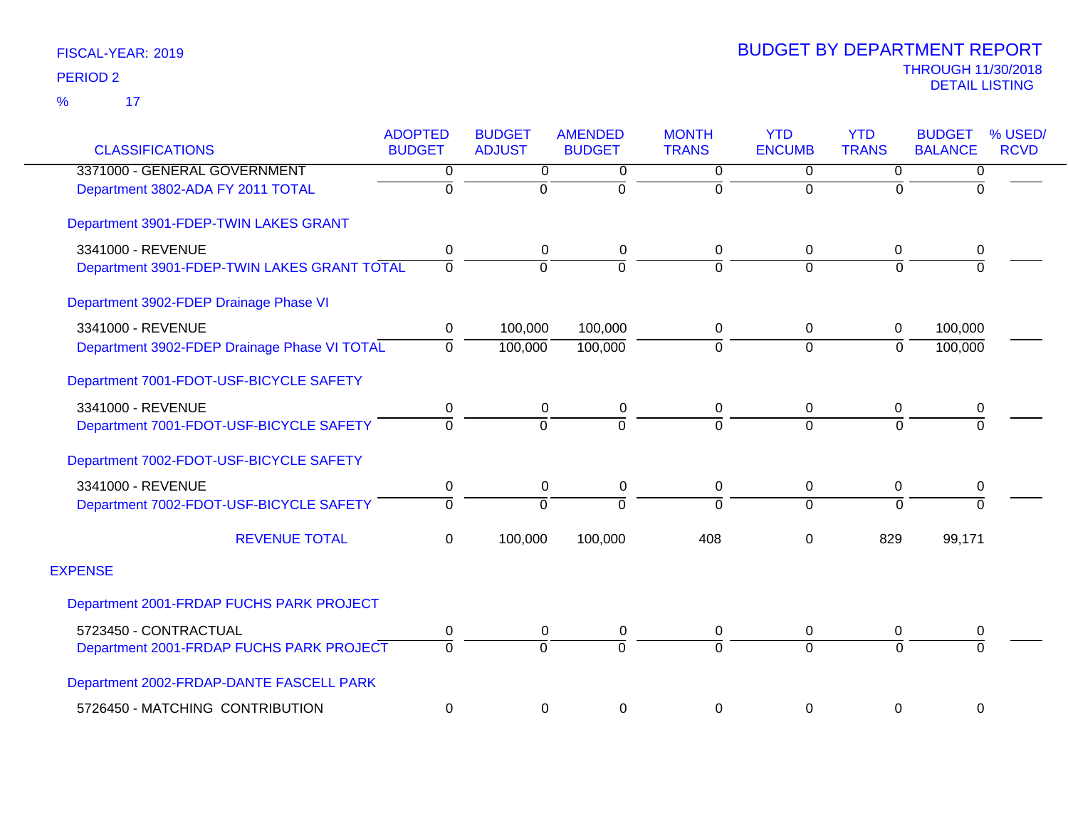FISCAL-YEAR: 2019

PERIOD 2

% 17

# BUDGET BY DEPARTMENT REPORT

THROUGH 11/30/2018

DETAIL LISTING

| CLASSIFICATIONS | ADOPTED BUDGET | BUDGET ADJUST | AMENDED BUDGET | MONTH TRANS | YTD ENCUMB | YTD TRANS | BUDGET BALANCE | % USED/ RCVD |
|---|---|---|---|---|---|---|---|---|
| 3371000 - GENERAL GOVERNMENT | 0 | 0 | 0 | 0 | 0 | 0 | 0 | |
| Department 3802-ADA FY 2011 TOTAL | 0 | 0 | 0 | 0 | 0 | 0 | 0 | |
| Department 3901-FDEP-TWIN LAKES GRANT | | | | | | | | |
| 3341000 - REVENUE | 0 | 0 | 0 | 0 | 0 | 0 | 0 | |
| Department 3901-FDEP-TWIN LAKES GRANT TOTAL | 0 | 0 | 0 | 0 | 0 | 0 | 0 | |
| Department 3902-FDEP Drainage Phase VI | | | | | | | | |
| 3341000 - REVENUE | 0 | 100,000 | 100,000 | 0 | 0 | 0 | 100,000 | |
| Department 3902-FDEP Drainage Phase VI TOTAL | 0 | 100,000 | 100,000 | 0 | 0 | 0 | 100,000 | |
| Department 7001-FDOT-USF-BICYCLE SAFETY | | | | | | | | |
| 3341000 - REVENUE | 0 | 0 | 0 | 0 | 0 | 0 | 0 | |
| Department 7001-FDOT-USF-BICYCLE SAFETY | 0 | 0 | 0 | 0 | 0 | 0 | 0 | |
| Department 7002-FDOT-USF-BICYCLE SAFETY | | | | | | | | |
| 3341000 - REVENUE | 0 | 0 | 0 | 0 | 0 | 0 | 0 | |
| Department 7002-FDOT-USF-BICYCLE SAFETY | 0 | 0 | 0 | 0 | 0 | 0 | 0 | |
| REVENUE TOTAL | 0 | 100,000 | 100,000 | 408 | 0 | 829 | 99,171 | |
| EXPENSE | | | | | | | | |
| Department 2001-FRDAP FUCHS PARK PROJECT | | | | | | | | |
| 5723450 - CONTRACTUAL | 0 | 0 | 0 | 0 | 0 | 0 | 0 | |
| Department 2001-FRDAP FUCHS PARK PROJECT | 0 | 0 | 0 | 0 | 0 | 0 | 0 | |
| Department 2002-FRDAP-DANTE FASCELL PARK | | | | | | | | |
| 5726450 - MATCHING CONTRIBUTION | 0 | 0 | 0 | 0 | 0 | 0 | 0 | |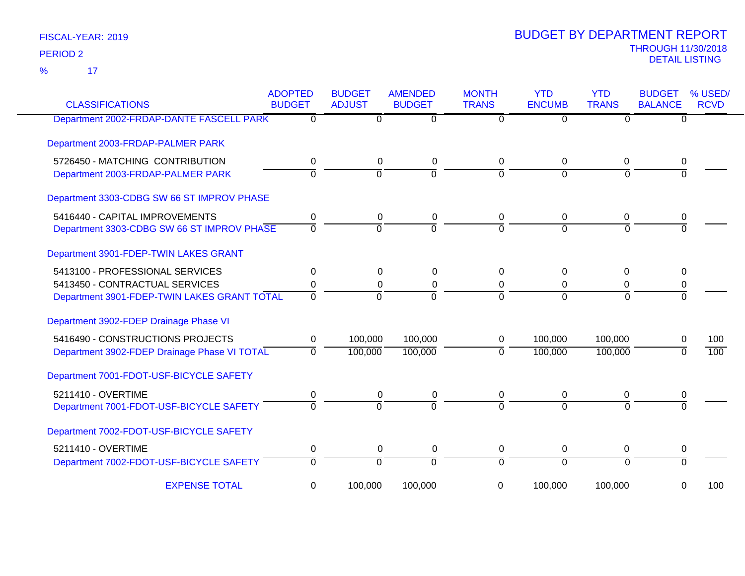FISCAL-YEAR: 2019
PERIOD 2
% 17

# BUDGET BY DEPARTMENT REPORT
THROUGH 11/30/2018
DETAIL LISTING

| CLASSIFICATIONS | ADOPTED BUDGET | BUDGET ADJUST | AMENDED BUDGET | MONTH TRANS | YTD ENCUMB | YTD TRANS | BUDGET BALANCE | % USED/ RCVD |
|---|---|---|---|---|---|---|---|---|
| Department 2002-FRDAP-DANTE FASCELL PARK | 0 | 0 | 0 | 0 | 0 | 0 | 0 | |
| Department 2003-FRDAP-PALMER PARK | | | | | | | | |
| 5726450 - MATCHING CONTRIBUTION | 0 | 0 | 0 | 0 | 0 | 0 | 0 | |
| Department 2003-FRDAP-PALMER PARK | 0 | 0 | 0 | 0 | 0 | 0 | 0 | |
| Department 3303-CDBG SW 66 ST IMPROV PHASE | | | | | | | | |
| 5416440 - CAPITAL IMPROVEMENTS | 0 | 0 | 0 | 0 | 0 | 0 | 0 | |
| Department 3303-CDBG SW 66 ST IMPROV PHASE | 0 | 0 | 0 | 0 | 0 | 0 | 0 | |
| Department 3901-FDEP-TWIN LAKES GRANT | | | | | | | | |
| 5413100 - PROFESSIONAL SERVICES | 0 | 0 | 0 | 0 | 0 | 0 | 0 | |
| 5413450 - CONTRACTUAL SERVICES | 0 | 0 | 0 | 0 | 0 | 0 | 0 | |
| Department 3901-FDEP-TWIN LAKES GRANT TOTAL | 0 | 0 | 0 | 0 | 0 | 0 | 0 | |
| Department 3902-FDEP Drainage Phase VI | | | | | | | | |
| 5416490 - CONSTRUCTIONS PROJECTS | 0 | 100,000 | 100,000 | 0 | 100,000 | 100,000 | 0 | 100 |
| Department 3902-FDEP Drainage Phase VI TOTAL | 0 | 100,000 | 100,000 | 0 | 100,000 | 100,000 | 0 | 100 |
| Department 7001-FDOT-USF-BICYCLE SAFETY | | | | | | | | |
| 5211410 - OVERTIME | 0 | 0 | 0 | 0 | 0 | 0 | 0 | |
| Department 7001-FDOT-USF-BICYCLE SAFETY | 0 | 0 | 0 | 0 | 0 | 0 | 0 | |
| Department 7002-FDOT-USF-BICYCLE SAFETY | | | | | | | | |
| 5211410 - OVERTIME | 0 | 0 | 0 | 0 | 0 | 0 | 0 | |
| Department 7002-FDOT-USF-BICYCLE SAFETY | 0 | 0 | 0 | 0 | 0 | 0 | 0 | |
| EXPENSE TOTAL | 0 | 100,000 | 100,000 | 0 | 100,000 | 100,000 | 0 | 100 |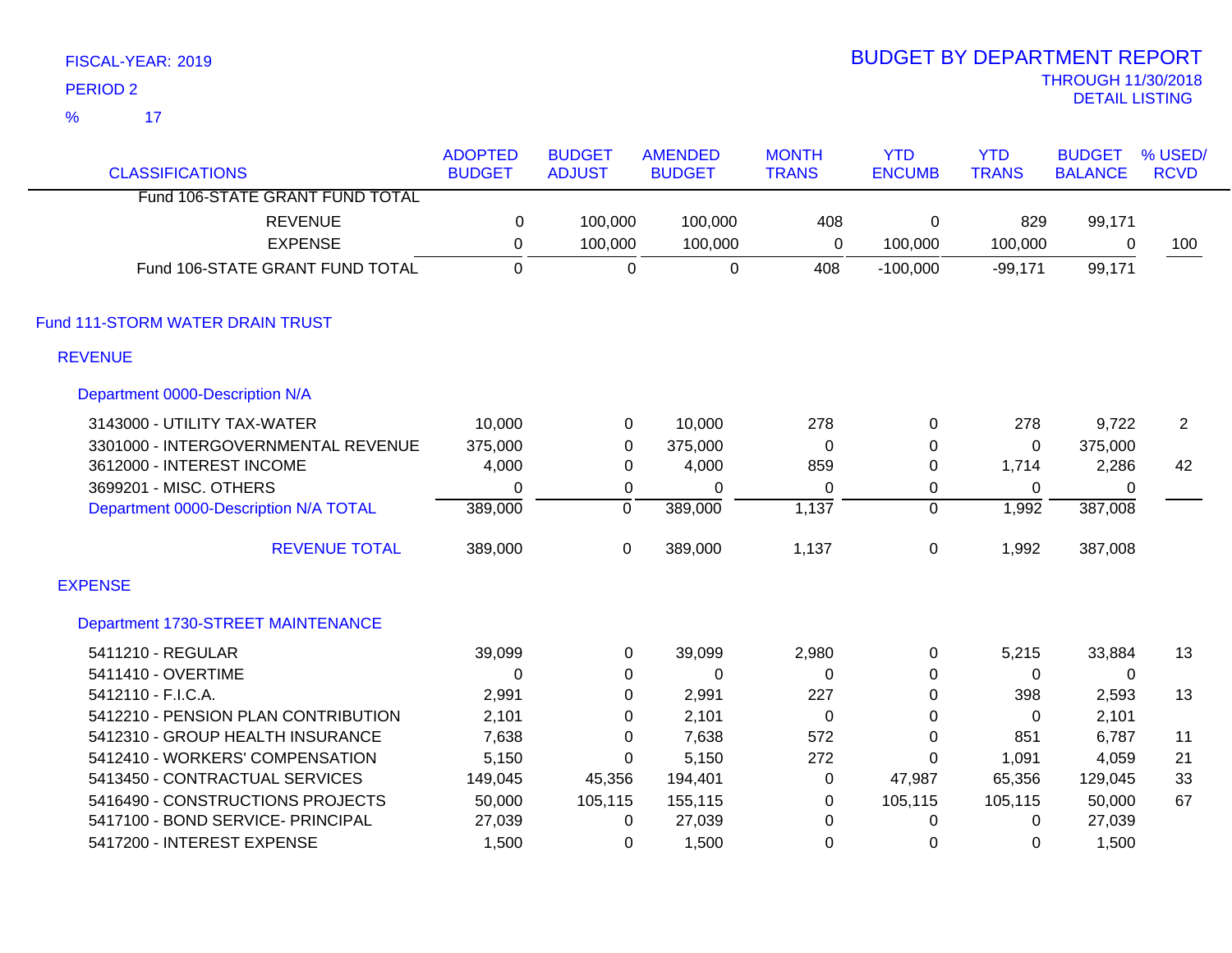FISCAL-YEAR: 2019

PERIOD 2

% 17

# BUDGET BY DEPARTMENT REPORT

THROUGH 11/30/2018

DETAIL LISTING

| CLASSIFICATIONS | ADOPTED BUDGET | BUDGET ADJUST | AMENDED BUDGET | MONTH TRANS | YTD ENCUMB | YTD TRANS | BUDGET BALANCE | % USED/ RCVD |
|---|---|---|---|---|---|---|---|---|
| Fund 106-STATE GRANT FUND TOTAL | | | | | | | | |
| REVENUE | 0 | 100,000 | 100,000 | 408 | 0 | 829 | 99,171 | |
| EXPENSE | 0 | 100,000 | 100,000 | 0 | 100,000 | 100,000 | 0 | 100 |
| Fund 106-STATE GRANT FUND TOTAL | 0 | 0 | 0 | 408 | -100,000 | -99,171 | 99,171 | |
| **Fund 111-STORM WATER DRAIN TRUST** | | | | | | | | |
| **REVENUE** | | | | | | | | |
| **Department 0000-Description N/A** | | | | | | | | |
| 3143000 - UTILITY TAX-WATER | 10,000 | 0 | 10,000 | 278 | 0 | 278 | 9,722 | 2 |
| 3301000 - INTERGOVERNMENTAL REVENUE | 375,000 | 0 | 375,000 | 0 | 0 | 0 | 375,000 | |
| 3612000 - INTEREST INCOME | 4,000 | 0 | 4,000 | 859 | 0 | 1,714 | 2,286 | 42 |
| 3699201 - MISC. OTHERS | 0 | 0 | 0 | 0 | 0 | 0 | 0 | |
| Department 0000-Description N/A TOTAL | 389,000 | 0 | 389,000 | 1,137 | 0 | 1,992 | 387,008 | |
| REVENUE TOTAL | 389,000 | 0 | 389,000 | 1,137 | 0 | 1,992 | 387,008 | |
| **EXPENSE** | | | | | | | | |
| **Department 1730-STREET MAINTENANCE** | | | | | | | | |
| 5411210 - REGULAR | 39,099 | 0 | 39,099 | 2,980 | 0 | 5,215 | 33,884 | 13 |
| 5411410 - OVERTIME | 0 | 0 | 0 | 0 | 0 | 0 | 0 | |
| 5412110 - F.I.C.A. | 2,991 | 0 | 2,991 | 227 | 0 | 398 | 2,593 | 13 |
| 5412210 - PENSION PLAN CONTRIBUTION | 2,101 | 0 | 2,101 | 0 | 0 | 0 | 2,101 | |
| 5412310 - GROUP HEALTH INSURANCE | 7,638 | 0 | 7,638 | 572 | 0 | 851 | 6,787 | 11 |
| 5412410 - WORKERS' COMPENSATION | 5,150 | 0 | 5,150 | 272 | 0 | 1,091 | 4,059 | 21 |
| 5413450 - CONTRACTUAL SERVICES | 149,045 | 45,356 | 194,401 | 0 | 47,987 | 65,356 | 129,045 | 33 |
| 5416490 - CONSTRUCTIONS PROJECTS | 50,000 | 105,115 | 155,115 | 0 | 105,115 | 105,115 | 50,000 | 67 |
| 5417100 - BOND SERVICE- PRINCIPAL | 27,039 | 0 | 27,039 | 0 | 0 | 0 | 27,039 | |
| 5417200 - INTEREST EXPENSE | 1,500 | 0 | 1,500 | 0 | 0 | 0 | 1,500 | |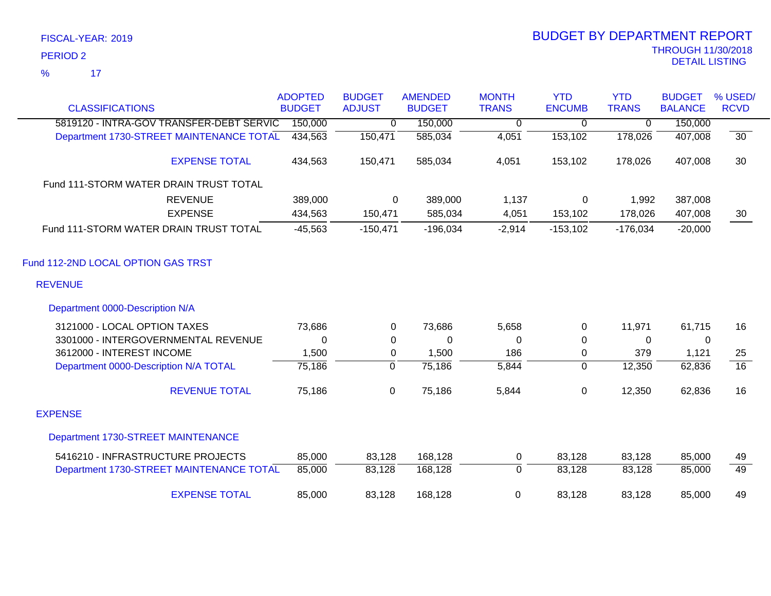FISCAL-YEAR: 2019

PERIOD 2

% 17

# BUDGET BY DEPARTMENT REPORT

THROUGH 11/30/2018

DETAIL LISTING

| CLASSIFICATIONS | ADOPTED BUDGET | BUDGET ADJUST | AMENDED BUDGET | MONTH TRANS | YTD ENCUMB | YTD TRANS | BUDGET BALANCE | % USED/ RCVD |
|---|---|---|---|---|---|---|---|---|
| 5819120 - INTRA-GOV TRANSFER-DEBT SERVIC | 150,000 | 0 | 150,000 | 0 | 0 | 0 | 150,000 | |
| Department 1730-STREET MAINTENANCE TOTAL | 434,563 | 150,471 | 585,034 | 4,051 | 153,102 | 178,026 | 407,008 | 30 |
| EXPENSE TOTAL | 434,563 | 150,471 | 585,034 | 4,051 | 153,102 | 178,026 | 407,008 | 30 |
| Fund 111-STORM WATER DRAIN TRUST TOTAL | | | | | | | | |
| REVENUE | 389,000 | 0 | 389,000 | 1,137 | 0 | 1,992 | 387,008 | |
| EXPENSE | 434,563 | 150,471 | 585,034 | 4,051 | 153,102 | 178,026 | 407,008 | 30 |
| Fund 111-STORM WATER DRAIN TRUST TOTAL | -45,563 | -150,471 | -196,034 | -2,914 | -153,102 | -176,034 | -20,000 | |
| Fund 112-2ND LOCAL OPTION GAS TRST | | | | | | | | |
| REVENUE | | | | | | | | |
| Department 0000-Description N/A | | | | | | | | |
| 3121000 - LOCAL OPTION TAXES | 73,686 | 0 | 73,686 | 5,658 | 0 | 11,971 | 61,715 | 16 |
| 3301000 - INTERGOVERNMENTAL REVENUE | 0 | 0 | 0 | 0 | 0 | 0 | 0 | |
| 3612000 - INTEREST INCOME | 1,500 | 0 | 1,500 | 186 | 0 | 379 | 1,121 | 25 |
| Department 0000-Description N/A TOTAL | 75,186 | 0 | 75,186 | 5,844 | 0 | 12,350 | 62,836 | 16 |
| REVENUE TOTAL | 75,186 | 0 | 75,186 | 5,844 | 0 | 12,350 | 62,836 | 16 |
| EXPENSE | | | | | | | | |
| Department 1730-STREET MAINTENANCE | | | | | | | | |
| 5416210 - INFRASTRUCTURE PROJECTS | 85,000 | 83,128 | 168,128 | 0 | 83,128 | 83,128 | 85,000 | 49 |
| Department 1730-STREET MAINTENANCE TOTAL | 85,000 | 83,128 | 168,128 | 0 | 83,128 | 83,128 | 85,000 | 49 |
| EXPENSE TOTAL | 85,000 | 83,128 | 168,128 | 0 | 83,128 | 83,128 | 85,000 | 49 |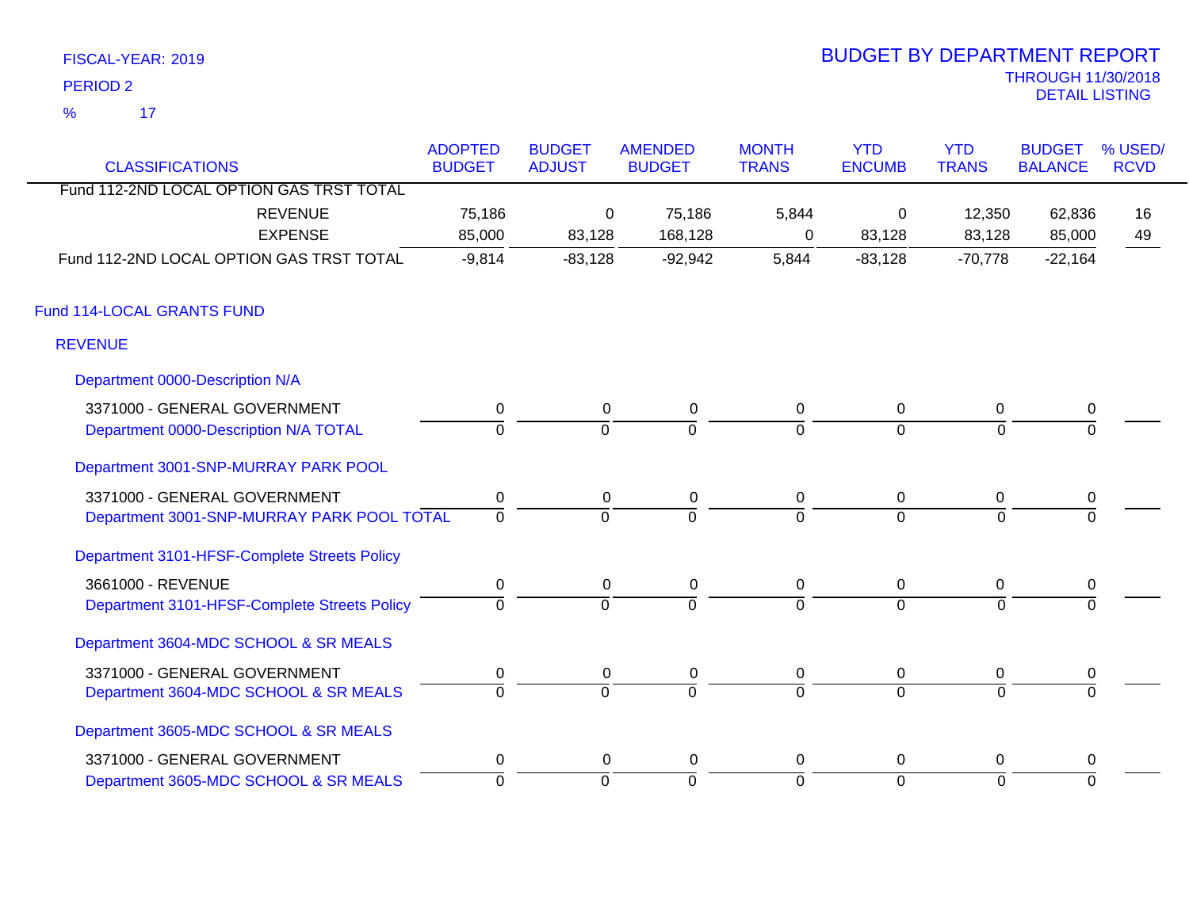FISCAL-YEAR: 2019

PERIOD 2

% 17

# BUDGET BY DEPARTMENT REPORT

THROUGH 11/30/2018

DETAIL LISTING

| CLASSIFICATIONS | ADOPTED BUDGET | BUDGET ADJUST | AMENDED BUDGET | MONTH TRANS | YTD ENCUMB | YTD TRANS | BUDGET BALANCE | % USED/ RCVD |
|---|---|---|---|---|---|---|---|---|
| Fund 112-2ND LOCAL OPTION GAS TRST TOTAL | | | | | | | | |
| REVENUE | 75,186 | 0 | 75,186 | 5,844 | 0 | 12,350 | 62,836 | 16 |
| EXPENSE | 85,000 | 83,128 | 168,128 | 0 | 83,128 | 83,128 | 85,000 | 49 |
| Fund 112-2ND LOCAL OPTION GAS TRST TOTAL | -9,814 | -83,128 | -92,942 | 5,844 | -83,128 | -70,778 | -22,164 | |
| **Fund 114-LOCAL GRANTS FUND** | | | | | | | | |
| **REVENUE** | | | | | | | | |
| **Department 0000-Description N/A** | | | | | | | | |
| 3371000 - GENERAL GOVERNMENT | 0 | 0 | 0 | 0 | 0 | 0 | 0 | |
| Department 0000-Description N/A TOTAL | 0 | 0 | 0 | 0 | 0 | 0 | 0 | |
| **Department 3001-SNP-MURRAY PARK POOL** | | | | | | | | |
| 3371000 - GENERAL GOVERNMENT | 0 | 0 | 0 | 0 | 0 | 0 | 0 | |
| Department 3001-SNP-MURRAY PARK POOL TOTAL | 0 | 0 | 0 | 0 | 0 | 0 | 0 | |
| **Department 3101-HFSF-Complete Streets Policy** | | | | | | | | |
| 3661000 - REVENUE | 0 | 0 | 0 | 0 | 0 | 0 | 0 | |
| Department 3101-HFSF-Complete Streets Policy | 0 | 0 | 0 | 0 | 0 | 0 | 0 | |
| **Department 3604-MDC SCHOOL & SR MEALS** | | | | | | | | |
| 3371000 - GENERAL GOVERNMENT | 0 | 0 | 0 | 0 | 0 | 0 | 0 | |
| Department 3604-MDC SCHOOL & SR MEALS | 0 | 0 | 0 | 0 | 0 | 0 | 0 | |
| **Department 3605-MDC SCHOOL & SR MEALS** | | | | | | | | |
| 3371000 - GENERAL GOVERNMENT | 0 | 0 | 0 | 0 | 0 | 0 | 0 | |
| Department 3605-MDC SCHOOL & SR MEALS | 0 | 0 | 0 | 0 | 0 | 0 | 0 | |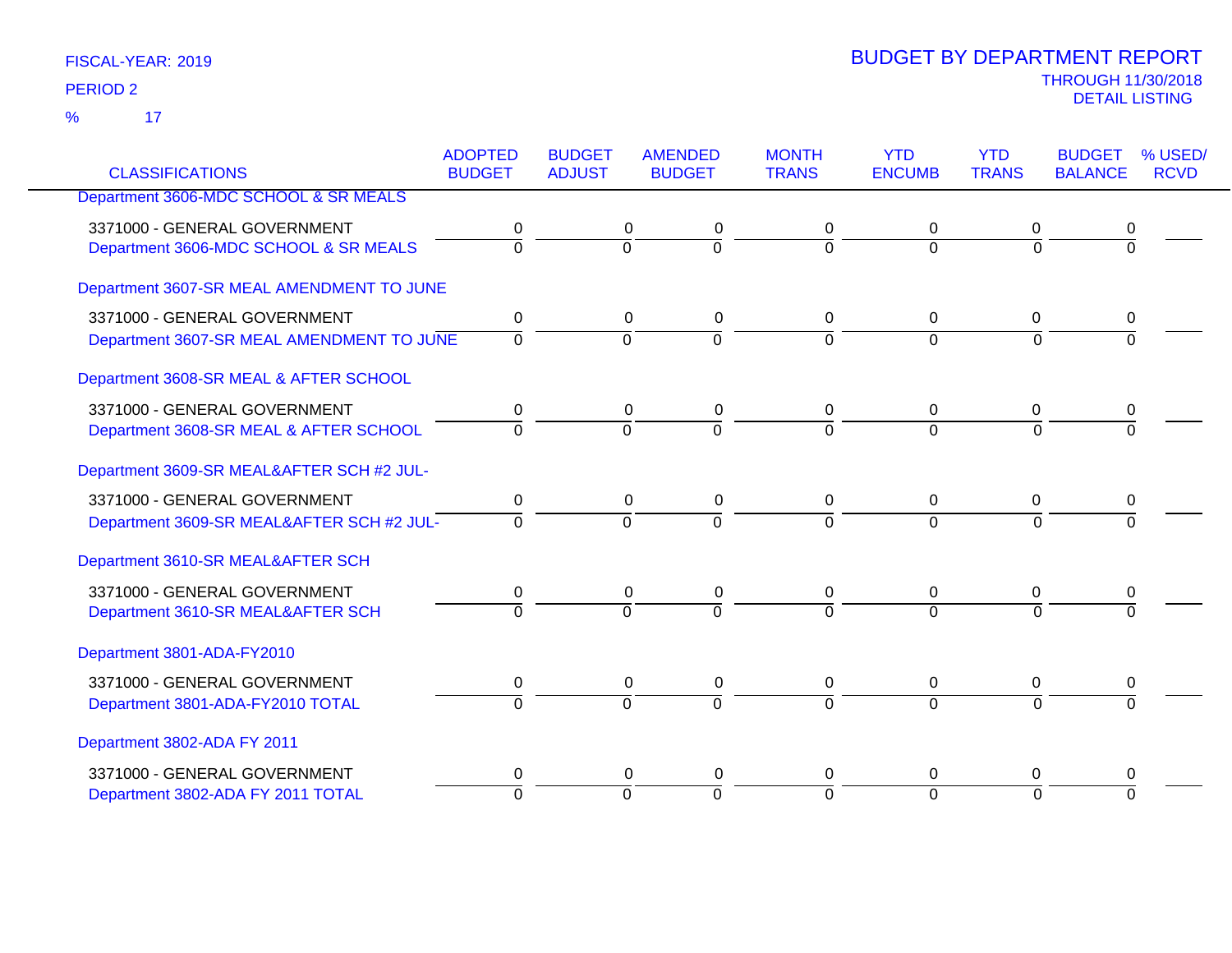FISCAL-YEAR: 2019

PERIOD 2

% 17

# BUDGET BY DEPARTMENT REPORT

THROUGH 11/30/2018

DETAIL LISTING

| CLASSIFICATIONS | ADOPTED BUDGET | BUDGET ADJUST | AMENDED BUDGET | MONTH TRANS | YTD ENCUMB | YTD TRANS | BUDGET BALANCE | % USED/ RCVD |
|---|---|---|---|---|---|---|---|---|
| Department 3606-MDC SCHOOL & SR MEALS | | | | | | | | |
| 3371000 - GENERAL GOVERNMENT | 0 | 0 | 0 | 0 | 0 | 0 | 0 | |
| Department 3606-MDC SCHOOL & SR MEALS | 0 | 0 | 0 | 0 | 0 | 0 | 0 | |
| Department 3607-SR MEAL AMENDMENT TO JUNE | | | | | | | | |
| 3371000 - GENERAL GOVERNMENT | 0 | 0 | 0 | 0 | 0 | 0 | 0 | |
| Department 3607-SR MEAL AMENDMENT TO JUNE | 0 | 0 | 0 | 0 | 0 | 0 | 0 | |
| Department 3608-SR MEAL & AFTER SCHOOL | | | | | | | | |
| 3371000 - GENERAL GOVERNMENT | 0 | 0 | 0 | 0 | 0 | 0 | 0 | |
| Department 3608-SR MEAL & AFTER SCHOOL | 0 | 0 | 0 | 0 | 0 | 0 | 0 | |
| Department 3609-SR MEAL&AFTER SCH #2 JUL- | | | | | | | | |
| 3371000 - GENERAL GOVERNMENT | 0 | 0 | 0 | 0 | 0 | 0 | 0 | |
| Department 3609-SR MEAL&AFTER SCH #2 JUL- | 0 | 0 | 0 | 0 | 0 | 0 | 0 | |
| Department 3610-SR MEAL&AFTER SCH | | | | | | | | |
| 3371000 - GENERAL GOVERNMENT | 0 | 0 | 0 | 0 | 0 | 0 | 0 | |
| Department 3610-SR MEAL&AFTER SCH | 0 | 0 | 0 | 0 | 0 | 0 | 0 | |
| Department 3801-ADA-FY2010 | | | | | | | | |
| 3371000 - GENERAL GOVERNMENT | 0 | 0 | 0 | 0 | 0 | 0 | 0 | |
| Department 3801-ADA-FY2010 TOTAL | 0 | 0 | 0 | 0 | 0 | 0 | 0 | |
| Department 3802-ADA FY 2011 | | | | | | | | |
| 3371000 - GENERAL GOVERNMENT | 0 | 0 | 0 | 0 | 0 | 0 | 0 | |
| Department 3802-ADA FY 2011 TOTAL | 0 | 0 | 0 | 0 | 0 | 0 | 0 | |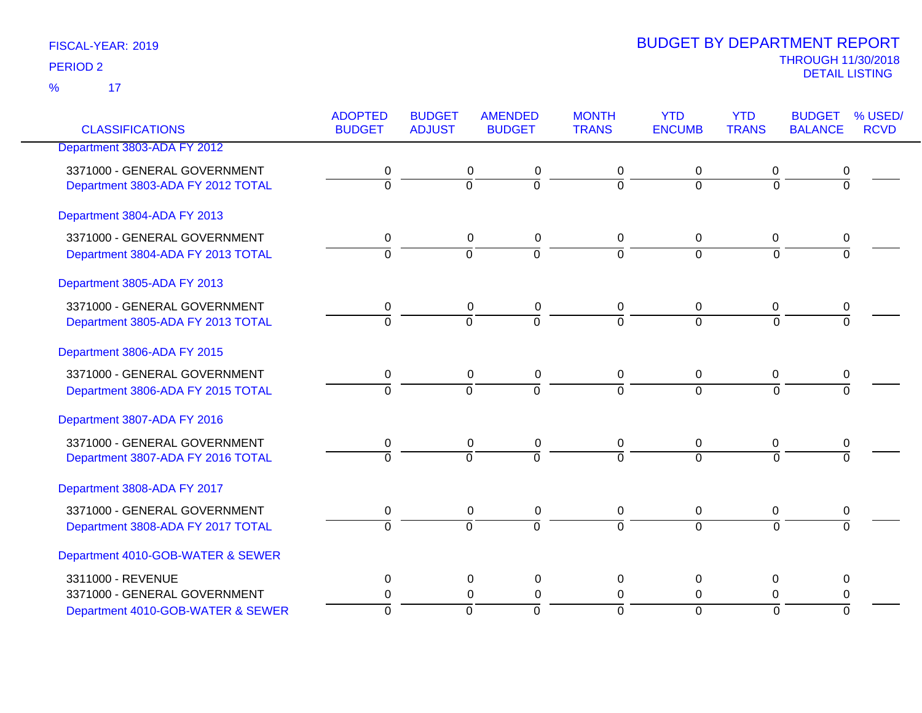FISCAL-YEAR: 2019

PERIOD 2

% 17

# BUDGET BY DEPARTMENT REPORT

THROUGH 11/30/2018

DETAIL LISTING

| CLASSIFICATIONS | ADOPTED BUDGET | BUDGET ADJUST | AMENDED BUDGET | MONTH TRANS | YTD ENCUMB | YTD TRANS | BUDGET BALANCE | % USED/ RCVD |
|---|---|---|---|---|---|---|---|---|
| Department 3803-ADA FY 2012 | | | | | | | | |
| 3371000 - GENERAL GOVERNMENT | 0 | 0 | 0 | 0 | 0 | 0 | 0 | |
| Department 3803-ADA FY 2012 TOTAL | 0 | 0 | 0 | 0 | 0 | 0 | 0 | |
| Department 3804-ADA FY 2013 | | | | | | | | |
| 3371000 - GENERAL GOVERNMENT | 0 | 0 | 0 | 0 | 0 | 0 | 0 | |
| Department 3804-ADA FY 2013 TOTAL | 0 | 0 | 0 | 0 | 0 | 0 | 0 | |
| Department 3805-ADA FY 2013 | | | | | | | | |
| 3371000 - GENERAL GOVERNMENT | 0 | 0 | 0 | 0 | 0 | 0 | 0 | |
| Department 3805-ADA FY 2013 TOTAL | 0 | 0 | 0 | 0 | 0 | 0 | 0 | |
| Department 3806-ADA FY 2015 | | | | | | | | |
| 3371000 - GENERAL GOVERNMENT | 0 | 0 | 0 | 0 | 0 | 0 | 0 | |
| Department 3806-ADA FY 2015 TOTAL | 0 | 0 | 0 | 0 | 0 | 0 | 0 | |
| Department 3807-ADA FY 2016 | | | | | | | | |
| 3371000 - GENERAL GOVERNMENT | 0 | 0 | 0 | 0 | 0 | 0 | 0 | |
| Department 3807-ADA FY 2016 TOTAL | 0 | 0 | 0 | 0 | 0 | 0 | 0 | |
| Department 3808-ADA FY 2017 | | | | | | | | |
| 3371000 - GENERAL GOVERNMENT | 0 | 0 | 0 | 0 | 0 | 0 | 0 | |
| Department 3808-ADA FY 2017 TOTAL | 0 | 0 | 0 | 0 | 0 | 0 | 0 | |
| Department 4010-GOB-WATER & SEWER | | | | | | | | |
| 3311000 - REVENUE | 0 | 0 | 0 | 0 | 0 | 0 | 0 | |
| 3371000 - GENERAL GOVERNMENT | 0 | 0 | 0 | 0 | 0 | 0 | 0 | |
| Department 4010-GOB-WATER & SEWER | 0 | 0 | 0 | 0 | 0 | 0 | 0 | |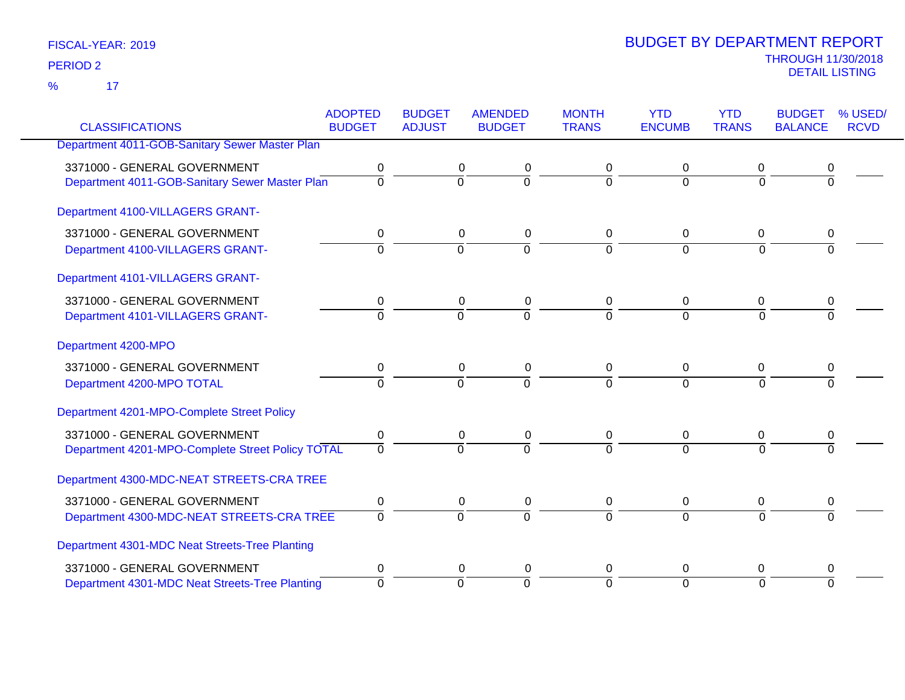FISCAL-YEAR: 2019

PERIOD 2

% 17

# BUDGET BY DEPARTMENT REPORT

THROUGH 11/30/2018

DETAIL LISTING

| CLASSIFICATIONS | ADOPTED BUDGET | BUDGET ADJUST | AMENDED BUDGET | MONTH TRANS | YTD ENCUMB | YTD TRANS | BUDGET BALANCE | % USED/ RCVD |
|---|---|---|---|---|---|---|---|---|
| **Department 4011-GOB-Sanitary Sewer Master Plan** | | | | | | | | |
| 3371000 - GENERAL GOVERNMENT | 0 | 0 | 0 | 0 | 0 | 0 | 0 | |
| Department 4011-GOB-Sanitary Sewer Master Plan | 0 | 0 | 0 | 0 | 0 | 0 | 0 | |
| **Department 4100-VILLAGERS GRANT-** | | | | | | | | |
| 3371000 - GENERAL GOVERNMENT | 0 | 0 | 0 | 0 | 0 | 0 | 0 | |
| Department 4100-VILLAGERS GRANT- | 0 | 0 | 0 | 0 | 0 | 0 | 0 | |
| **Department 4101-VILLAGERS GRANT-** | | | | | | | | |
| 3371000 - GENERAL GOVERNMENT | 0 | 0 | 0 | 0 | 0 | 0 | 0 | |
| Department 4101-VILLAGERS GRANT- | 0 | 0 | 0 | 0 | 0 | 0 | 0 | |
| **Department 4200-MPO** | | | | | | | | |
| 3371000 - GENERAL GOVERNMENT | 0 | 0 | 0 | 0 | 0 | 0 | 0 | |
| Department 4200-MPO TOTAL | 0 | 0 | 0 | 0 | 0 | 0 | 0 | |
| **Department 4201-MPO-Complete Street Policy** | | | | | | | | |
| 3371000 - GENERAL GOVERNMENT | 0 | 0 | 0 | 0 | 0 | 0 | 0 | |
| Department 4201-MPO-Complete Street Policy TOTAL | 0 | 0 | 0 | 0 | 0 | 0 | 0 | |
| **Department 4300-MDC-NEAT STREETS-CRA TREE** | | | | | | | | |
| 3371000 - GENERAL GOVERNMENT | 0 | 0 | 0 | 0 | 0 | 0 | 0 | |
| Department 4300-MDC-NEAT STREETS-CRA TREE | 0 | 0 | 0 | 0 | 0 | 0 | 0 | |
| **Department 4301-MDC Neat Streets-Tree Planting** | | | | | | | | |
| 3371000 - GENERAL GOVERNMENT | 0 | 0 | 0 | 0 | 0 | 0 | 0 | |
| Department 4301-MDC Neat Streets-Tree Planting | 0 | 0 | 0 | 0 | 0 | 0 | 0 | |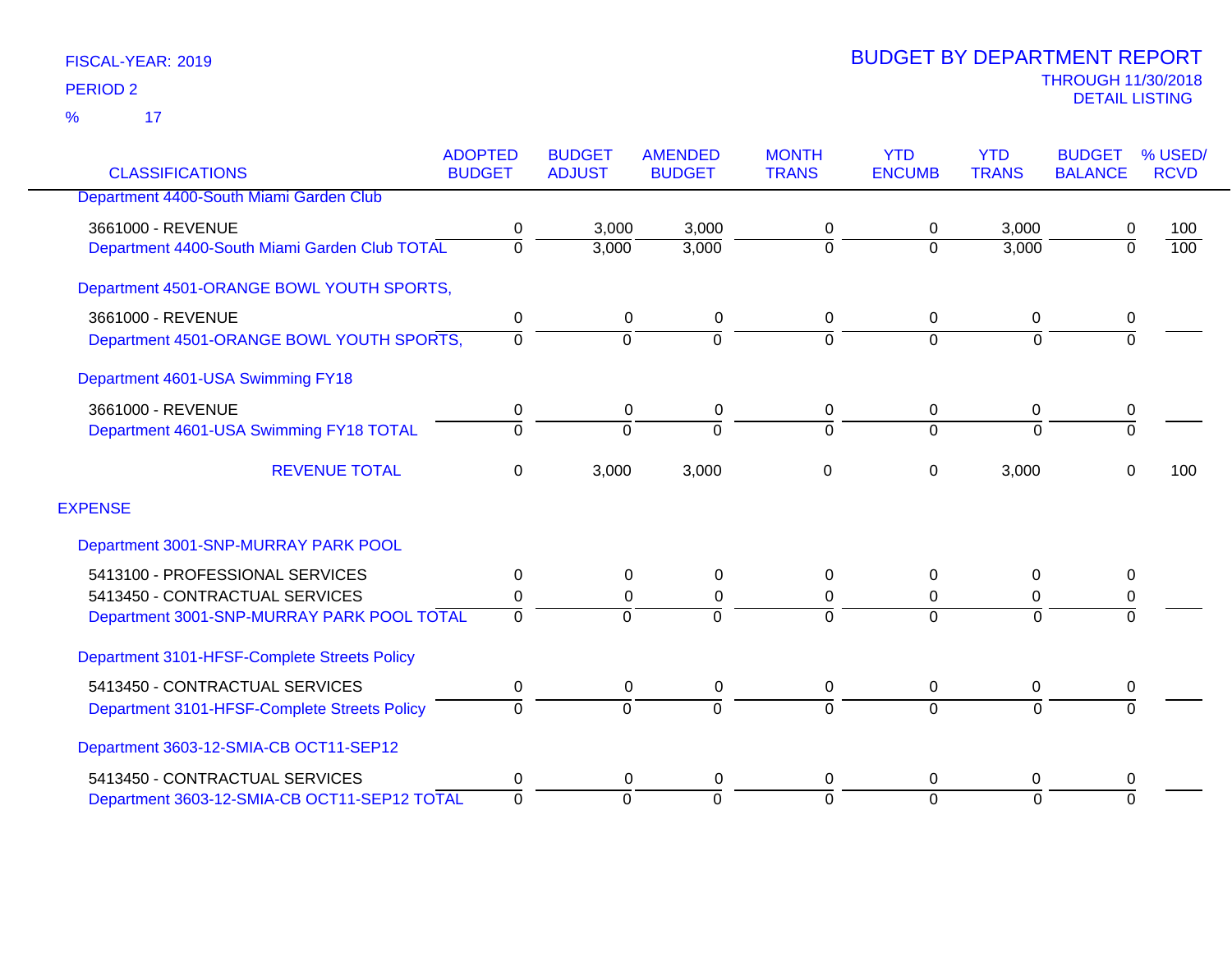FISCAL-YEAR: 2019

PERIOD 2

% 17

# BUDGET BY DEPARTMENT REPORT

THROUGH 11/30/2018

DETAIL LISTING

| CLASSIFICATIONS | ADOPTED BUDGET | BUDGET ADJUST | AMENDED BUDGET | MONTH TRANS | YTD ENCUMB | YTD TRANS | BUDGET BALANCE | % USED/ RCVD |
|---|---|---|---|---|---|---|---|---|
| Department 4400-South Miami Garden Club | | | | | | | | |
| 3661000 - REVENUE | 0 | 3,000 | 3,000 | 0 | 0 | 3,000 | 0 | 100 |
| Department 4400-South Miami Garden Club TOTAL | 0 | 3,000 | 3,000 | 0 | 0 | 3,000 | 0 | 100 |
| Department 4501-ORANGE BOWL YOUTH SPORTS, | | | | | | | | |
| 3661000 - REVENUE | 0 | 0 | 0 | 0 | 0 | 0 | 0 | |
| Department 4501-ORANGE BOWL YOUTH SPORTS, | 0 | 0 | 0 | 0 | 0 | 0 | 0 | |
| Department 4601-USA Swimming FY18 | | | | | | | | |
| 3661000 - REVENUE | 0 | 0 | 0 | 0 | 0 | 0 | 0 | |
| Department 4601-USA Swimming FY18 TOTAL | 0 | 0 | 0 | 0 | 0 | 0 | 0 | |
| REVENUE TOTAL | 0 | 3,000 | 3,000 | 0 | 0 | 3,000 | 0 | 100 |
| **EXPENSE** | | | | | | | | |
| Department 3001-SNP-MURRAY PARK POOL | | | | | | | | |
| 5413100 - PROFESSIONAL SERVICES | 0 | 0 | 0 | 0 | 0 | 0 | 0 | |
| 5413450 - CONTRACTUAL SERVICES | 0 | 0 | 0 | 0 | 0 | 0 | 0 | |
| Department 3001-SNP-MURRAY PARK POOL TOTAL | 0 | 0 | 0 | 0 | 0 | 0 | 0 | |
| Department 3101-HFSF-Complete Streets Policy | | | | | | | | |
| 5413450 - CONTRACTUAL SERVICES | 0 | 0 | 0 | 0 | 0 | 0 | 0 | |
| Department 3101-HFSF-Complete Streets Policy | 0 | 0 | 0 | 0 | 0 | 0 | 0 | |
| Department 3603-12-SMIA-CB OCT11-SEP12 | | | | | | | | |
| 5413450 - CONTRACTUAL SERVICES | 0 | 0 | 0 | 0 | 0 | 0 | 0 | |
| Department 3603-12-SMIA-CB OCT11-SEP12 TOTAL | 0 | 0 | 0 | 0 | 0 | 0 | 0 | |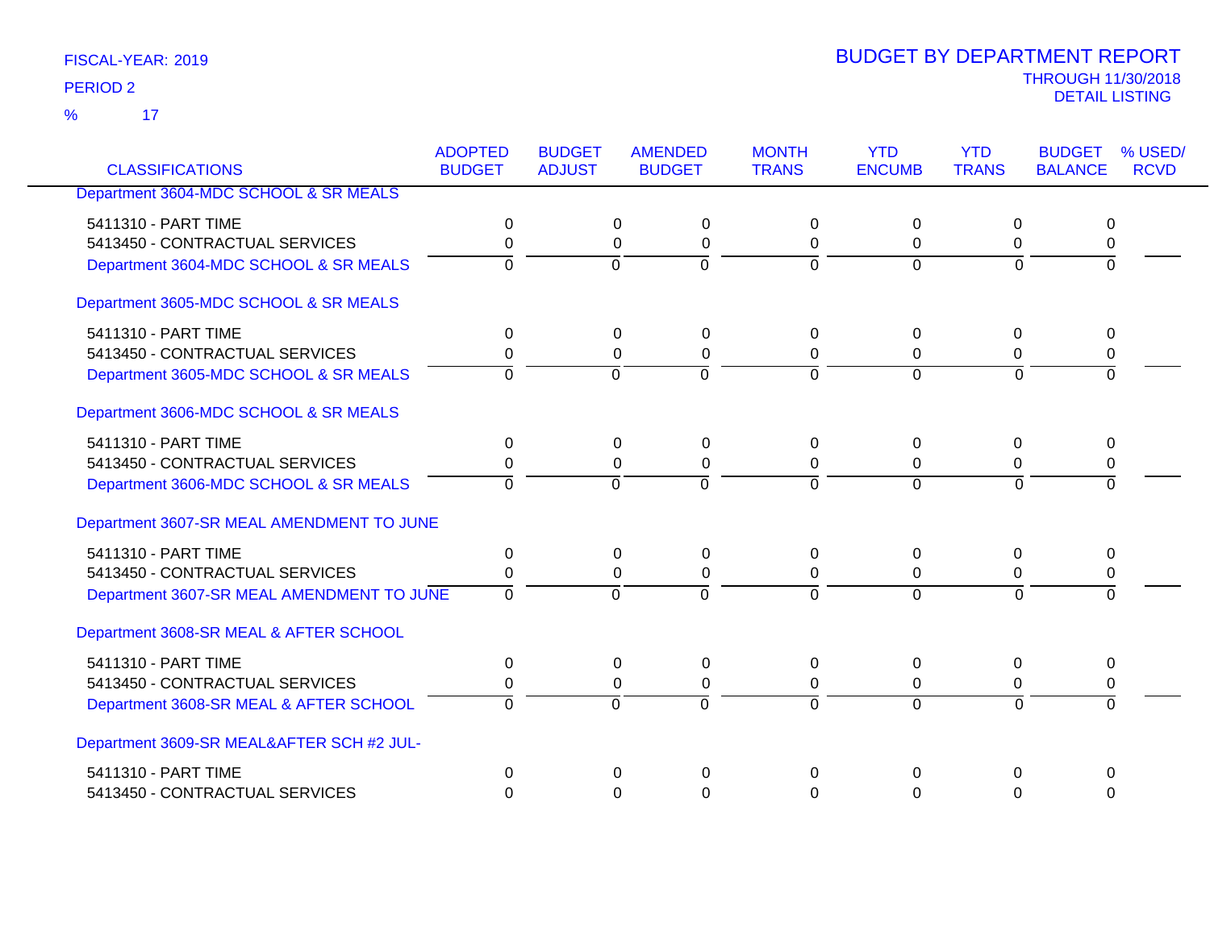FISCAL-YEAR: 2019

PERIOD 2

% 17

# BUDGET BY DEPARTMENT REPORT

THROUGH 11/30/2018

DETAIL LISTING

| CLASSIFICATIONS | ADOPTED BUDGET | BUDGET ADJUST | AMENDED BUDGET | MONTH TRANS | YTD ENCUMB | YTD TRANS | BUDGET BALANCE | % USED/ RCVD |
|---|---|---|---|---|---|---|---|---|
| **Department 3604-MDC SCHOOL & SR MEALS** | | | | | | | | |
| 5411310 - PART TIME | 0 | 0 | 0 | 0 | 0 | 0 | 0 | |
| 5413450 - CONTRACTUAL SERVICES | 0 | 0 | 0 | 0 | 0 | 0 | 0 | |
| Department 3604-MDC SCHOOL & SR MEALS | 0 | 0 | 0 | 0 | 0 | 0 | 0 | |
| **Department 3605-MDC SCHOOL & SR MEALS** | | | | | | | | |
| 5411310 - PART TIME | 0 | 0 | 0 | 0 | 0 | 0 | 0 | |
| 5413450 - CONTRACTUAL SERVICES | 0 | 0 | 0 | 0 | 0 | 0 | 0 | |
| Department 3605-MDC SCHOOL & SR MEALS | 0 | 0 | 0 | 0 | 0 | 0 | 0 | |
| **Department 3606-MDC SCHOOL & SR MEALS** | | | | | | | | |
| 5411310 - PART TIME | 0 | 0 | 0 | 0 | 0 | 0 | 0 | |
| 5413450 - CONTRACTUAL SERVICES | 0 | 0 | 0 | 0 | 0 | 0 | 0 | |
| Department 3606-MDC SCHOOL & SR MEALS | 0 | 0 | 0 | 0 | 0 | 0 | 0 | |
| **Department 3607-SR MEAL AMENDMENT TO JUNE** | | | | | | | | |
| 5411310 - PART TIME | 0 | 0 | 0 | 0 | 0 | 0 | 0 | |
| 5413450 - CONTRACTUAL SERVICES | 0 | 0 | 0 | 0 | 0 | 0 | 0 | |
| Department 3607-SR MEAL AMENDMENT TO JUNE | 0 | 0 | 0 | 0 | 0 | 0 | 0 | |
| **Department 3608-SR MEAL & AFTER SCHOOL** | | | | | | | | |
| 5411310 - PART TIME | 0 | 0 | 0 | 0 | 0 | 0 | 0 | |
| 5413450 - CONTRACTUAL SERVICES | 0 | 0 | 0 | 0 | 0 | 0 | 0 | |
| Department 3608-SR MEAL & AFTER SCHOOL | 0 | 0 | 0 | 0 | 0 | 0 | 0 | |
| **Department 3609-SR MEAL&AFTER SCH #2 JUL-** | | | | | | | | |
| 5411310 - PART TIME | 0 | 0 | 0 | 0 | 0 | 0 | 0 | |
| 5413450 - CONTRACTUAL SERVICES | 0 | 0 | 0 | 0 | 0 | 0 | 0 | |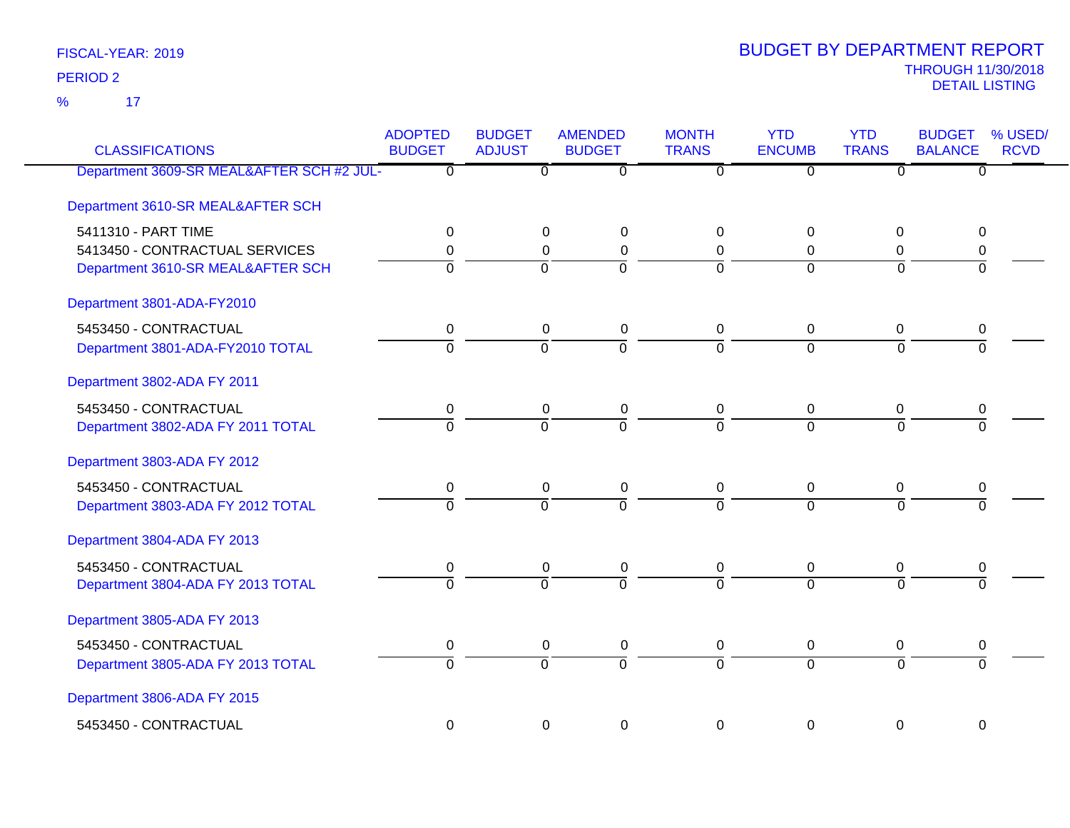FISCAL-YEAR: 2019

PERIOD 2

% 17

# BUDGET BY DEPARTMENT REPORT

THROUGH 11/30/2018

DETAIL LISTING

| CLASSIFICATIONS | ADOPTED BUDGET | BUDGET ADJUST | AMENDED BUDGET | MONTH TRANS | YTD ENCUMB | YTD TRANS | BUDGET BALANCE | % USED/ RCVD |
|---|---|---|---|---|---|---|---|---|
| Department 3609-SR MEAL&AFTER SCH #2 JUL- | 0 | 0 | 0 | 0 | 0 | 0 | 0 | |
| Department 3610-SR MEAL&AFTER SCH | | | | | | | | |
| 5411310 - PART TIME | 0 | 0 | 0 | 0 | 0 | 0 | 0 | |
| 5413450 - CONTRACTUAL SERVICES | 0 | 0 | 0 | 0 | 0 | 0 | 0 | |
| Department 3610-SR MEAL&AFTER SCH | 0 | 0 | 0 | 0 | 0 | 0 | 0 | |
| Department 3801-ADA-FY2010 | | | | | | | | |
| 5453450 - CONTRACTUAL | 0 | 0 | 0 | 0 | 0 | 0 | 0 | |
| Department 3801-ADA-FY2010 TOTAL | 0 | 0 | 0 | 0 | 0 | 0 | 0 | |
| Department 3802-ADA FY 2011 | | | | | | | | |
| 5453450 - CONTRACTUAL | 0 | 0 | 0 | 0 | 0 | 0 | 0 | |
| Department 3802-ADA FY 2011 TOTAL | 0 | 0 | 0 | 0 | 0 | 0 | 0 | |
| Department 3803-ADA FY 2012 | | | | | | | | |
| 5453450 - CONTRACTUAL | 0 | 0 | 0 | 0 | 0 | 0 | 0 | |
| Department 3803-ADA FY 2012 TOTAL | 0 | 0 | 0 | 0 | 0 | 0 | 0 | |
| Department 3804-ADA FY 2013 | | | | | | | | |
| 5453450 - CONTRACTUAL | 0 | 0 | 0 | 0 | 0 | 0 | 0 | |
| Department 3804-ADA FY 2013 TOTAL | 0 | 0 | 0 | 0 | 0 | 0 | 0 | |
| Department 3805-ADA FY 2013 | | | | | | | | |
| 5453450 - CONTRACTUAL | 0 | 0 | 0 | 0 | 0 | 0 | 0 | |
| Department 3805-ADA FY 2013 TOTAL | 0 | 0 | 0 | 0 | 0 | 0 | 0 | |
| Department 3806-ADA FY 2015 | | | | | | | | |
| 5453450 - CONTRACTUAL | 0 | 0 | 0 | 0 | 0 | 0 | 0 | |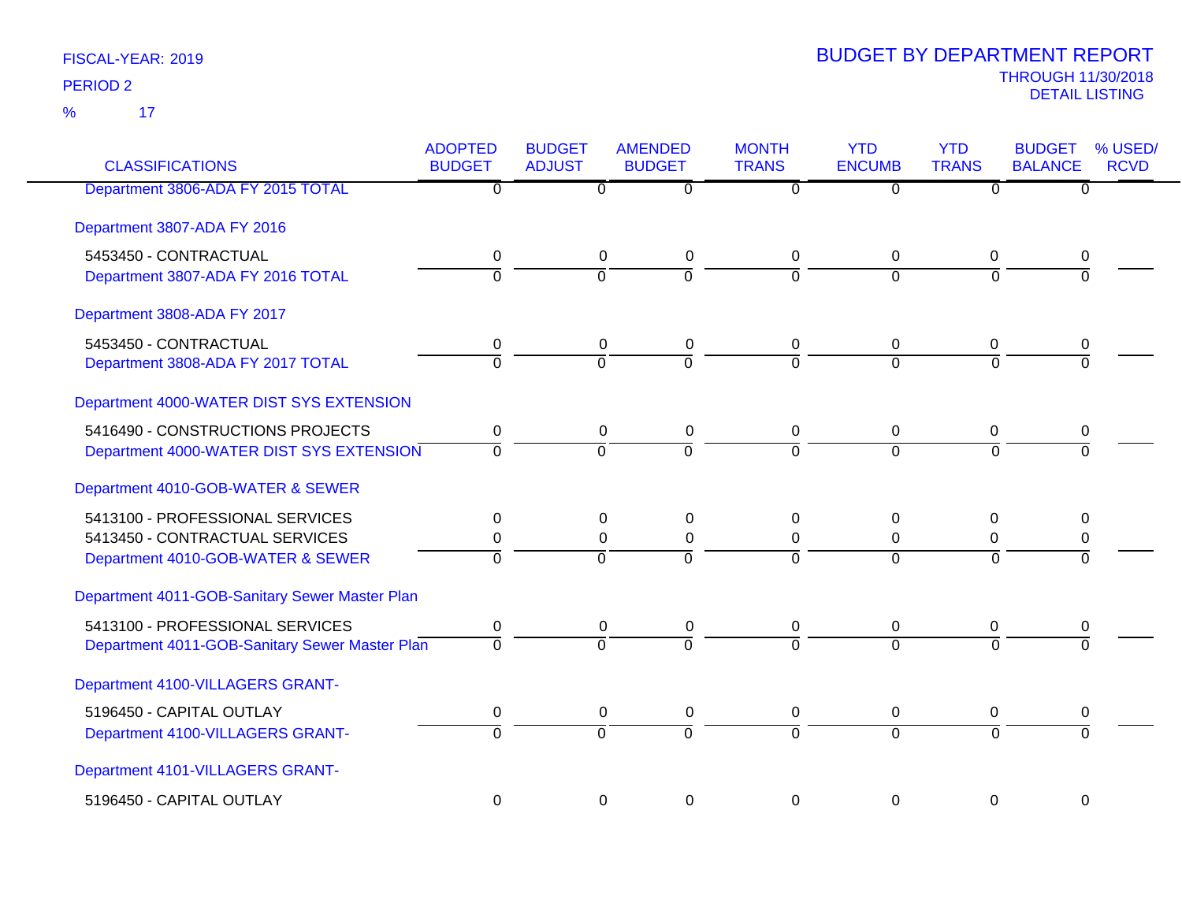FISCAL-YEAR: 2019

PERIOD 2

% 17

# BUDGET BY DEPARTMENT REPORT

THROUGH 11/30/2018

DETAIL LISTING

| CLASSIFICATIONS | ADOPTED BUDGET | BUDGET ADJUST | AMENDED BUDGET | MONTH TRANS | YTD ENCUMB | YTD TRANS | BUDGET BALANCE | % USED/ RCVD |
|---|---|---|---|---|---|---|---|---|
| Department 3806-ADA FY 2015 TOTAL | 0 | 0 | 0 | 0 | 0 | 0 | 0 | |
| Department 3807-ADA FY 2016 | | | | | | | | |
| 5453450 - CONTRACTUAL | 0 | 0 | 0 | 0 | 0 | 0 | 0 | |
| Department 3807-ADA FY 2016 TOTAL | 0 | 0 | 0 | 0 | 0 | 0 | 0 | |
| Department 3808-ADA FY 2017 | | | | | | | | |
| 5453450 - CONTRACTUAL | 0 | 0 | 0 | 0 | 0 | 0 | 0 | |
| Department 3808-ADA FY 2017 TOTAL | 0 | 0 | 0 | 0 | 0 | 0 | 0 | |
| Department 4000-WATER DIST SYS EXTENSION | | | | | | | | |
| 5416490 - CONSTRUCTIONS PROJECTS | 0 | 0 | 0 | 0 | 0 | 0 | 0 | |
| Department 4000-WATER DIST SYS EXTENSION | 0 | 0 | 0 | 0 | 0 | 0 | 0 | |
| Department 4010-GOB-WATER & SEWER | | | | | | | | |
| 5413100 - PROFESSIONAL SERVICES | 0 | 0 | 0 | 0 | 0 | 0 | 0 | |
| 5413450 - CONTRACTUAL SERVICES | 0 | 0 | 0 | 0 | 0 | 0 | 0 | |
| Department 4010-GOB-WATER & SEWER | 0 | 0 | 0 | 0 | 0 | 0 | 0 | |
| Department 4011-GOB-Sanitary Sewer Master Plan | | | | | | | | |
| 5413100 - PROFESSIONAL SERVICES | 0 | 0 | 0 | 0 | 0 | 0 | 0 | |
| Department 4011-GOB-Sanitary Sewer Master Plan | 0 | 0 | 0 | 0 | 0 | 0 | 0 | |
| Department 4100-VILLAGERS GRANT- | | | | | | | | |
| 5196450 - CAPITAL OUTLAY | 0 | 0 | 0 | 0 | 0 | 0 | 0 | |
| Department 4100-VILLAGERS GRANT- | 0 | 0 | 0 | 0 | 0 | 0 | 0 | |
| Department 4101-VILLAGERS GRANT- | | | | | | | | |
| 5196450 - CAPITAL OUTLAY | 0 | 0 | 0 | 0 | 0 | 0 | 0 | |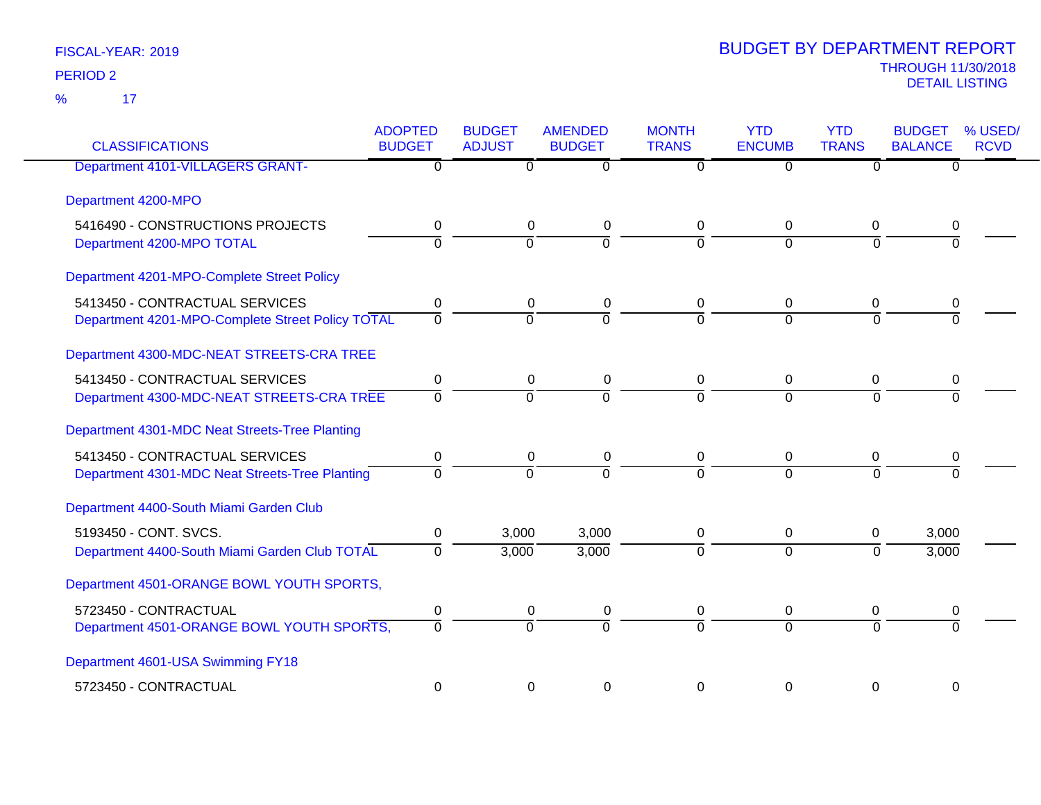FISCAL-YEAR: 2019
PERIOD 2
% 17

# BUDGET BY DEPARTMENT REPORT

THROUGH 11/30/2018
DETAIL LISTING

| CLASSIFICATIONS | ADOPTED BUDGET | BUDGET ADJUST | AMENDED BUDGET | MONTH TRANS | YTD ENCUMB | YTD TRANS | BUDGET BALANCE | % USED/ RCVD |
|---|---|---|---|---|---|---|---|---|
| Department 4101-VILLAGERS GRANT- | 0 | 0 | 0 | 0 | 0 | 0 | 0 | |
| Department 4200-MPO | | | | | | | | |
| 5416490 - CONSTRUCTIONS PROJECTS | 0 | 0 | 0 | 0 | 0 | 0 | 0 | |
| Department 4200-MPO TOTAL | 0 | 0 | 0 | 0 | 0 | 0 | 0 | |
| Department 4201-MPO-Complete Street Policy | | | | | | | | |
| 5413450 - CONTRACTUAL SERVICES | 0 | 0 | 0 | 0 | 0 | 0 | 0 | |
| Department 4201-MPO-Complete Street Policy TOTAL | 0 | 0 | 0 | 0 | 0 | 0 | 0 | |
| Department 4300-MDC-NEAT STREETS-CRA TREE | | | | | | | | |
| 5413450 - CONTRACTUAL SERVICES | 0 | 0 | 0 | 0 | 0 | 0 | 0 | |
| Department 4300-MDC-NEAT STREETS-CRA TREE | 0 | 0 | 0 | 0 | 0 | 0 | 0 | |
| Department 4301-MDC Neat Streets-Tree Planting | | | | | | | | |
| 5413450 - CONTRACTUAL SERVICES | 0 | 0 | 0 | 0 | 0 | 0 | 0 | |
| Department 4301-MDC Neat Streets-Tree Planting | 0 | 0 | 0 | 0 | 0 | 0 | 0 | |
| Department 4400-South Miami Garden Club | | | | | | | | |
| 5193450 - CONT. SVCS. | 0 | 3,000 | 3,000 | 0 | 0 | 0 | 3,000 | |
| Department 4400-South Miami Garden Club TOTAL | 0 | 3,000 | 3,000 | 0 | 0 | 0 | 3,000 | |
| Department 4501-ORANGE BOWL YOUTH SPORTS, | | | | | | | | |
| 5723450 - CONTRACTUAL | 0 | 0 | 0 | 0 | 0 | 0 | 0 | |
| Department 4501-ORANGE BOWL YOUTH SPORTS, | 0 | 0 | 0 | 0 | 0 | 0 | 0 | |
| Department 4601-USA Swimming FY18 | | | | | | | | |
| 5723450 - CONTRACTUAL | 0 | 0 | 0 | 0 | 0 | 0 | 0 | |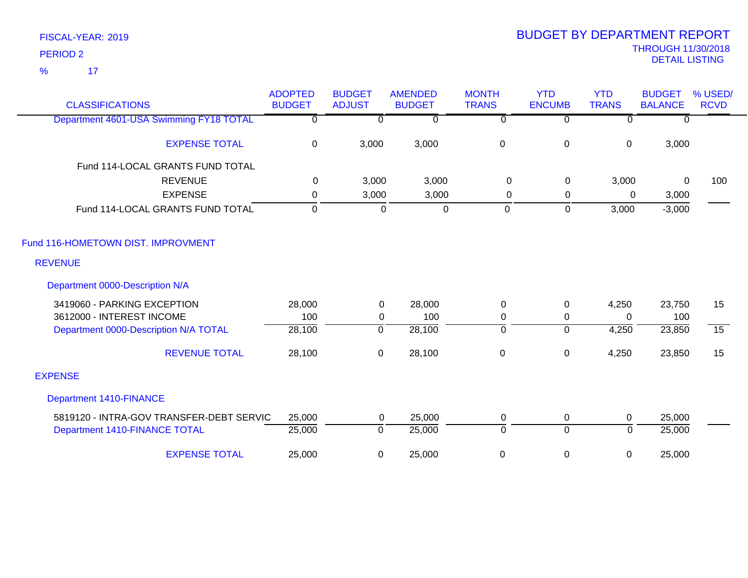FISCAL-YEAR: 2019

PERIOD 2

% 17

# BUDGET BY DEPARTMENT REPORT

THROUGH 11/30/2018

DETAIL LISTING

| CLASSIFICATIONS | ADOPTED BUDGET | BUDGET ADJUST | AMENDED BUDGET | MONTH TRANS | YTD ENCUMB | YTD TRANS | BUDGET BALANCE | % USED/ RCVD |
|---|---|---|---|---|---|---|---|---|
| Department 4601-USA Swimming FY18 TOTAL | 0 | 0 | 0 | 0 | 0 | 0 | 0 | |
| EXPENSE TOTAL | 0 | 3,000 | 3,000 | 0 | 0 | 0 | 3,000 | |
| Fund 114-LOCAL GRANTS FUND TOTAL | | | | | | | | |
| REVENUE | 0 | 3,000 | 3,000 | 0 | 0 | 3,000 | 0 | 100 |
| EXPENSE | 0 | 3,000 | 3,000 | 0 | 0 | 0 | 3,000 | |
| Fund 114-LOCAL GRANTS FUND TOTAL | 0 | 0 | 0 | 0 | 0 | 3,000 | -3,000 | |
| Fund 116-HOMETOWN DIST. IMPROVMENT | | | | | | | | |
| REVENUE | | | | | | | | |
| Department 0000-Description N/A | | | | | | | | |
| 3419060 - PARKING EXCEPTION | 28,000 | 0 | 28,000 | 0 | 0 | 4,250 | 23,750 | 15 |
| 3612000 - INTEREST INCOME | 100 | 0 | 100 | 0 | 0 | 0 | 100 | |
| Department 0000-Description N/A TOTAL | 28,100 | 0 | 28,100 | 0 | 0 | 4,250 | 23,850 | 15 |
| REVENUE TOTAL | 28,100 | 0 | 28,100 | 0 | 0 | 4,250 | 23,850 | 15 |
| EXPENSE | | | | | | | | |
| Department 1410-FINANCE | | | | | | | | |
| 5819120 - INTRA-GOV TRANSFER-DEBT SERVIC | 25,000 | 0 | 25,000 | 0 | 0 | 0 | 25,000 | |
| Department 1410-FINANCE TOTAL | 25,000 | 0 | 25,000 | 0 | 0 | 0 | 25,000 | |
| EXPENSE TOTAL | 25,000 | 0 | 25,000 | 0 | 0 | 0 | 25,000 | |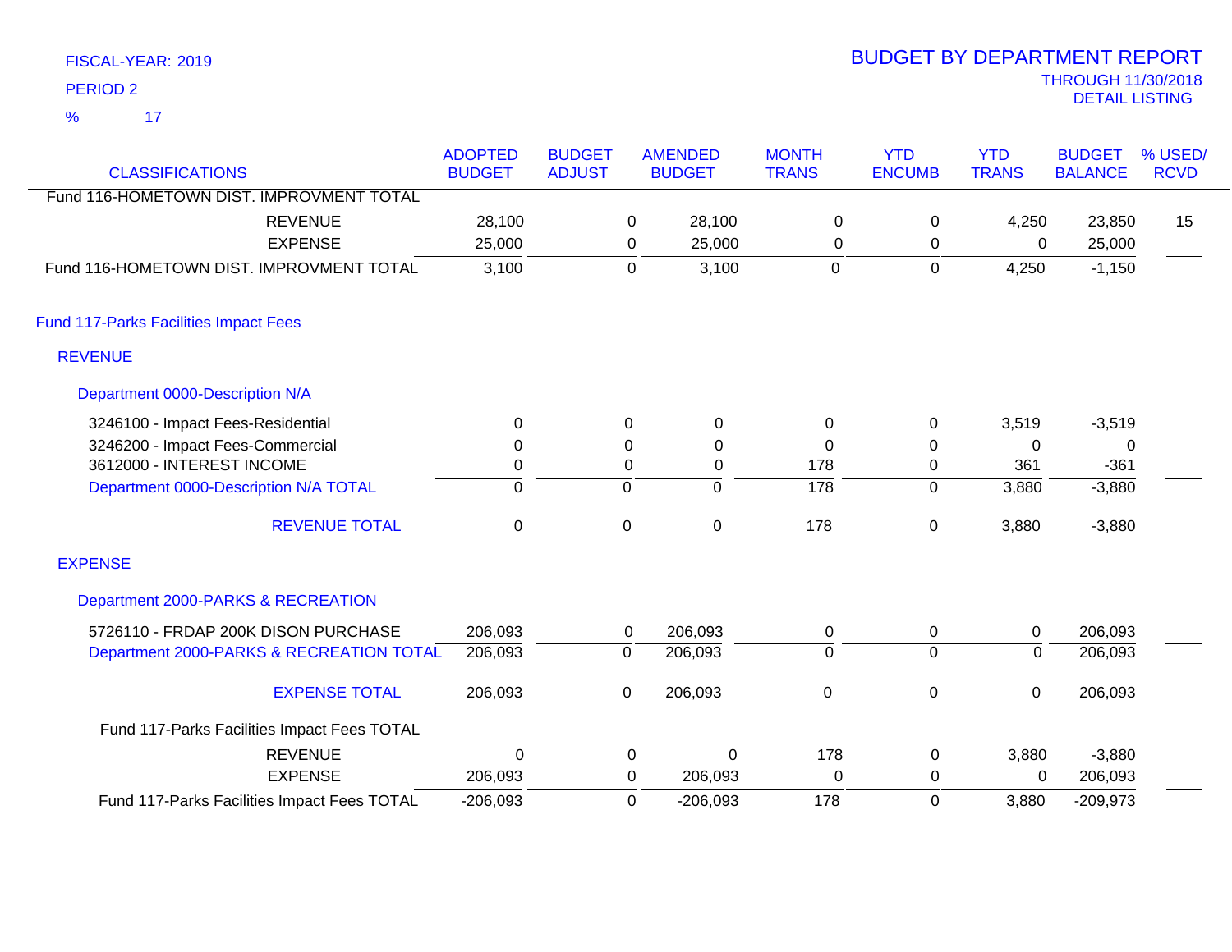FISCAL-YEAR: 2019

PERIOD 2

% 17

# BUDGET BY DEPARTMENT REPORT

THROUGH 11/30/2018
DETAIL LISTING

| CLASSIFICATIONS | ADOPTED BUDGET | BUDGET ADJUST | AMENDED BUDGET | MONTH TRANS | YTD ENCUMB | YTD TRANS | BUDGET BALANCE | % USED/ RCVD |
|---|---|---|---|---|---|---|---|---|
| Fund 116-HOMETOWN DIST. IMPROVMENT TOTAL | | | | | | | | |
| REVENUE | 28,100 | 0 | 28,100 | 0 | 0 | 4,250 | 23,850 | 15 |
| EXPENSE | 25,000 | 0 | 25,000 | 0 | 0 | 0 | 25,000 | |
| Fund 116-HOMETOWN DIST. IMPROVMENT TOTAL | 3,100 | 0 | 3,100 | 0 | 0 | 4,250 | -1,150 | |
| **Fund 117-Parks Facilities Impact Fees** | | | | | | | | |
| **REVENUE** | | | | | | | | |
| **Department 0000-Description N/A** | | | | | | | | |
| 3246100 - Impact Fees-Residential | 0 | 0 | 0 | 0 | 0 | 3,519 | -3,519 | |
| 3246200 - Impact Fees-Commercial | 0 | 0 | 0 | 0 | 0 | 0 | 0 | |
| 3612000 - INTEREST INCOME | 0 | 0 | 0 | 178 | 0 | 361 | -361 | |
| Department 0000-Description N/A TOTAL | 0 | 0 | 0 | 178 | 0 | 3,880 | -3,880 | |
| REVENUE TOTAL | 0 | 0 | 0 | 178 | 0 | 3,880 | -3,880 | |
| **EXPENSE** | | | | | | | | |
| **Department 2000-PARKS & RECREATION** | | | | | | | | |
| 5726110 - FRDAP 200K DISON PURCHASE | 206,093 | 0 | 206,093 | 0 | 0 | 0 | 206,093 | |
| Department 2000-PARKS & RECREATION TOTAL | 206,093 | 0 | 206,093 | 0 | 0 | 0 | 206,093 | |
| EXPENSE TOTAL | 206,093 | 0 | 206,093 | 0 | 0 | 0 | 206,093 | |
| Fund 117-Parks Facilities Impact Fees TOTAL | | | | | | | | |
| REVENUE | 0 | 0 | 0 | 178 | 0 | 3,880 | -3,880 | |
| EXPENSE | 206,093 | 0 | 206,093 | 0 | 0 | 0 | 206,093 | |
| Fund 117-Parks Facilities Impact Fees TOTAL | -206,093 | 0 | -206,093 | 178 | 0 | 3,880 | -209,973 | |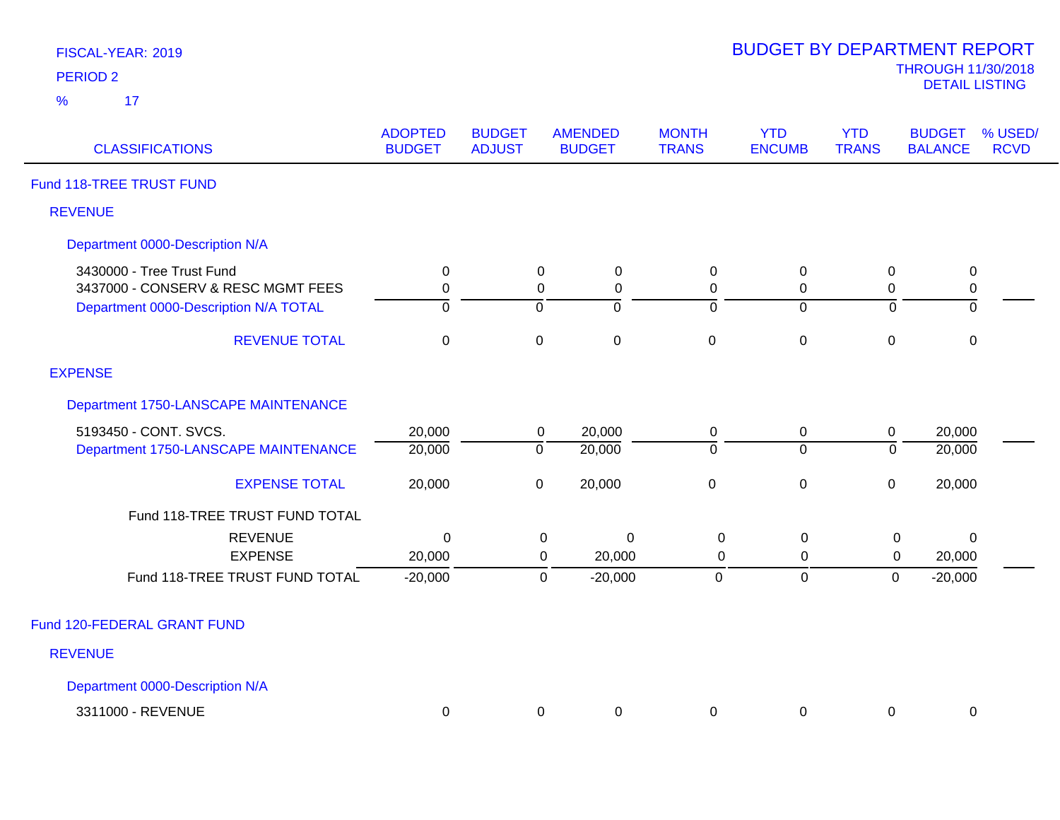FISCAL-YEAR: 2019

PERIOD 2

% 17

# BUDGET BY DEPARTMENT REPORT

THROUGH 11/30/2018

DETAIL LISTING

| CLASSIFICATIONS | ADOPTED BUDGET | BUDGET ADJUST | AMENDED BUDGET | MONTH TRANS | YTD ENCUMB | YTD TRANS | BUDGET BALANCE | % USED/ RCVD |
|---|---|---|---|---|---|---|---|---|
| **Fund 118-TREE TRUST FUND** | | | | | | | | |
| **REVENUE** | | | | | | | | |
| **Department 0000-Description N/A** | | | | | | | | |
| 3430000 - Tree Trust Fund | 0 | 0 | 0 | 0 | 0 | 0 | 0 | |
| 3437000 - CONSERV & RESC MGMT FEES | 0 | 0 | 0 | 0 | 0 | 0 | 0 | |
| Department 0000-Description N/A TOTAL | 0 | 0 | 0 | 0 | 0 | 0 | 0 | |
| REVENUE TOTAL | 0 | 0 | 0 | 0 | 0 | 0 | 0 | |
| **EXPENSE** | | | | | | | | |
| **Department 1750-LANSCAPE MAINTENANCE** | | | | | | | | |
| 5193450 - CONT. SVCS. | 20,000 | 0 | 20,000 | 0 | 0 | 0 | 20,000 | |
| Department 1750-LANSCAPE MAINTENANCE | 20,000 | 0 | 20,000 | 0 | 0 | 0 | 20,000 | |
| EXPENSE TOTAL | 20,000 | 0 | 20,000 | 0 | 0 | 0 | 20,000 | |
| Fund 118-TREE TRUST FUND TOTAL | | | | | | | | |
| REVENUE | 0 | 0 | 0 | 0 | 0 | 0 | 0 | |
| EXPENSE | 20,000 | 0 | 20,000 | 0 | 0 | 0 | 20,000 | |
| Fund 118-TREE TRUST FUND TOTAL | -20,000 | 0 | -20,000 | 0 | 0 | 0 | -20,000 | |
| **Fund 120-FEDERAL GRANT FUND** | | | | | | | | |
| **REVENUE** | | | | | | | | |
| **Department 0000-Description N/A** | | | | | | | | |
| 3311000 - REVENUE | 0 | 0 | 0 | 0 | 0 | 0 | 0 | |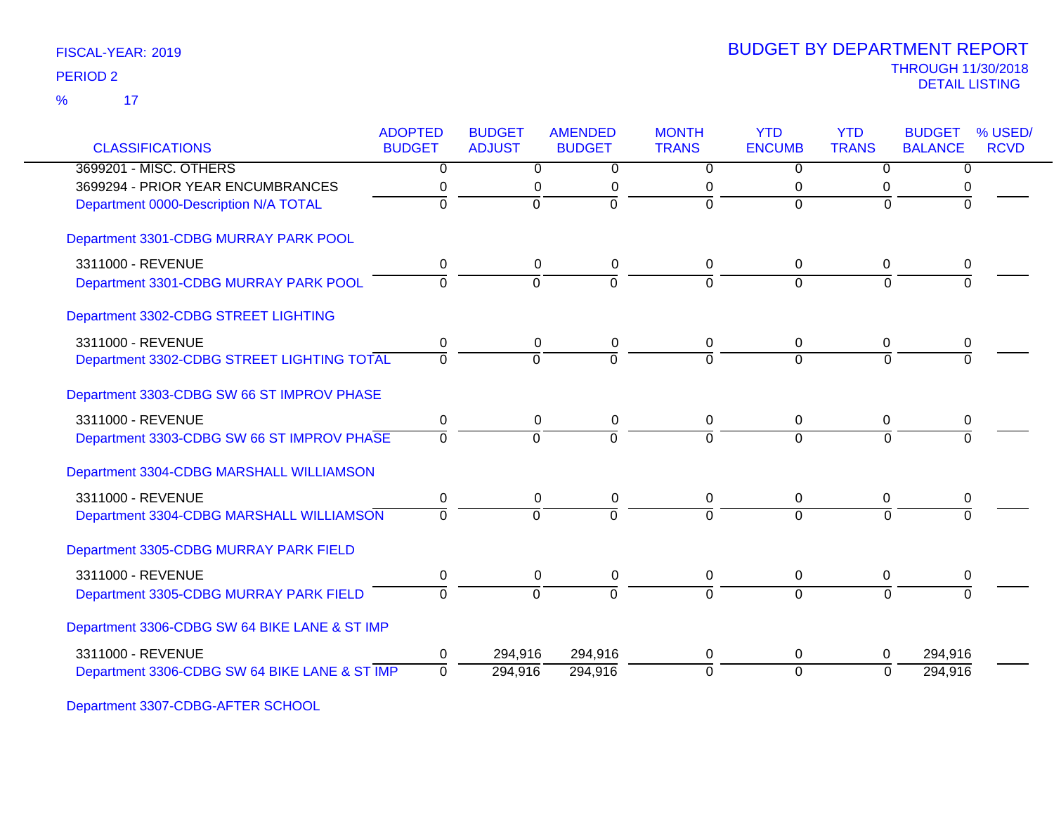FISCAL-YEAR: 2019

PERIOD 2

% 17

# BUDGET BY DEPARTMENT REPORT

THROUGH 11/30/2018

DETAIL LISTING

| CLASSIFICATIONS | ADOPTED BUDGET | BUDGET ADJUST | AMENDED BUDGET | MONTH TRANS | YTD ENCUMB | YTD TRANS | BUDGET BALANCE | % USED/ RCVD |
|---|---|---|---|---|---|---|---|---|
| 3699201 - MISC. OTHERS | 0 | 0 | 0 | 0 | 0 | 0 | 0 | |
| 3699294 - PRIOR YEAR ENCUMBRANCES | 0 | 0 | 0 | 0 | 0 | 0 | 0 | |
| Department 0000-Description N/A TOTAL | 0 | 0 | 0 | 0 | 0 | 0 | 0 | |
| **Department 3301-CDBG MURRAY PARK POOL** | | | | | | | | |
| 3311000 - REVENUE | 0 | 0 | 0 | 0 | 0 | 0 | 0 | |
| Department 3301-CDBG MURRAY PARK POOL | 0 | 0 | 0 | 0 | 0 | 0 | 0 | |
| **Department 3302-CDBG STREET LIGHTING** | | | | | | | | |
| 3311000 - REVENUE | 0 | 0 | 0 | 0 | 0 | 0 | 0 | |
| Department 3302-CDBG STREET LIGHTING TOTAL | 0 | 0 | 0 | 0 | 0 | 0 | 0 | |
| **Department 3303-CDBG SW 66 ST IMPROV PHASE** | | | | | | | | |
| 3311000 - REVENUE | 0 | 0 | 0 | 0 | 0 | 0 | 0 | |
| Department 3303-CDBG SW 66 ST IMPROV PHASE | 0 | 0 | 0 | 0 | 0 | 0 | 0 | |
| **Department 3304-CDBG MARSHALL WILLIAMSON** | | | | | | | | |
| 3311000 - REVENUE | 0 | 0 | 0 | 0 | 0 | 0 | 0 | |
| Department 3304-CDBG MARSHALL WILLIAMSON | 0 | 0 | 0 | 0 | 0 | 0 | 0 | |
| **Department 3305-CDBG MURRAY PARK FIELD** | | | | | | | | |
| 3311000 - REVENUE | 0 | 0 | 0 | 0 | 0 | 0 | 0 | |
| Department 3305-CDBG MURRAY PARK FIELD | 0 | 0 | 0 | 0 | 0 | 0 | 0 | |
| **Department 3306-CDBG SW 64 BIKE LANE & ST IMP** | | | | | | | | |
| 3311000 - REVENUE | 0 | 294,916 | 294,916 | 0 | 0 | 0 | 294,916 | |
| Department 3306-CDBG SW 64 BIKE LANE & ST IMP | 0 | 294,916 | 294,916 | 0 | 0 | 0 | 294,916 | |
| **Department 3307-CDBG-AFTER SCHOOL** | | | | | | | | |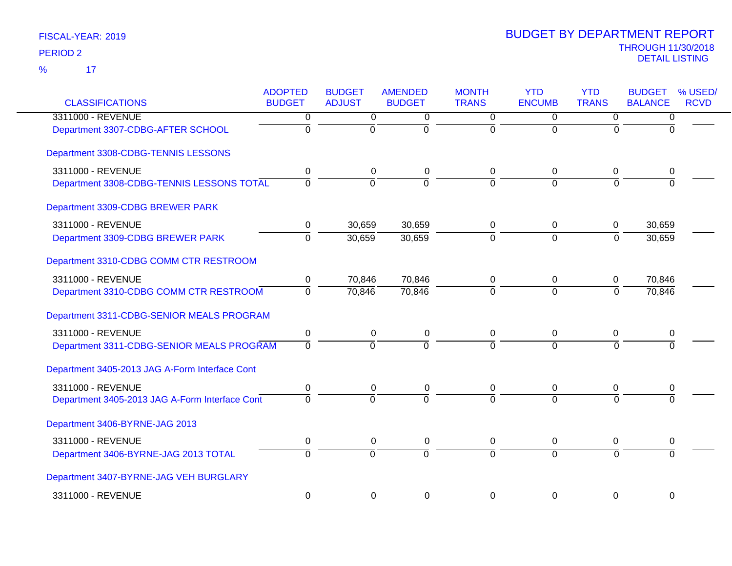FISCAL-YEAR: 2019
PERIOD 2
% 17

# BUDGET BY DEPARTMENT REPORT
THROUGH 11/30/2018
DETAIL LISTING

| CLASSIFICATIONS | ADOPTED BUDGET | BUDGET ADJUST | AMENDED BUDGET | MONTH TRANS | YTD ENCUMB | YTD TRANS | BUDGET BALANCE | % USED/ RCVD |
|---|---|---|---|---|---|---|---|---|
| 3311000 - REVENUE | 0 | 0 | 0 | 0 | 0 | 0 | 0 | |
| Department 3307-CDBG-AFTER SCHOOL | 0 | 0 | 0 | 0 | 0 | 0 | 0 | |
| Department 3308-CDBG-TENNIS LESSONS | | | | | | | | |
| 3311000 - REVENUE | 0 | 0 | 0 | 0 | 0 | 0 | 0 | |
| Department 3308-CDBG-TENNIS LESSONS TOTAL | 0 | 0 | 0 | 0 | 0 | 0 | 0 | |
| Department 3309-CDBG BREWER PARK | | | | | | | | |
| 3311000 - REVENUE | 0 | 30,659 | 30,659 | 0 | 0 | 0 | 30,659 | |
| Department 3309-CDBG BREWER PARK | 0 | 30,659 | 30,659 | 0 | 0 | 0 | 30,659 | |
| Department 3310-CDBG COMM CTR RESTROOM | | | | | | | | |
| 3311000 - REVENUE | 0 | 70,846 | 70,846 | 0 | 0 | 0 | 70,846 | |
| Department 3310-CDBG COMM CTR RESTROOM | 0 | 70,846 | 70,846 | 0 | 0 | 0 | 70,846 | |
| Department 3311-CDBG-SENIOR MEALS PROGRAM | | | | | | | | |
| 3311000 - REVENUE | 0 | 0 | 0 | 0 | 0 | 0 | 0 | |
| Department 3311-CDBG-SENIOR MEALS PROGRAM | 0 | 0 | 0 | 0 | 0 | 0 | 0 | |
| Department 3405-2013 JAG A-Form Interface Cont | | | | | | | | |
| 3311000 - REVENUE | 0 | 0 | 0 | 0 | 0 | 0 | 0 | |
| Department 3405-2013 JAG A-Form Interface Cont | 0 | 0 | 0 | 0 | 0 | 0 | 0 | |
| Department 3406-BYRNE-JAG 2013 | | | | | | | | |
| 3311000 - REVENUE | 0 | 0 | 0 | 0 | 0 | 0 | 0 | |
| Department 3406-BYRNE-JAG 2013 TOTAL | 0 | 0 | 0 | 0 | 0 | 0 | 0 | |
| Department 3407-BYRNE-JAG VEH BURGLARY | | | | | | | | |
| 3311000 - REVENUE | 0 | 0 | 0 | 0 | 0 | 0 | 0 | |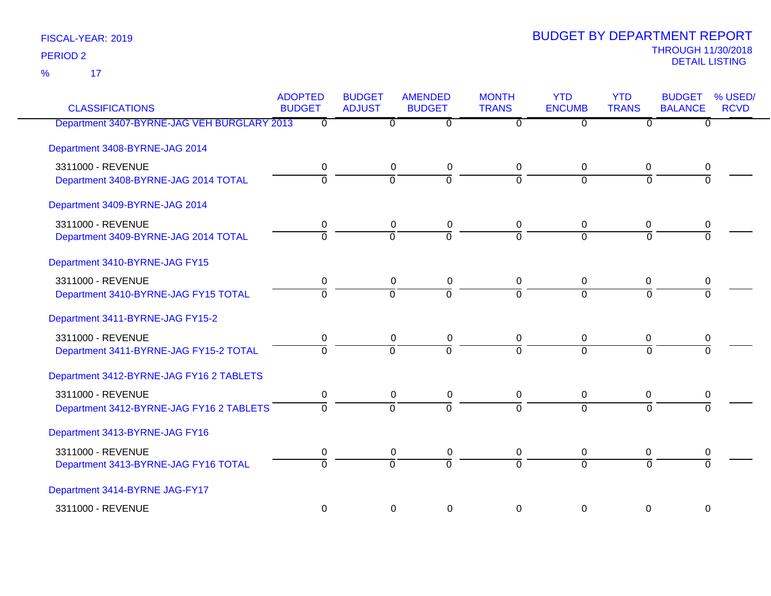FISCAL-YEAR: 2019

PERIOD 2

% 17

# BUDGET BY DEPARTMENT REPORT

THROUGH 11/30/2018

DETAIL LISTING

| CLASSIFICATIONS | ADOPTED BUDGET | BUDGET ADJUST | AMENDED BUDGET | MONTH TRANS | YTD ENCUMB | YTD TRANS | BUDGET BALANCE | % USED/ RCVD |
|---|---|---|---|---|---|---|---|---|
| Department 3407-BYRNE-JAG VEH BURGLARY 2013 | 0 | 0 | 0 | 0 | 0 | 0 | 0 | |
| Department 3408-BYRNE-JAG 2014 | | | | | | | | |
| 3311000 - REVENUE | 0 | 0 | 0 | 0 | 0 | 0 | 0 | |
| Department 3408-BYRNE-JAG 2014 TOTAL | 0 | 0 | 0 | 0 | 0 | 0 | 0 | |
| Department 3409-BYRNE-JAG 2014 | | | | | | | | |
| 3311000 - REVENUE | 0 | 0 | 0 | 0 | 0 | 0 | 0 | |
| Department 3409-BYRNE-JAG 2014 TOTAL | 0 | 0 | 0 | 0 | 0 | 0 | 0 | |
| Department 3410-BYRNE-JAG FY15 | | | | | | | | |
| 3311000 - REVENUE | 0 | 0 | 0 | 0 | 0 | 0 | 0 | |
| Department 3410-BYRNE-JAG FY15 TOTAL | 0 | 0 | 0 | 0 | 0 | 0 | 0 | |
| Department 3411-BYRNE-JAG FY15-2 | | | | | | | | |
| 3311000 - REVENUE | 0 | 0 | 0 | 0 | 0 | 0 | 0 | |
| Department 3411-BYRNE-JAG FY15-2 TOTAL | 0 | 0 | 0 | 0 | 0 | 0 | 0 | |
| Department 3412-BYRNE-JAG FY16 2 TABLETS | | | | | | | | |
| 3311000 - REVENUE | 0 | 0 | 0 | 0 | 0 | 0 | 0 | |
| Department 3412-BYRNE-JAG FY16 2 TABLETS | 0 | 0 | 0 | 0 | 0 | 0 | 0 | |
| Department 3413-BYRNE-JAG FY16 | | | | | | | | |
| 3311000 - REVENUE | 0 | 0 | 0 | 0 | 0 | 0 | 0 | |
| Department 3413-BYRNE-JAG FY16 TOTAL | 0 | 0 | 0 | 0 | 0 | 0 | 0 | |
| Department 3414-BYRNE JAG-FY17 | | | | | | | | |
| 3311000 - REVENUE | 0 | 0 | 0 | 0 | 0 | 0 | 0 | |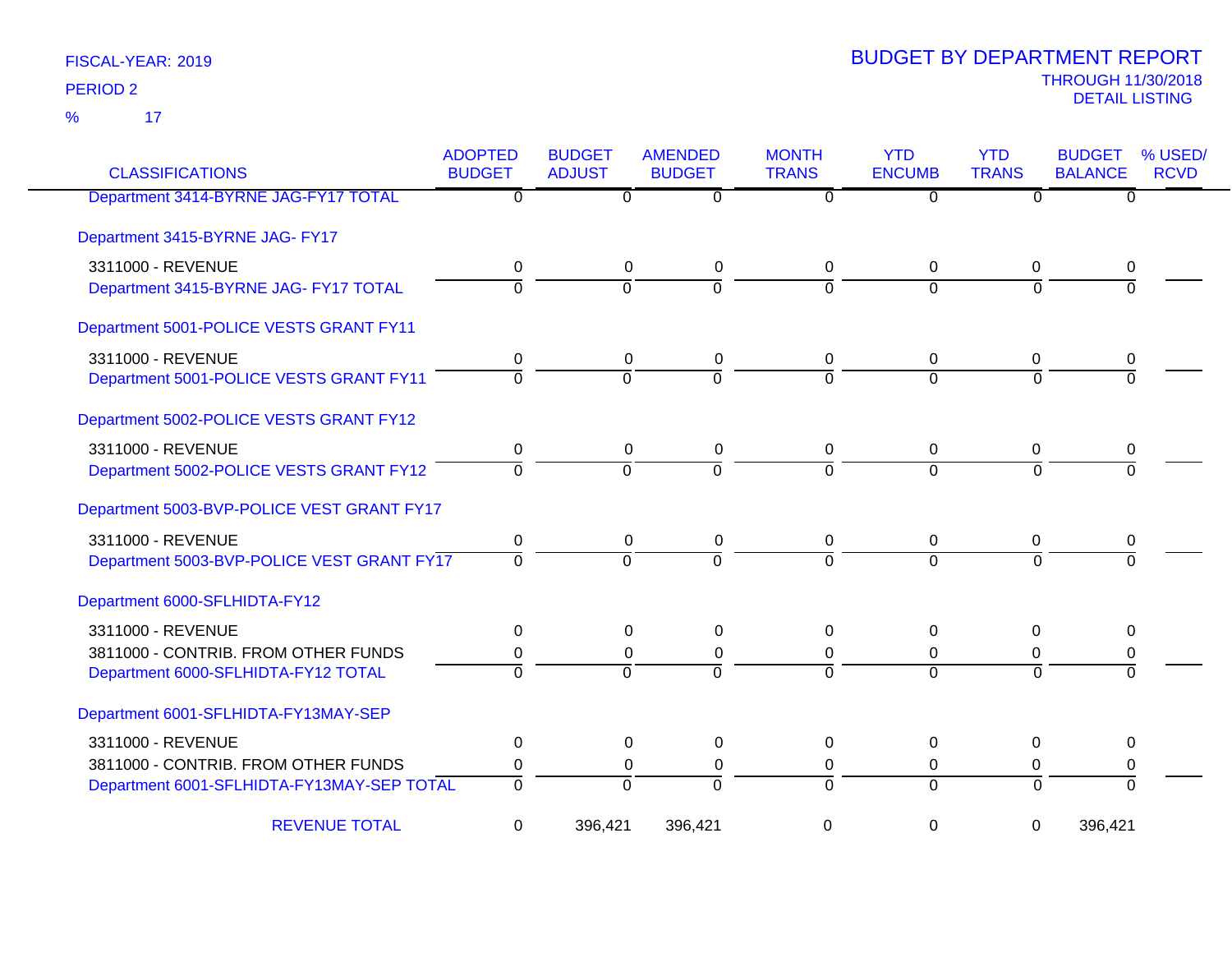FISCAL-YEAR: 2019

PERIOD 2

% 17

# BUDGET BY DEPARTMENT REPORT

THROUGH 11/30/2018

DETAIL LISTING

| CLASSIFICATIONS | ADOPTED BUDGET | BUDGET ADJUST | AMENDED BUDGET | MONTH TRANS | YTD ENCUMB | YTD TRANS | BUDGET BALANCE | % USED/ RCVD |
|---|---|---|---|---|---|---|---|---|
| Department 3414-BYRNE JAG-FY17 TOTAL | 0 | 0 | 0 | 0 | 0 | 0 | 0 | |
| **Department 3415-BYRNE JAG- FY17** | | | | | | | | |
| 3311000 - REVENUE | 0 | 0 | 0 | 0 | 0 | 0 | 0 | |
| Department 3415-BYRNE JAG- FY17 TOTAL | 0 | 0 | 0 | 0 | 0 | 0 | 0 | |
| **Department 5001-POLICE VESTS GRANT FY11** | | | | | | | | |
| 3311000 - REVENUE | 0 | 0 | 0 | 0 | 0 | 0 | 0 | |
| Department 5001-POLICE VESTS GRANT FY11 | 0 | 0 | 0 | 0 | 0 | 0 | 0 | |
| **Department 5002-POLICE VESTS GRANT FY12** | | | | | | | | |
| 3311000 - REVENUE | 0 | 0 | 0 | 0 | 0 | 0 | 0 | |
| Department 5002-POLICE VESTS GRANT FY12 | 0 | 0 | 0 | 0 | 0 | 0 | 0 | |
| **Department 5003-BVP-POLICE VEST GRANT FY17** | | | | | | | | |
| 3311000 - REVENUE | 0 | 0 | 0 | 0 | 0 | 0 | 0 | |
| Department 5003-BVP-POLICE VEST GRANT FY17 | 0 | 0 | 0 | 0 | 0 | 0 | 0 | |
| **Department 6000-SFLHIDTA-FY12** | | | | | | | | |
| 3311000 - REVENUE | 0 | 0 | 0 | 0 | 0 | 0 | 0 | |
| 3811000 - CONTRIB. FROM OTHER FUNDS | 0 | 0 | 0 | 0 | 0 | 0 | 0 | |
| Department 6000-SFLHIDTA-FY12 TOTAL | 0 | 0 | 0 | 0 | 0 | 0 | 0 | |
| **Department 6001-SFLHIDTA-FY13MAY-SEP** | | | | | | | | |
| 3311000 - REVENUE | 0 | 0 | 0 | 0 | 0 | 0 | 0 | |
| 3811000 - CONTRIB. FROM OTHER FUNDS | 0 | 0 | 0 | 0 | 0 | 0 | 0 | |
| Department 6001-SFLHIDTA-FY13MAY-SEP TOTAL | 0 | 0 | 0 | 0 | 0 | 0 | 0 | |
| REVENUE TOTAL | 0 | 396,421 | 396,421 | 0 | 0 | 0 | 396,421 | |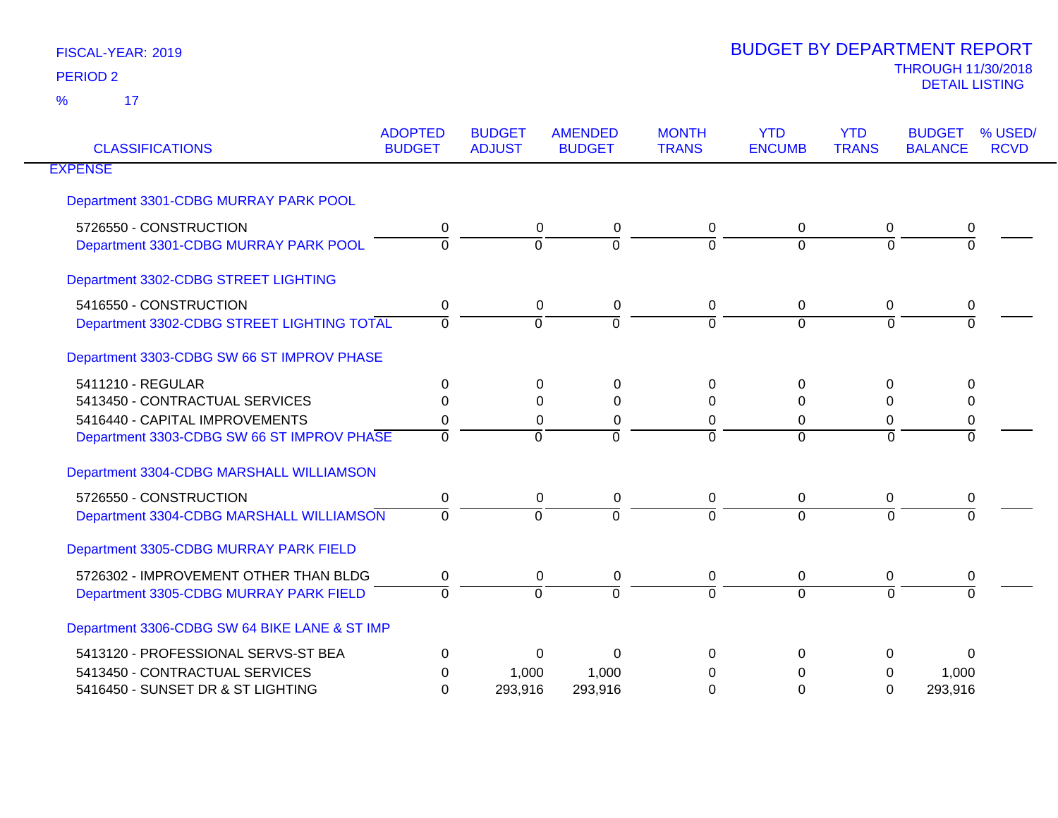FISCAL-YEAR: 2019

PERIOD 2

% 17

# BUDGET BY DEPARTMENT REPORT

THROUGH 11/30/2018

DETAIL LISTING

| CLASSIFICATIONS | ADOPTED BUDGET | BUDGET ADJUST | AMENDED BUDGET | MONTH TRANS | YTD ENCUMB | YTD TRANS | BUDGET BALANCE | % USED/ RCVD |
|---|---|---|---|---|---|---|---|---|
| EXPENSE | | | | | | | | |
| Department 3301-CDBG MURRAY PARK POOL | | | | | | | | |
| 5726550 - CONSTRUCTION | 0 | 0 | 0 | 0 | 0 | 0 | 0 | |
| Department 3301-CDBG MURRAY PARK POOL | 0 | 0 | 0 | 0 | 0 | 0 | 0 | |
| Department 3302-CDBG STREET LIGHTING | | | | | | | | |
| 5416550 - CONSTRUCTION | 0 | 0 | 0 | 0 | 0 | 0 | 0 | |
| Department 3302-CDBG STREET LIGHTING TOTAL | 0 | 0 | 0 | 0 | 0 | 0 | 0 | |
| Department 3303-CDBG SW 66 ST IMPROV PHASE | | | | | | | | |
| 5411210 - REGULAR | 0 | 0 | 0 | 0 | 0 | 0 | 0 | |
| 5413450 - CONTRACTUAL SERVICES | 0 | 0 | 0 | 0 | 0 | 0 | 0 | |
| 5416440 - CAPITAL IMPROVEMENTS | 0 | 0 | 0 | 0 | 0 | 0 | 0 | |
| Department 3303-CDBG SW 66 ST IMPROV PHASE | 0 | 0 | 0 | 0 | 0 | 0 | 0 | |
| Department 3304-CDBG MARSHALL WILLIAMSON | | | | | | | | |
| 5726550 - CONSTRUCTION | 0 | 0 | 0 | 0 | 0 | 0 | 0 | |
| Department 3304-CDBG MARSHALL WILLIAMSON | 0 | 0 | 0 | 0 | 0 | 0 | 0 | |
| Department 3305-CDBG MURRAY PARK FIELD | | | | | | | | |
| 5726302 - IMPROVEMENT OTHER THAN BLDG | 0 | 0 | 0 | 0 | 0 | 0 | 0 | |
| Department 3305-CDBG MURRAY PARK FIELD | 0 | 0 | 0 | 0 | 0 | 0 | 0 | |
| Department 3306-CDBG SW 64 BIKE LANE & ST IMP | | | | | | | | |
| 5413120 - PROFESSIONAL SERVS-ST BEA | 0 | 0 | 0 | 0 | 0 | 0 | 0 | |
| 5413450 - CONTRACTUAL SERVICES | 0 | 1,000 | 1,000 | 0 | 0 | 0 | 1,000 | |
| 5416450 - SUNSET DR & ST LIGHTING | 0 | 293,916 | 293,916 | 0 | 0 | 0 | 293,916 | |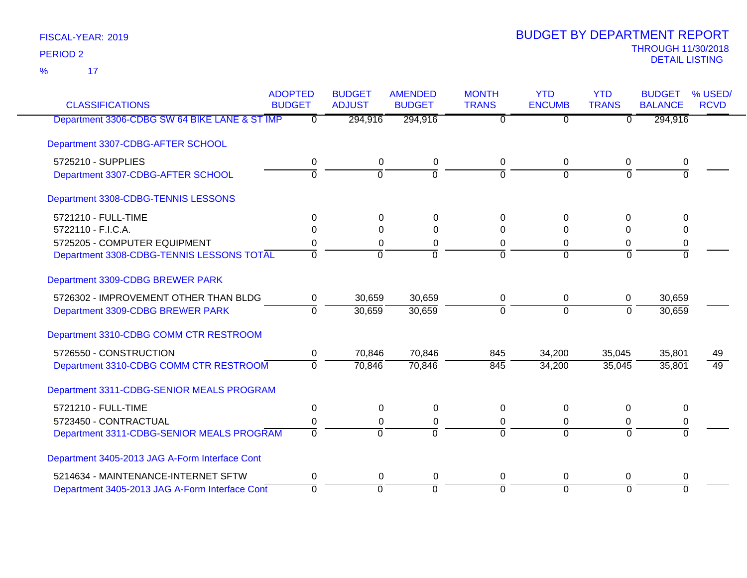FISCAL-YEAR: 2019

PERIOD 2

% 17

# BUDGET BY DEPARTMENT REPORT

THROUGH 11/30/2018

DETAIL LISTING

| CLASSIFICATIONS | ADOPTED BUDGET | BUDGET ADJUST | AMENDED BUDGET | MONTH TRANS | YTD ENCUMB | YTD TRANS | BUDGET BALANCE | % USED/ RCVD |
|---|---|---|---|---|---|---|---|---|
| Department 3306-CDBG SW 64 BIKE LANE & ST IMP | 0 | 294,916 | 294,916 | 0 | 0 | 0 | 294,916 | |
| **Department 3307-CDBG-AFTER SCHOOL** | | | | | | | | |
| 5725210 - SUPPLIES | 0 | 0 | 0 | 0 | 0 | 0 | 0 | |
| Department 3307-CDBG-AFTER SCHOOL | 0 | 0 | 0 | 0 | 0 | 0 | 0 | |
| **Department 3308-CDBG-TENNIS LESSONS** | | | | | | | | |
| 5721210 - FULL-TIME | 0 | 0 | 0 | 0 | 0 | 0 | 0 | |
| 5722110 - F.I.C.A. | 0 | 0 | 0 | 0 | 0 | 0 | 0 | |
| 5725205 - COMPUTER EQUIPMENT | 0 | 0 | 0 | 0 | 0 | 0 | 0 | |
| Department 3308-CDBG-TENNIS LESSONS TOTAL | 0 | 0 | 0 | 0 | 0 | 0 | 0 | |
| **Department 3309-CDBG BREWER PARK** | | | | | | | | |
| 5726302 - IMPROVEMENT OTHER THAN BLDG | 0 | 30,659 | 30,659 | 0 | 0 | 0 | 30,659 | |
| Department 3309-CDBG BREWER PARK | 0 | 30,659 | 30,659 | 0 | 0 | 0 | 30,659 | |
| **Department 3310-CDBG COMM CTR RESTROOM** | | | | | | | | |
| 5726550 - CONSTRUCTION | 0 | 70,846 | 70,846 | 845 | 34,200 | 35,045 | 35,801 | 49 |
| Department 3310-CDBG COMM CTR RESTROOM | 0 | 70,846 | 70,846 | 845 | 34,200 | 35,045 | 35,801 | 49 |
| **Department 3311-CDBG-SENIOR MEALS PROGRAM** | | | | | | | | |
| 5721210 - FULL-TIME | 0 | 0 | 0 | 0 | 0 | 0 | 0 | |
| 5723450 - CONTRACTUAL | 0 | 0 | 0 | 0 | 0 | 0 | 0 | |
| Department 3311-CDBG-SENIOR MEALS PROGRAM | 0 | 0 | 0 | 0 | 0 | 0 | 0 | |
| **Department 3405-2013 JAG A-Form Interface Cont** | | | | | | | | |
| 5214634 - MAINTENANCE-INTERNET SFTW | 0 | 0 | 0 | 0 | 0 | 0 | 0 | |
| Department 3405-2013 JAG A-Form Interface Cont | 0 | 0 | 0 | 0 | 0 | 0 | 0 | |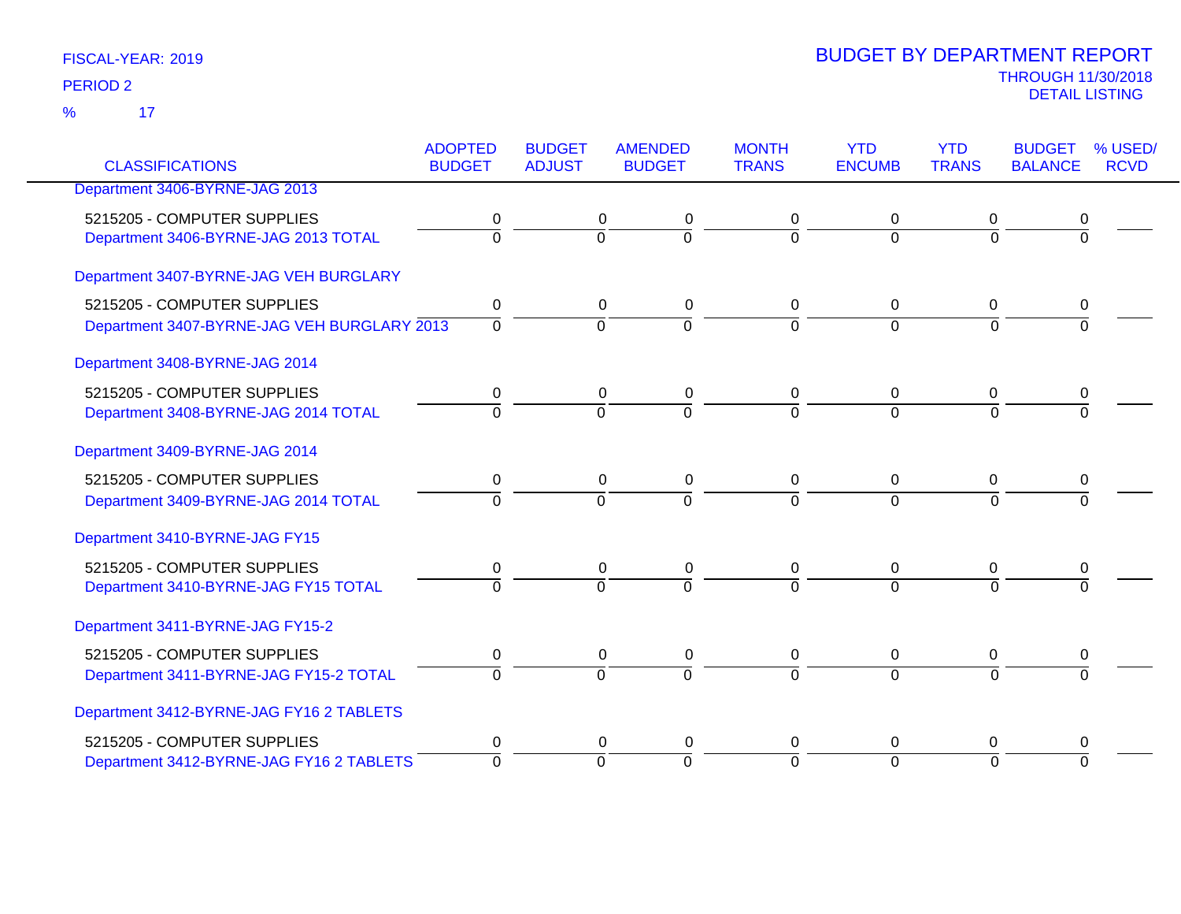FISCAL-YEAR: 2019

PERIOD 2

% 17

# BUDGET BY DEPARTMENT REPORT

THROUGH 11/30/2018

DETAIL LISTING

| CLASSIFICATIONS | ADOPTED BUDGET | BUDGET ADJUST | AMENDED BUDGET | MONTH TRANS | YTD ENCUMB | YTD TRANS | BUDGET BALANCE | % USED/ RCVD |
|---|---|---|---|---|---|---|---|---|
| Department 3406-BYRNE-JAG 2013 | | | | | | | | |
| 5215205 - COMPUTER SUPPLIES | 0 | 0 | 0 | 0 | 0 | 0 | 0 | |
| Department 3406-BYRNE-JAG 2013 TOTAL | 0 | 0 | 0 | 0 | 0 | 0 | 0 | |
| Department 3407-BYRNE-JAG VEH BURGLARY | | | | | | | | |
| 5215205 - COMPUTER SUPPLIES | 0 | 0 | 0 | 0 | 0 | 0 | 0 | |
| Department 3407-BYRNE-JAG VEH BURGLARY 2013 | 0 | 0 | 0 | 0 | 0 | 0 | 0 | |
| Department 3408-BYRNE-JAG 2014 | | | | | | | | |
| 5215205 - COMPUTER SUPPLIES | 0 | 0 | 0 | 0 | 0 | 0 | 0 | |
| Department 3408-BYRNE-JAG 2014 TOTAL | 0 | 0 | 0 | 0 | 0 | 0 | 0 | |
| Department 3409-BYRNE-JAG 2014 | | | | | | | | |
| 5215205 - COMPUTER SUPPLIES | 0 | 0 | 0 | 0 | 0 | 0 | 0 | |
| Department 3409-BYRNE-JAG 2014 TOTAL | 0 | 0 | 0 | 0 | 0 | 0 | 0 | |
| Department 3410-BYRNE-JAG FY15 | | | | | | | | |
| 5215205 - COMPUTER SUPPLIES | 0 | 0 | 0 | 0 | 0 | 0 | 0 | |
| Department 3410-BYRNE-JAG FY15 TOTAL | 0 | 0 | 0 | 0 | 0 | 0 | 0 | |
| Department 3411-BYRNE-JAG FY15-2 | | | | | | | | |
| 5215205 - COMPUTER SUPPLIES | 0 | 0 | 0 | 0 | 0 | 0 | 0 | |
| Department 3411-BYRNE-JAG FY15-2 TOTAL | 0 | 0 | 0 | 0 | 0 | 0 | 0 | |
| Department 3412-BYRNE-JAG FY16 2 TABLETS | | | | | | | | |
| 5215205 - COMPUTER SUPPLIES | 0 | 0 | 0 | 0 | 0 | 0 | 0 | |
| Department 3412-BYRNE-JAG FY16 2 TABLETS | 0 | 0 | 0 | 0 | 0 | 0 | 0 | |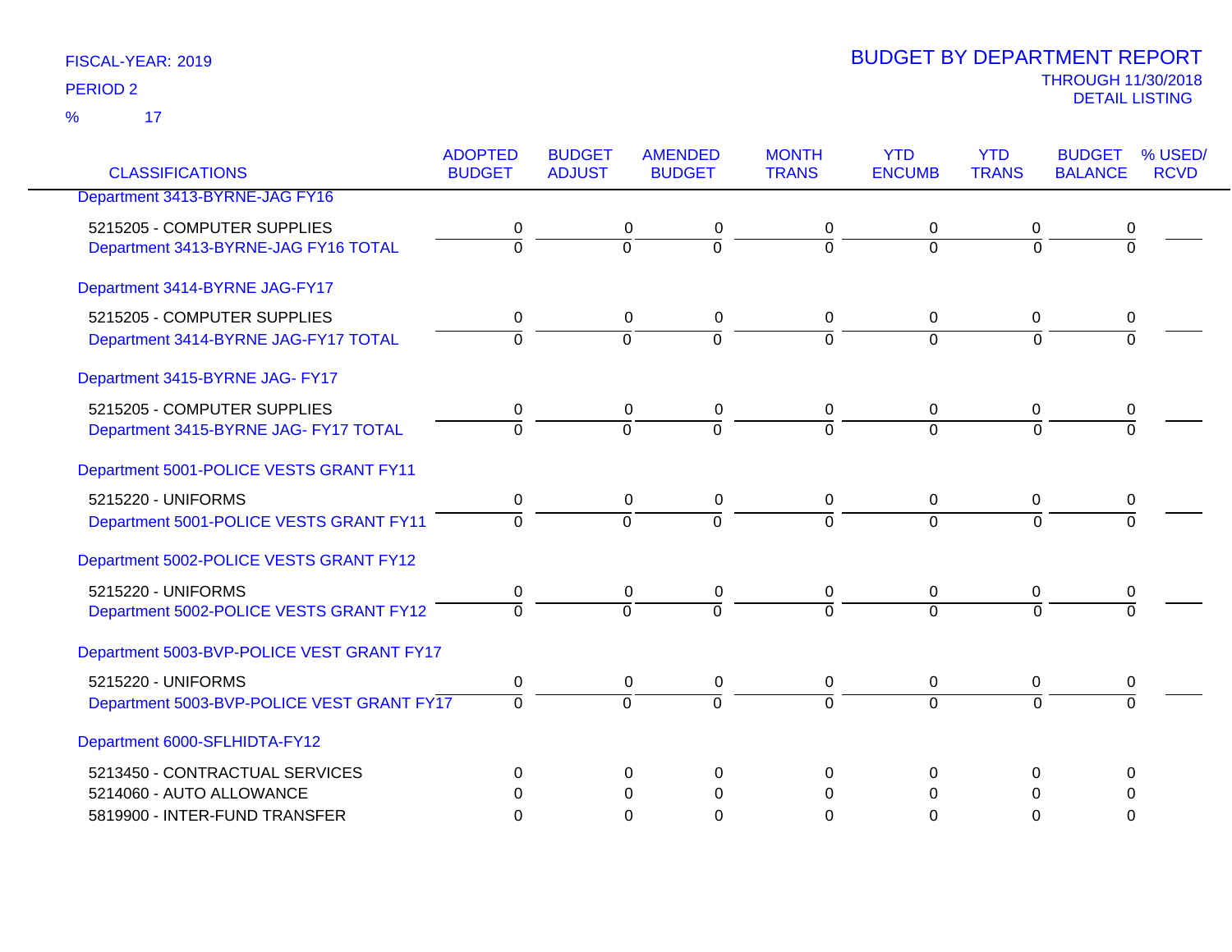FISCAL-YEAR: 2019

PERIOD 2

% 17

# BUDGET BY DEPARTMENT REPORT

THROUGH 11/30/2018

DETAIL LISTING

| CLASSIFICATIONS | ADOPTED BUDGET | BUDGET ADJUST | AMENDED BUDGET | MONTH TRANS | YTD ENCUMB | YTD TRANS | BUDGET BALANCE | % USED/ RCVD |
|---|---|---|---|---|---|---|---|---|
| Department 3413-BYRNE-JAG FY16 | | | | | | | | |
| 5215205 - COMPUTER SUPPLIES | 0 | 0 | 0 | 0 | 0 | 0 | 0 | |
| Department 3413-BYRNE-JAG FY16 TOTAL | 0 | 0 | 0 | 0 | 0 | 0 | 0 | |
| Department 3414-BYRNE JAG-FY17 | | | | | | | | |
| 5215205 - COMPUTER SUPPLIES | 0 | 0 | 0 | 0 | 0 | 0 | 0 | |
| Department 3414-BYRNE JAG-FY17 TOTAL | 0 | 0 | 0 | 0 | 0 | 0 | 0 | |
| Department 3415-BYRNE JAG- FY17 | | | | | | | | |
| 5215205 - COMPUTER SUPPLIES | 0 | 0 | 0 | 0 | 0 | 0 | 0 | |
| Department 3415-BYRNE JAG- FY17 TOTAL | 0 | 0 | 0 | 0 | 0 | 0 | 0 | |
| Department 5001-POLICE VESTS GRANT FY11 | | | | | | | | |
| 5215220 - UNIFORMS | 0 | 0 | 0 | 0 | 0 | 0 | 0 | |
| Department 5001-POLICE VESTS GRANT FY11 | 0 | 0 | 0 | 0 | 0 | 0 | 0 | |
| Department 5002-POLICE VESTS GRANT FY12 | | | | | | | | |
| 5215220 - UNIFORMS | 0 | 0 | 0 | 0 | 0 | 0 | 0 | |
| Department 5002-POLICE VESTS GRANT FY12 | 0 | 0 | 0 | 0 | 0 | 0 | 0 | |
| Department 5003-BVP-POLICE VEST GRANT FY17 | | | | | | | | |
| 5215220 - UNIFORMS | 0 | 0 | 0 | 0 | 0 | 0 | 0 | |
| Department 5003-BVP-POLICE VEST GRANT FY17 | 0 | 0 | 0 | 0 | 0 | 0 | 0 | |
| Department 6000-SFLHIDTA-FY12 | | | | | | | | |
| 5213450 - CONTRACTUAL SERVICES | 0 | 0 | 0 | 0 | 0 | 0 | 0 | |
| 5214060 - AUTO ALLOWANCE | 0 | 0 | 0 | 0 | 0 | 0 | 0 | |
| 5819900 - INTER-FUND TRANSFER | 0 | 0 | 0 | 0 | 0 | 0 | 0 | |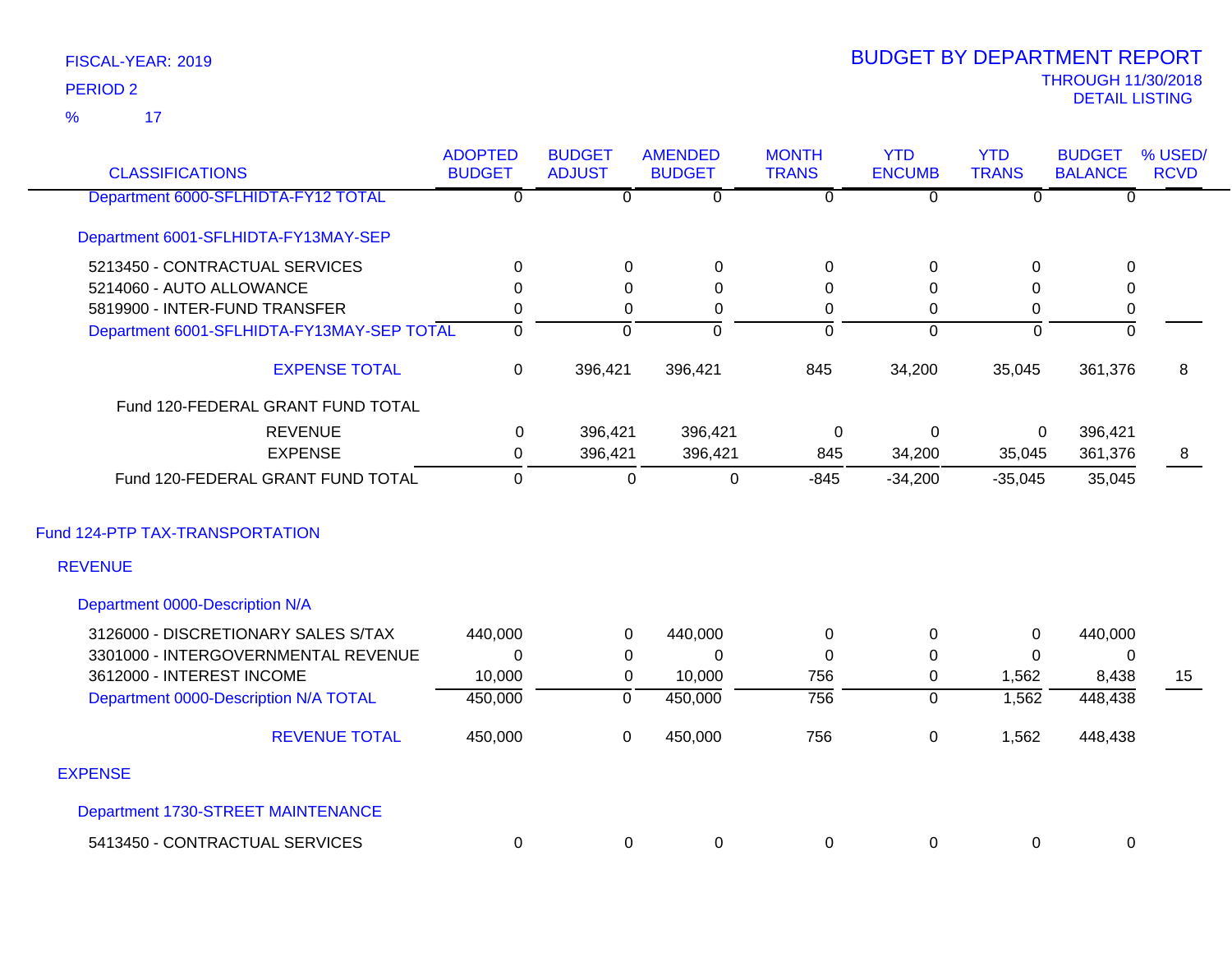FISCAL-YEAR: 2019

PERIOD 2

% 17

# BUDGET BY DEPARTMENT REPORT

THROUGH 11/30/2018

DETAIL LISTING

| CLASSIFICATIONS | ADOPTED BUDGET | BUDGET ADJUST | AMENDED BUDGET | MONTH TRANS | YTD ENCUMB | YTD TRANS | BUDGET BALANCE | % USED/ RCVD |
|---|---|---|---|---|---|---|---|---|
| Department 6000-SFLHIDTA-FY12 TOTAL | 0 | 0 | 0 | 0 | 0 | 0 | 0 | |
| Department 6001-SFLHIDTA-FY13MAY-SEP | | | | | | | | |
| 5213450 - CONTRACTUAL SERVICES | 0 | 0 | 0 | 0 | 0 | 0 | 0 | |
| 5214060 - AUTO ALLOWANCE | 0 | 0 | 0 | 0 | 0 | 0 | 0 | |
| 5819900 - INTER-FUND TRANSFER | 0 | 0 | 0 | 0 | 0 | 0 | 0 | |
| Department 6001-SFLHIDTA-FY13MAY-SEP TOTAL | 0 | 0 | 0 | 0 | 0 | 0 | 0 | |
| EXPENSE TOTAL | 0 | 396,421 | 396,421 | 845 | 34,200 | 35,045 | 361,376 | 8 |
| Fund 120-FEDERAL GRANT FUND TOTAL | | | | | | | | |
| REVENUE | 0 | 396,421 | 396,421 | 0 | 0 | 0 | 396,421 | |
| EXPENSE | 0 | 396,421 | 396,421 | 845 | 34,200 | 35,045 | 361,376 | 8 |
| Fund 120-FEDERAL GRANT FUND TOTAL | 0 | 0 | 0 | -845 | -34,200 | -35,045 | 35,045 | |
| Fund 124-PTP TAX-TRANSPORTATION | | | | | | | | |
| REVENUE | | | | | | | | |
| Department 0000-Description N/A | | | | | | | | |
| 3126000 - DISCRETIONARY SALES S/TAX | 440,000 | 0 | 440,000 | 0 | 0 | 0 | 440,000 | |
| 3301000 - INTERGOVERNMENTAL REVENUE | 0 | 0 | 0 | 0 | 0 | 0 | 0 | |
| 3612000 - INTEREST INCOME | 10,000 | 0 | 10,000 | 756 | 0 | 1,562 | 8,438 | 15 |
| Department 0000-Description N/A TOTAL | 450,000 | 0 | 450,000 | 756 | 0 | 1,562 | 448,438 | |
| REVENUE TOTAL | 450,000 | 0 | 450,000 | 756 | 0 | 1,562 | 448,438 | |
| EXPENSE | | | | | | | | |
| Department 1730-STREET MAINTENANCE | | | | | | | | |
| 5413450 - CONTRACTUAL SERVICES | 0 | 0 | 0 | 0 | 0 | 0 | 0 | |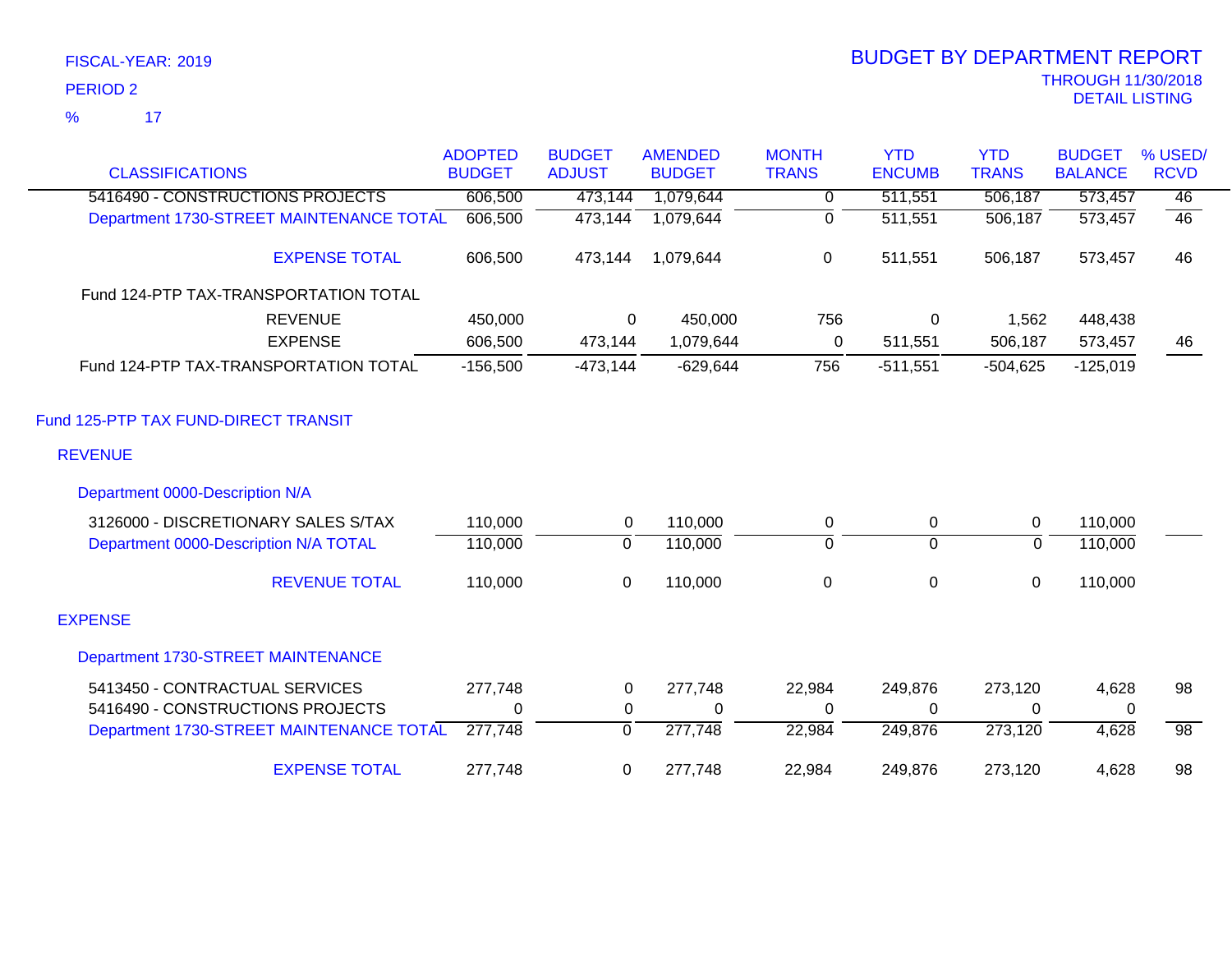FISCAL-YEAR: 2019

PERIOD 2

% 17

# BUDGET BY DEPARTMENT REPORT

THROUGH 11/30/2018

DETAIL LISTING

| CLASSIFICATIONS | ADOPTED BUDGET | BUDGET ADJUST | AMENDED BUDGET | MONTH TRANS | YTD ENCUMB | YTD TRANS | BUDGET BALANCE | % USED/ RCVD |
|---|---|---|---|---|---|---|---|---|
| 5416490 - CONSTRUCTIONS PROJECTS | 606,500 | 473,144 | 1,079,644 | 0 | 511,551 | 506,187 | 573,457 | 46 |
| Department 1730-STREET MAINTENANCE TOTAL | 606,500 | 473,144 | 1,079,644 | 0 | 511,551 | 506,187 | 573,457 | 46 |
| EXPENSE TOTAL | 606,500 | 473,144 | 1,079,644 | 0 | 511,551 | 506,187 | 573,457 | 46 |
| Fund 124-PTP TAX-TRANSPORTATION TOTAL | | | | | | | | |
| REVENUE | 450,000 | 0 | 450,000 | 756 | 0 | 1,562 | 448,438 | |
| EXPENSE | 606,500 | 473,144 | 1,079,644 | 0 | 511,551 | 506,187 | 573,457 | 46 |
| Fund 124-PTP TAX-TRANSPORTATION TOTAL | -156,500 | -473,144 | -629,644 | 756 | -511,551 | -504,625 | -125,019 | |
| **Fund 125-PTP TAX FUND-DIRECT TRANSIT** | | | | | | | | |
| **REVENUE** | | | | | | | | |
| Department 0000-Description N/A | | | | | | | | |
| 3126000 - DISCRETIONARY SALES S/TAX | 110,000 | 0 | 110,000 | 0 | 0 | 0 | 110,000 | |
| Department 0000-Description N/A TOTAL | 110,000 | 0 | 110,000 | 0 | 0 | 0 | 110,000 | |
| REVENUE TOTAL | 110,000 | 0 | 110,000 | 0 | 0 | 0 | 110,000 | |
| **EXPENSE** | | | | | | | | |
| Department 1730-STREET MAINTENANCE | | | | | | | | |
| 5413450 - CONTRACTUAL SERVICES | 277,748 | 0 | 277,748 | 22,984 | 249,876 | 273,120 | 4,628 | 98 |
| 5416490 - CONSTRUCTIONS PROJECTS | 0 | 0 | 0 | 0 | 0 | 0 | 0 | |
| Department 1730-STREET MAINTENANCE TOTAL | 277,748 | 0 | 277,748 | 22,984 | 249,876 | 273,120 | 4,628 | 98 |
| EXPENSE TOTAL | 277,748 | 0 | 277,748 | 22,984 | 249,876 | 273,120 | 4,628 | 98 |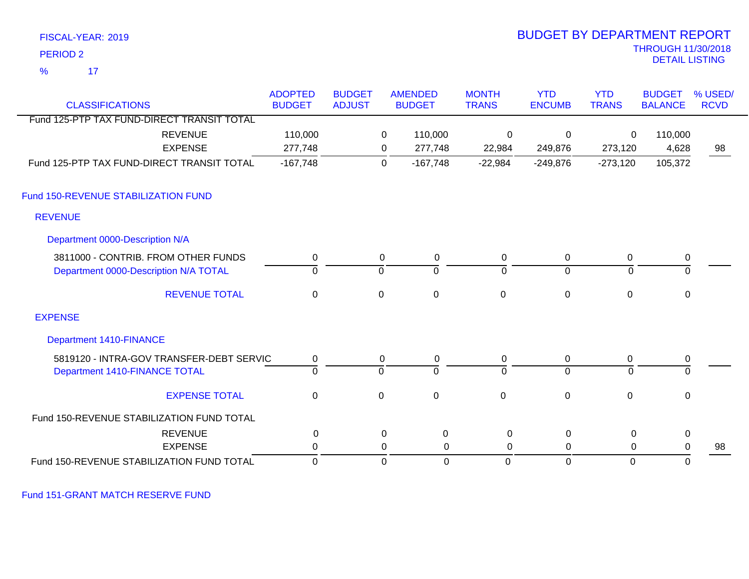FISCAL-YEAR: 2019
PERIOD 2
% 17

# BUDGET BY DEPARTMENT REPORT

THROUGH 11/30/2018
DETAIL LISTING

| CLASSIFICATIONS | ADOPTED BUDGET | BUDGET ADJUST | AMENDED BUDGET | MONTH TRANS | YTD ENCUMB | YTD TRANS | BUDGET BALANCE | % USED/ RCVD |
|---|---|---|---|---|---|---|---|---|
| Fund 125-PTP TAX FUND-DIRECT TRANSIT TOTAL | | | | | | | | |
| REVENUE | 110,000 | 0 | 110,000 | 0 | 0 | 0 | 110,000 | |
| EXPENSE | 277,748 | 0 | 277,748 | 22,984 | 249,876 | 273,120 | 4,628 | 98 |
| Fund 125-PTP TAX FUND-DIRECT TRANSIT TOTAL | -167,748 | 0 | -167,748 | -22,984 | -249,876 | -273,120 | 105,372 | |
| **Fund 150-REVENUE STABILIZATION FUND** | | | | | | | | |
| **REVENUE** | | | | | | | | |
| **Department 0000-Description N/A** | | | | | | | | |
| 3811000 - CONTRIB. FROM OTHER FUNDS | 0 | 0 | 0 | 0 | 0 | 0 | 0 | |
| Department 0000-Description N/A TOTAL | 0 | 0 | 0 | 0 | 0 | 0 | 0 | |
| REVENUE TOTAL | 0 | 0 | 0 | 0 | 0 | 0 | 0 | |
| **EXPENSE** | | | | | | | | |
| **Department 1410-FINANCE** | | | | | | | | |
| 5819120 - INTRA-GOV TRANSFER-DEBT SERVIC | 0 | 0 | 0 | 0 | 0 | 0 | 0 | |
| Department 1410-FINANCE TOTAL | 0 | 0 | 0 | 0 | 0 | 0 | 0 | |
| EXPENSE TOTAL | 0 | 0 | 0 | 0 | 0 | 0 | 0 | |
| Fund 150-REVENUE STABILIZATION FUND TOTAL | | | | | | | | |
| REVENUE | 0 | 0 | 0 | 0 | 0 | 0 | 0 | |
| EXPENSE | 0 | 0 | 0 | 0 | 0 | 0 | 0 | 98 |
| Fund 150-REVENUE STABILIZATION FUND TOTAL | 0 | 0 | 0 | 0 | 0 | 0 | 0 | |

Fund 151-GRANT MATCH RESERVE FUND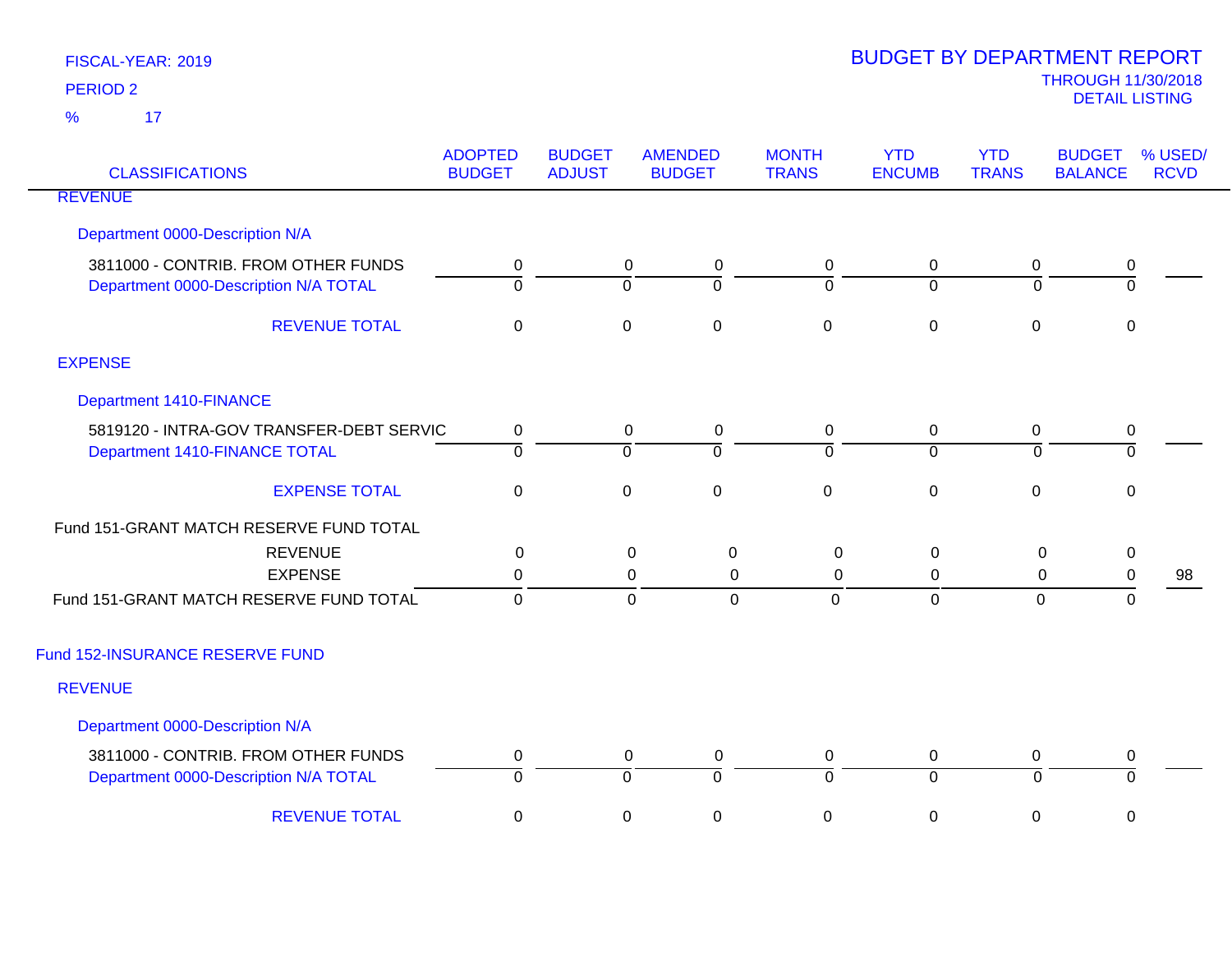FISCAL-YEAR: 2019
PERIOD 2
% 17

# BUDGET BY DEPARTMENT REPORT

THROUGH 11/30/2018
DETAIL LISTING

| CLASSIFICATIONS | ADOPTED BUDGET | BUDGET ADJUST | AMENDED BUDGET | MONTH TRANS | YTD ENCUMB | YTD TRANS | BUDGET BALANCE | % USED/ RCVD |
|---|---|---|---|---|---|---|---|---|
| REVENUE | | | | | | | | |
| Department 0000-Description N/A | | | | | | | | |
| 3811000 - CONTRIB. FROM OTHER FUNDS | 0 | 0 | 0 | 0 | 0 | 0 | 0 | |
| Department 0000-Description N/A TOTAL | 0 | 0 | 0 | 0 | 0 | 0 | 0 | |
| REVENUE TOTAL | 0 | 0 | 0 | 0 | 0 | 0 | 0 | |
| EXPENSE | | | | | | | | |
| Department 1410-FINANCE | | | | | | | | |
| 5819120 - INTRA-GOV TRANSFER-DEBT SERVIC | 0 | 0 | 0 | 0 | 0 | 0 | 0 | |
| Department 1410-FINANCE TOTAL | 0 | 0 | 0 | 0 | 0 | 0 | 0 | |
| EXPENSE TOTAL | 0 | 0 | 0 | 0 | 0 | 0 | 0 | |
| Fund 151-GRANT MATCH RESERVE FUND TOTAL | | | | | | | | |
| REVENUE | 0 | 0 | 0 | 0 | 0 | 0 | 0 | |
| EXPENSE | 0 | 0 | 0 | 0 | 0 | 0 | 0 | 98 |
| Fund 151-GRANT MATCH RESERVE FUND TOTAL | 0 | 0 | 0 | 0 | 0 | 0 | 0 | |
| Fund 152-INSURANCE RESERVE FUND | | | | | | | | |
| REVENUE | | | | | | | | |
| Department 0000-Description N/A | | | | | | | | |
| 3811000 - CONTRIB. FROM OTHER FUNDS | 0 | 0 | 0 | 0 | 0 | 0 | 0 | |
| Department 0000-Description N/A TOTAL | 0 | 0 | 0 | 0 | 0 | 0 | 0 | |
| REVENUE TOTAL | 0 | 0 | 0 | 0 | 0 | 0 | 0 | |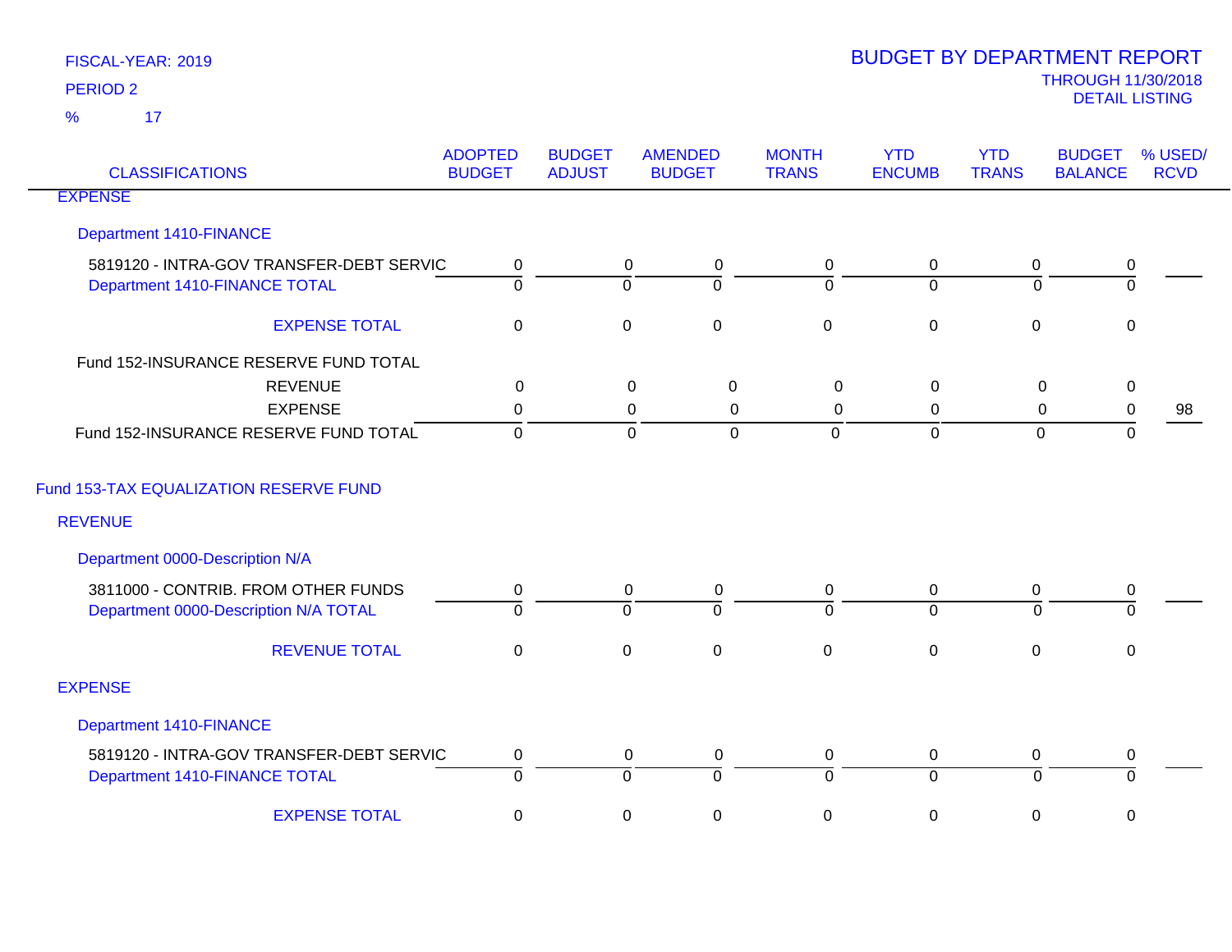FISCAL-YEAR: 2019

PERIOD 2

% 17

# BUDGET BY DEPARTMENT REPORT

THROUGH 11/30/2018

DETAIL LISTING

| CLASSIFICATIONS | ADOPTED BUDGET | BUDGET ADJUST | AMENDED BUDGET | MONTH TRANS | YTD ENCUMB | YTD TRANS | BUDGET BALANCE | % USED/ RCVD |
|---|---|---|---|---|---|---|---|---|
| EXPENSE | | | | | | | | |
| Department 1410-FINANCE | | | | | | | | |
| 5819120 - INTRA-GOV TRANSFER-DEBT SERVIC | 0 | 0 | 0 | 0 | 0 | 0 | 0 | |
| Department 1410-FINANCE TOTAL | 0 | 0 | 0 | 0 | 0 | 0 | 0 | |
| EXPENSE TOTAL | 0 | 0 | 0 | 0 | 0 | 0 | 0 | |
| Fund 152-INSURANCE RESERVE FUND TOTAL | | | | | | | | |
| REVENUE | 0 | 0 | 0 | 0 | 0 | 0 | 0 | |
| EXPENSE | 0 | 0 | 0 | 0 | 0 | 0 | 0 | 98 |
| Fund 152-INSURANCE RESERVE FUND TOTAL | 0 | 0 | 0 | 0 | 0 | 0 | 0 | |
| Fund 153-TAX EQUALIZATION RESERVE FUND | | | | | | | | |
| REVENUE | | | | | | | | |
| Department 0000-Description N/A | | | | | | | | |
| 3811000 - CONTRIB. FROM OTHER FUNDS | 0 | 0 | 0 | 0 | 0 | 0 | 0 | |
| Department 0000-Description N/A TOTAL | 0 | 0 | 0 | 0 | 0 | 0 | 0 | |
| REVENUE TOTAL | 0 | 0 | 0 | 0 | 0 | 0 | 0 | |
| EXPENSE | | | | | | | | |
| Department 1410-FINANCE | | | | | | | | |
| 5819120 - INTRA-GOV TRANSFER-DEBT SERVIC | 0 | 0 | 0 | 0 | 0 | 0 | 0 | |
| Department 1410-FINANCE TOTAL | 0 | 0 | 0 | 0 | 0 | 0 | 0 | |
| EXPENSE TOTAL | 0 | 0 | 0 | 0 | 0 | 0 | 0 | |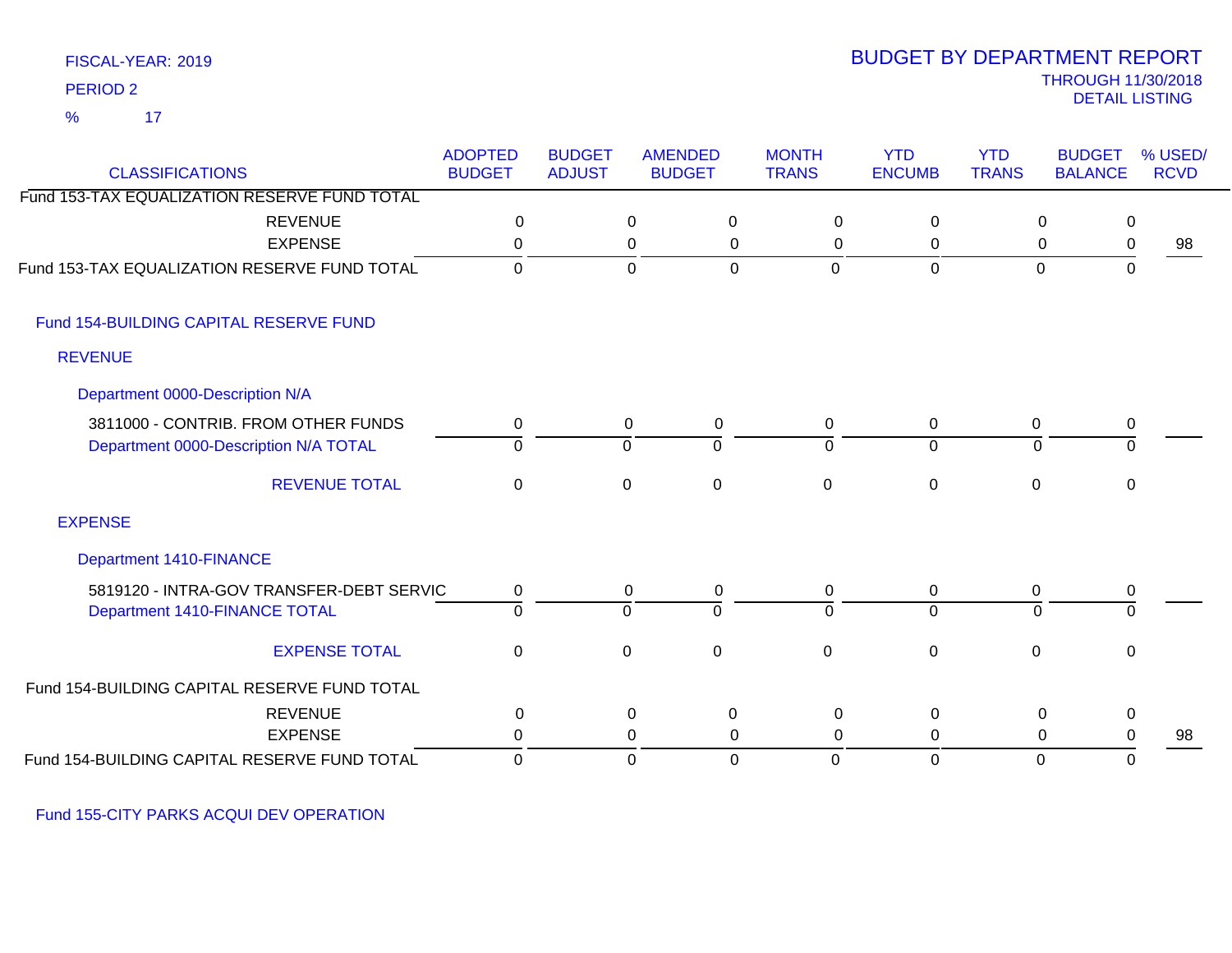FISCAL-YEAR: 2019

PERIOD 2

% 17

# BUDGET BY DEPARTMENT REPORT

THROUGH 11/30/2018

DETAIL LISTING

| CLASSIFICATIONS | ADOPTED BUDGET | BUDGET ADJUST | AMENDED BUDGET | MONTH TRANS | YTD ENCUMB | YTD TRANS | BUDGET BALANCE | % USED/ RCVD |
|---|---|---|---|---|---|---|---|---|
| Fund 153-TAX EQUALIZATION RESERVE FUND TOTAL | | | | | | | | |
| REVENUE | 0 | 0 | 0 | 0 | 0 | 0 | 0 | |
| EXPENSE | 0 | 0 | 0 | 0 | 0 | 0 | 0 | 98 |
| Fund 153-TAX EQUALIZATION RESERVE FUND TOTAL | 0 | 0 | 0 | 0 | 0 | 0 | 0 | |
| Fund 154-BUILDING CAPITAL RESERVE FUND | | | | | | | | |
| REVENUE | | | | | | | | |
| Department 0000-Description N/A | | | | | | | | |
| 3811000 - CONTRIB. FROM OTHER FUNDS | 0 | 0 | 0 | 0 | 0 | 0 | 0 | |
| Department 0000-Description N/A TOTAL | 0 | 0 | 0 | 0 | 0 | 0 | 0 | |
| REVENUE TOTAL | 0 | 0 | 0 | 0 | 0 | 0 | 0 | |
| EXPENSE | | | | | | | | |
| Department 1410-FINANCE | | | | | | | | |
| 5819120 - INTRA-GOV TRANSFER-DEBT SERVIC | 0 | 0 | 0 | 0 | 0 | 0 | 0 | |
| Department 1410-FINANCE TOTAL | 0 | 0 | 0 | 0 | 0 | 0 | 0 | |
| EXPENSE TOTAL | 0 | 0 | 0 | 0 | 0 | 0 | 0 | |
| Fund 154-BUILDING CAPITAL RESERVE FUND TOTAL | | | | | | | | |
| REVENUE | 0 | 0 | 0 | 0 | 0 | 0 | 0 | |
| EXPENSE | 0 | 0 | 0 | 0 | 0 | 0 | 0 | 98 |
| Fund 154-BUILDING CAPITAL RESERVE FUND TOTAL | 0 | 0 | 0 | 0 | 0 | 0 | 0 | |

Fund 155-CITY PARKS ACQUI DEV OPERATION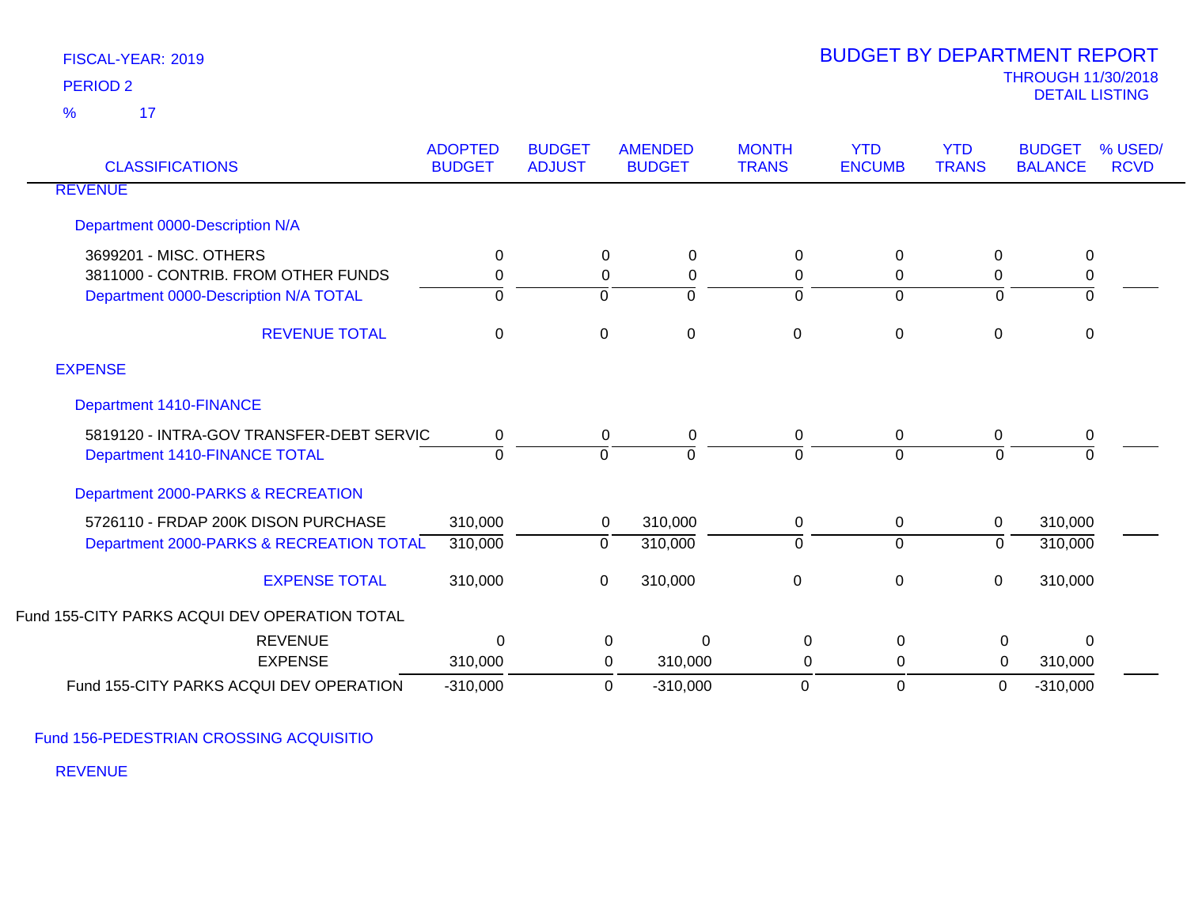FISCAL-YEAR: 2019

PERIOD 2

% 17

# BUDGET BY DEPARTMENT REPORT

THROUGH 11/30/2018

DETAIL LISTING

| CLASSIFICATIONS | ADOPTED BUDGET | BUDGET ADJUST | AMENDED BUDGET | MONTH TRANS | YTD ENCUMB | YTD TRANS | BUDGET BALANCE | % USED/ RCVD |
|---|---|---|---|---|---|---|---|---|
| **REVENUE** | | | | | | | | |
| Department 0000-Description N/A | | | | | | | | |
| 3699201 - MISC. OTHERS | 0 | 0 | 0 | 0 | 0 | 0 | 0 | |
| 3811000 - CONTRIB. FROM OTHER FUNDS | 0 | 0 | 0 | 0 | 0 | 0 | 0 | |
| Department 0000-Description N/A TOTAL | 0 | 0 | 0 | 0 | 0 | 0 | 0 | |
| REVENUE TOTAL | 0 | 0 | 0 | 0 | 0 | 0 | 0 | |
| **EXPENSE** | | | | | | | | |
| Department 1410-FINANCE | | | | | | | | |
| 5819120 - INTRA-GOV TRANSFER-DEBT SERVIC | 0 | 0 | 0 | 0 | 0 | 0 | 0 | |
| Department 1410-FINANCE TOTAL | 0 | 0 | 0 | 0 | 0 | 0 | 0 | |
| Department 2000-PARKS & RECREATION | | | | | | | | |
| 5726110 - FRDAP 200K DISON PURCHASE | 310,000 | 0 | 310,000 | 0 | 0 | 0 | 310,000 | |
| Department 2000-PARKS & RECREATION TOTAL | 310,000 | 0 | 310,000 | 0 | 0 | 0 | 310,000 | |
| EXPENSE TOTAL | 310,000 | 0 | 310,000 | 0 | 0 | 0 | 310,000 | |
| Fund 155-CITY PARKS ACQUI DEV OPERATION TOTAL | | | | | | | | |
| REVENUE | 0 | 0 | 0 | 0 | 0 | 0 | 0 | |
| EXPENSE | 310,000 | 0 | 310,000 | 0 | 0 | 0 | 310,000 | |
| Fund 155-CITY PARKS ACQUI DEV OPERATION | -310,000 | 0 | -310,000 | 0 | 0 | 0 | -310,000 | |

Fund 156-PEDESTRIAN CROSSING ACQUISITIO

REVENUE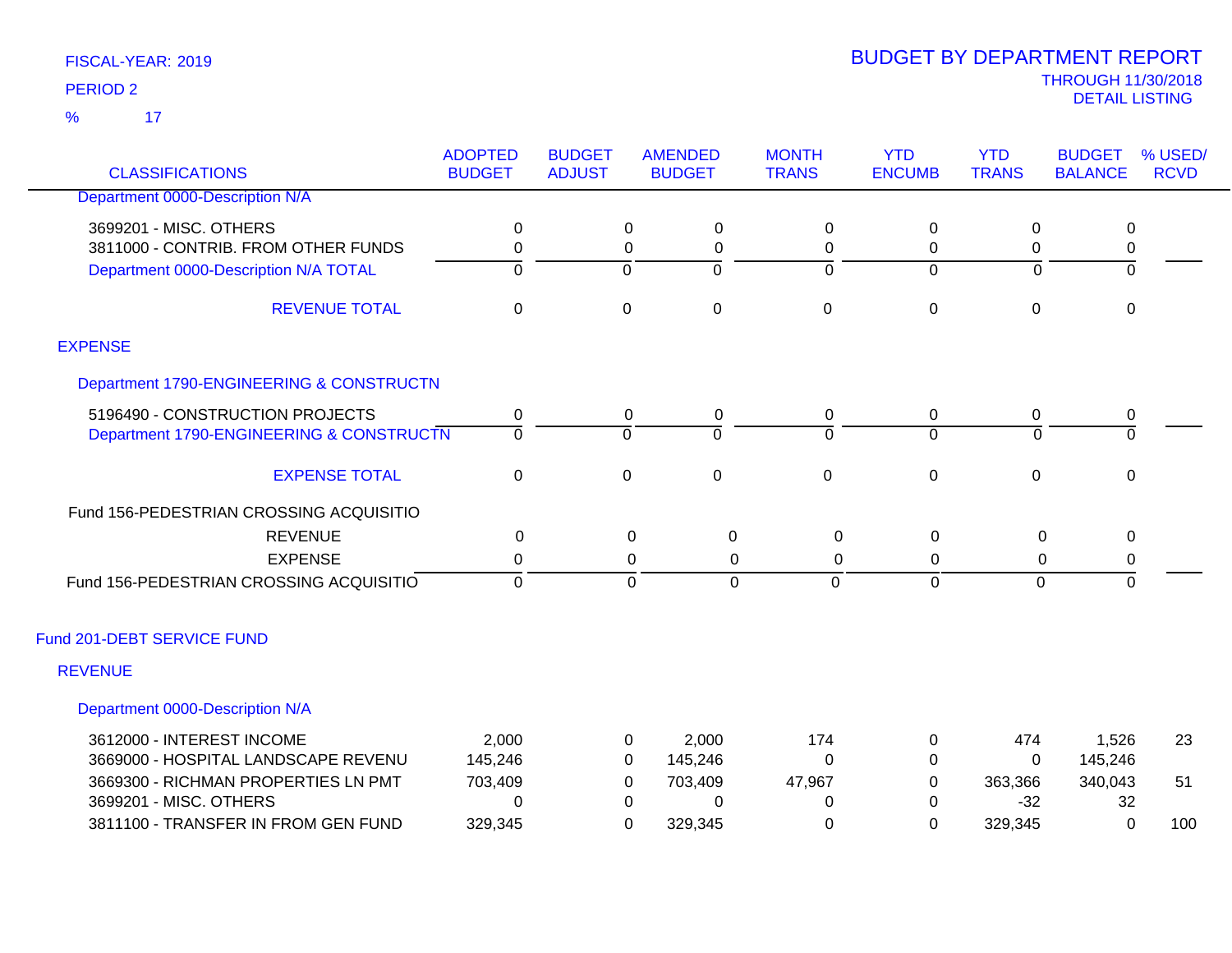FISCAL-YEAR: 2019

PERIOD 2

% 17

# BUDGET BY DEPARTMENT REPORT

THROUGH 11/30/2018

DETAIL LISTING

| CLASSIFICATIONS | ADOPTED BUDGET | BUDGET ADJUST | AMENDED BUDGET | MONTH TRANS | YTD ENCUMB | YTD TRANS | BUDGET BALANCE | % USED/ RCVD |
|---|---|---|---|---|---|---|---|---|
| Department 0000-Description N/A | | | | | | | | |
| 3699201 - MISC. OTHERS | 0 | 0 | 0 | 0 | 0 | 0 | 0 | |
| 3811000 - CONTRIB. FROM OTHER FUNDS | 0 | 0 | 0 | 0 | 0 | 0 | 0 | |
| Department 0000-Description N/A TOTAL | 0 | 0 | 0 | 0 | 0 | 0 | 0 | |
| REVENUE TOTAL | 0 | 0 | 0 | 0 | 0 | 0 | 0 | |
| EXPENSE | | | | | | | | |
| Department 1790-ENGINEERING & CONSTRUCTN | | | | | | | | |
| 5196490 - CONSTRUCTION PROJECTS | 0 | 0 | 0 | 0 | 0 | 0 | 0 | |
| Department 1790-ENGINEERING & CONSTRUCTN | 0 | 0 | 0 | 0 | 0 | 0 | 0 | |
| EXPENSE TOTAL | 0 | 0 | 0 | 0 | 0 | 0 | 0 | |
| Fund 156-PEDESTRIAN CROSSING ACQUISITIO | | | | | | | | |
| REVENUE | 0 | 0 | 0 | 0 | 0 | 0 | 0 | |
| EXPENSE | 0 | 0 | 0 | 0 | 0 | 0 | 0 | |
| Fund 156-PEDESTRIAN CROSSING ACQUISITIO | 0 | 0 | 0 | 0 | 0 | 0 | 0 | |
| Fund 201-DEBT SERVICE FUND | | | | | | | | |
| REVENUE | | | | | | | | |
| Department 0000-Description N/A | | | | | | | | |
| 3612000 - INTEREST INCOME | 2,000 | 0 | 2,000 | 174 | 0 | 474 | 1,526 | 23 |
| 3669000 - HOSPITAL LANDSCAPE REVENU | 145,246 | 0 | 145,246 | 0 | 0 | 0 | 145,246 | |
| 3669300 - RICHMAN PROPERTIES LN PMT | 703,409 | 0 | 703,409 | 47,967 | 0 | 363,366 | 340,043 | 51 |
| 3699201 - MISC. OTHERS | 0 | 0 | 0 | 0 | 0 | -32 | 32 | |
| 3811100 - TRANSFER IN FROM GEN FUND | 329,345 | 0 | 329,345 | 0 | 0 | 329,345 | 0 | 100 |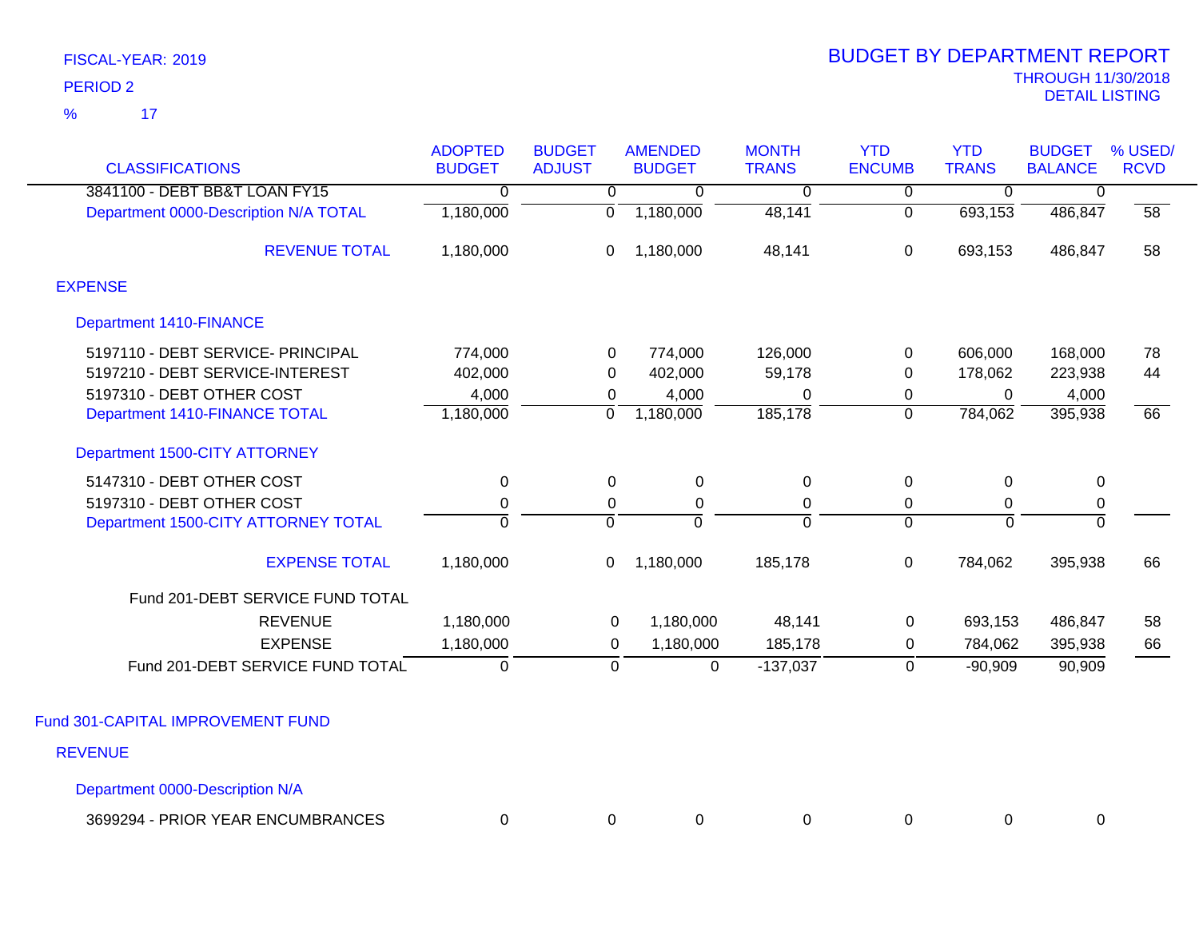FISCAL-YEAR: 2019

PERIOD 2

% 17

# BUDGET BY DEPARTMENT REPORT

THROUGH 11/30/2018

DETAIL LISTING

| CLASSIFICATIONS | ADOPTED BUDGET | BUDGET ADJUST | AMENDED BUDGET | MONTH TRANS | YTD ENCUMB | YTD TRANS | BUDGET BALANCE | % USED/ RCVD |
|---|---|---|---|---|---|---|---|---|
| 3841100 - DEBT BB&T LOAN FY15 | 0 | 0 | 0 | 0 | 0 | 0 | 0 | |
| Department 0000-Description N/A TOTAL | 1,180,000 | 0 | 1,180,000 | 48,141 | 0 | 693,153 | 486,847 | 58 |
| REVENUE TOTAL | 1,180,000 | 0 | 1,180,000 | 48,141 | 0 | 693,153 | 486,847 | 58 |
| **EXPENSE** | | | | | | | | |
| **Department 1410-FINANCE** | | | | | | | | |
| 5197110 - DEBT SERVICE- PRINCIPAL | 774,000 | 0 | 774,000 | 126,000 | 0 | 606,000 | 168,000 | 78 |
| 5197210 - DEBT SERVICE-INTEREST | 402,000 | 0 | 402,000 | 59,178 | 0 | 178,062 | 223,938 | 44 |
| 5197310 - DEBT OTHER COST | 4,000 | 0 | 4,000 | 0 | 0 | 0 | 4,000 | |
| Department 1410-FINANCE TOTAL | 1,180,000 | 0 | 1,180,000 | 185,178 | 0 | 784,062 | 395,938 | 66 |
| **Department 1500-CITY ATTORNEY** | | | | | | | | |
| 5147310 - DEBT OTHER COST | 0 | 0 | 0 | 0 | 0 | 0 | 0 | |
| 5197310 - DEBT OTHER COST | 0 | 0 | 0 | 0 | 0 | 0 | 0 | |
| Department 1500-CITY ATTORNEY TOTAL | 0 | 0 | 0 | 0 | 0 | 0 | 0 | |
| EXPENSE TOTAL | 1,180,000 | 0 | 1,180,000 | 185,178 | 0 | 784,062 | 395,938 | 66 |
| Fund 201-DEBT SERVICE FUND TOTAL | | | | | | | | |
| REVENUE | 1,180,000 | 0 | 1,180,000 | 48,141 | 0 | 693,153 | 486,847 | 58 |
| EXPENSE | 1,180,000 | 0 | 1,180,000 | 185,178 | 0 | 784,062 | 395,938 | 66 |
| Fund 201-DEBT SERVICE FUND TOTAL | 0 | 0 | 0 | -137,037 | 0 | -90,909 | 90,909 | |

## Fund 301-CAPITAL IMPROVEMENT FUND

### REVENUE

#### Department 0000-Description N/A

| CLASSIFICATIONS | ADOPTED BUDGET | BUDGET ADJUST | AMENDED BUDGET | MONTH TRANS | YTD ENCUMB | YTD TRANS | BUDGET BALANCE | % USED/ RCVD |
|---|---|---|---|---|---|---|---|---|
| 3699294 - PRIOR YEAR ENCUMBRANCES | 0 | 0 | 0 | 0 | 0 | 0 | 0 | |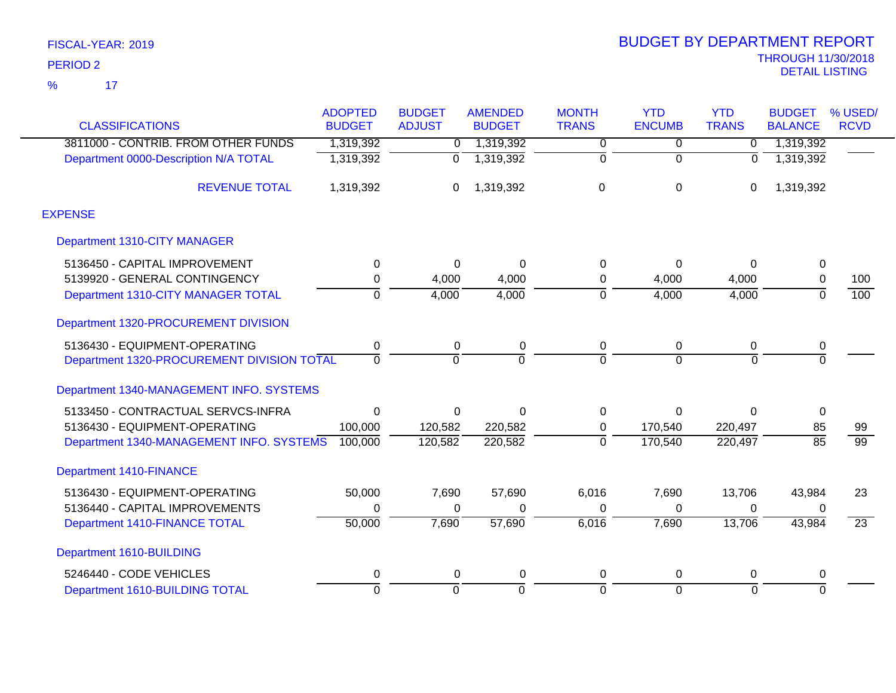FISCAL-YEAR: 2019

PERIOD 2

% 17

# BUDGET BY DEPARTMENT REPORT

THROUGH 11/30/2018

DETAIL LISTING

| CLASSIFICATIONS | ADOPTED BUDGET | BUDGET ADJUST | AMENDED BUDGET | MONTH TRANS | YTD ENCUMB | YTD TRANS | BUDGET BALANCE | % USED/ RCVD |
|---|---|---|---|---|---|---|---|---|
| 3811000 - CONTRIB. FROM OTHER FUNDS | 1,319,392 | 0 | 1,319,392 | 0 | 0 | 0 | 1,319,392 | |
| Department 0000-Description N/A TOTAL | 1,319,392 | 0 | 1,319,392 | 0 | 0 | 0 | 1,319,392 | |
| REVENUE TOTAL | 1,319,392 | 0 | 1,319,392 | 0 | 0 | 0 | 1,319,392 | |
| **EXPENSE** | | | | | | | | |
| **Department 1310-CITY MANAGER** | | | | | | | | |
| 5136450 - CAPITAL IMPROVEMENT | 0 | 0 | 0 | 0 | 0 | 0 | 0 | |
| 5139920 - GENERAL CONTINGENCY | 0 | 4,000 | 4,000 | 0 | 4,000 | 4,000 | 0 | 100 |
| Department 1310-CITY MANAGER TOTAL | 0 | 4,000 | 4,000 | 0 | 4,000 | 4,000 | 0 | 100 |
| **Department 1320-PROCUREMENT DIVISION** | | | | | | | | |
| 5136430 - EQUIPMENT-OPERATING | 0 | 0 | 0 | 0 | 0 | 0 | 0 | |
| Department 1320-PROCUREMENT DIVISION TOTAL | 0 | 0 | 0 | 0 | 0 | 0 | 0 | |
| **Department 1340-MANAGEMENT INFO. SYSTEMS** | | | | | | | | |
| 5133450 - CONTRACTUAL SERVCS-INFRA | 0 | 0 | 0 | 0 | 0 | 0 | 0 | |
| 5136430 - EQUIPMENT-OPERATING | 100,000 | 120,582 | 220,582 | 0 | 170,540 | 220,497 | 85 | 99 |
| Department 1340-MANAGEMENT INFO. SYSTEMS | 100,000 | 120,582 | 220,582 | 0 | 170,540 | 220,497 | 85 | 99 |
| **Department 1410-FINANCE** | | | | | | | | |
| 5136430 - EQUIPMENT-OPERATING | 50,000 | 7,690 | 57,690 | 6,016 | 7,690 | 13,706 | 43,984 | 23 |
| 5136440 - CAPITAL IMPROVEMENTS | 0 | 0 | 0 | 0 | 0 | 0 | 0 | |
| Department 1410-FINANCE TOTAL | 50,000 | 7,690 | 57,690 | 6,016 | 7,690 | 13,706 | 43,984 | 23 |
| **Department 1610-BUILDING** | | | | | | | | |
| 5246440 - CODE VEHICLES | 0 | 0 | 0 | 0 | 0 | 0 | 0 | |
| Department 1610-BUILDING TOTAL | 0 | 0 | 0 | 0 | 0 | 0 | 0 | |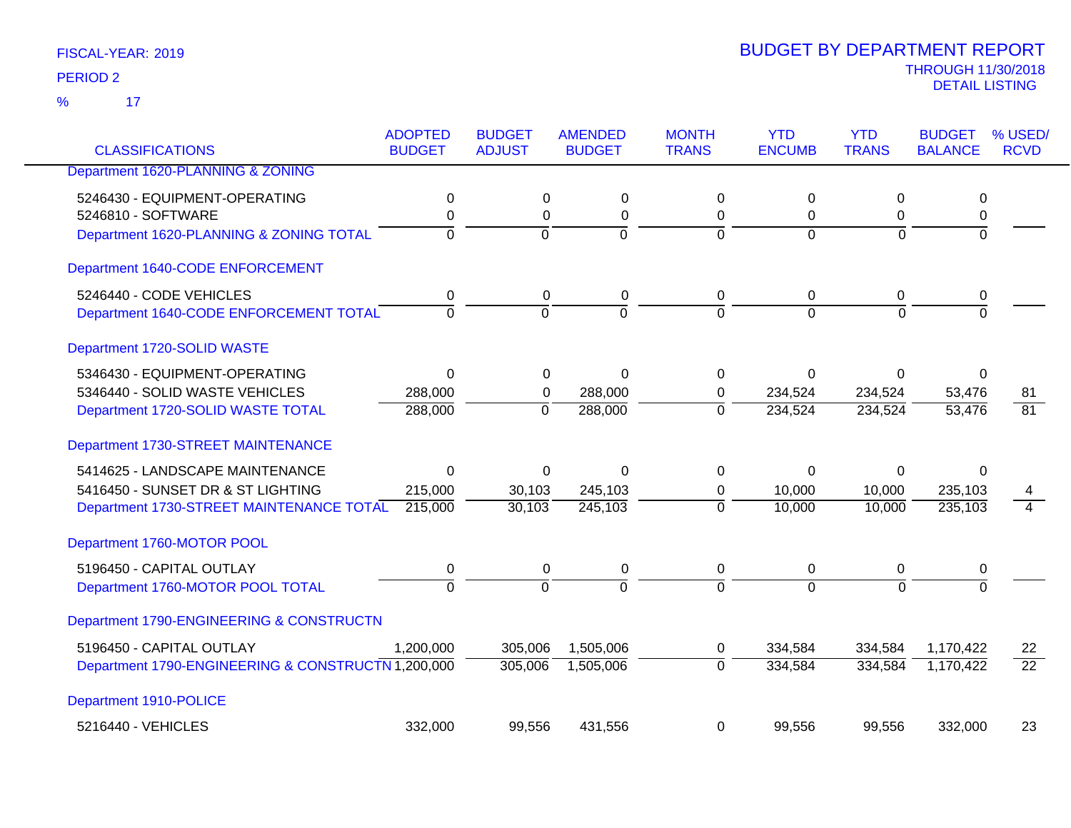FISCAL-YEAR: 2019

PERIOD 2

% 17

# BUDGET BY DEPARTMENT REPORT

THROUGH 11/30/2018

DETAIL LISTING

| CLASSIFICATIONS | ADOPTED BUDGET | BUDGET ADJUST | AMENDED BUDGET | MONTH TRANS | YTD ENCUMB | YTD TRANS | BUDGET BALANCE | % USED/ RCVD |
|---|---|---|---|---|---|---|---|---|
| **Department 1620-PLANNING & ZONING** | | | | | | | | |
| 5246430 - EQUIPMENT-OPERATING | 0 | 0 | 0 | 0 | 0 | 0 | 0 | |
| 5246810 - SOFTWARE | 0 | 0 | 0 | 0 | 0 | 0 | 0 | |
| Department 1620-PLANNING & ZONING TOTAL | 0 | 0 | 0 | 0 | 0 | 0 | 0 | |
| **Department 1640-CODE ENFORCEMENT** | | | | | | | | |
| 5246440 - CODE VEHICLES | 0 | 0 | 0 | 0 | 0 | 0 | 0 | |
| Department 1640-CODE ENFORCEMENT TOTAL | 0 | 0 | 0 | 0 | 0 | 0 | 0 | |
| **Department 1720-SOLID WASTE** | | | | | | | | |
| 5346430 - EQUIPMENT-OPERATING | 0 | 0 | 0 | 0 | 0 | 0 | 0 | |
| 5346440 - SOLID WASTE VEHICLES | 288,000 | 0 | 288,000 | 0 | 234,524 | 234,524 | 53,476 | 81 |
| Department 1720-SOLID WASTE TOTAL | 288,000 | 0 | 288,000 | 0 | 234,524 | 234,524 | 53,476 | 81 |
| **Department 1730-STREET MAINTENANCE** | | | | | | | | |
| 5414625 - LANDSCAPE MAINTENANCE | 0 | 0 | 0 | 0 | 0 | 0 | 0 | |
| 5416450 - SUNSET DR & ST LIGHTING | 215,000 | 30,103 | 245,103 | 0 | 10,000 | 10,000 | 235,103 | 4 |
| Department 1730-STREET MAINTENANCE TOTAL | 215,000 | 30,103 | 245,103 | 0 | 10,000 | 10,000 | 235,103 | 4 |
| **Department 1760-MOTOR POOL** | | | | | | | | |
| 5196450 - CAPITAL OUTLAY | 0 | 0 | 0 | 0 | 0 | 0 | 0 | |
| Department 1760-MOTOR POOL TOTAL | 0 | 0 | 0 | 0 | 0 | 0 | 0 | |
| **Department 1790-ENGINEERING & CONSTRUCTN** | | | | | | | | |
| 5196450 - CAPITAL OUTLAY | 1,200,000 | 305,006 | 1,505,006 | 0 | 334,584 | 334,584 | 1,170,422 | 22 |
| Department 1790-ENGINEERING & CONSTRUCTN | 1,200,000 | 305,006 | 1,505,006 | 0 | 334,584 | 334,584 | 1,170,422 | 22 |
| **Department 1910-POLICE** | | | | | | | | |
| 5216440 - VEHICLES | 332,000 | 99,556 | 431,556 | 0 | 99,556 | 99,556 | 332,000 | 23 |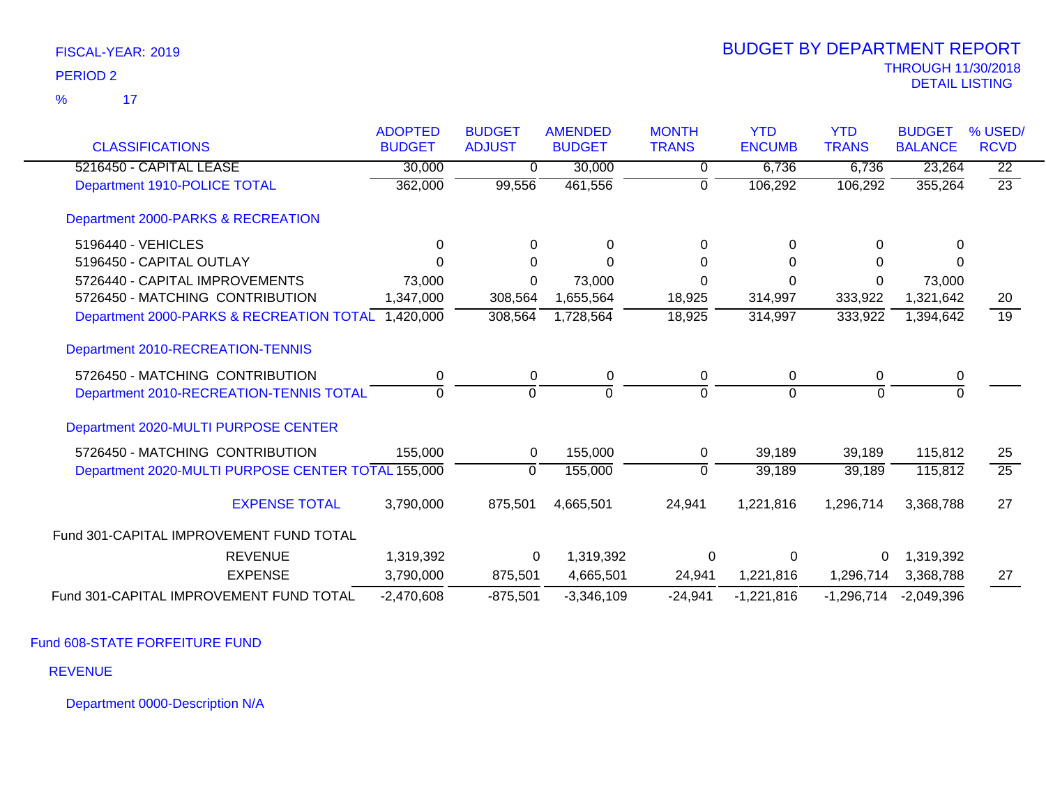FISCAL-YEAR: 2019

PERIOD 2

% 17

# BUDGET BY DEPARTMENT REPORT

THROUGH 11/30/2018

DETAIL LISTING

| CLASSIFICATIONS | ADOPTED BUDGET | BUDGET ADJUST | AMENDED BUDGET | MONTH TRANS | YTD ENCUMB | YTD TRANS | BUDGET BALANCE | % USED/ RCVD |
|---|---|---|---|---|---|---|---|---|
| 5216450 - CAPITAL LEASE | 30,000 | 0 | 30,000 | 0 | 6,736 | 6,736 | 23,264 | 22 |
| Department 1910-POLICE TOTAL | 362,000 | 99,556 | 461,556 | 0 | 106,292 | 106,292 | 355,264 | 23 |
| **Department 2000-PARKS & RECREATION** | | | | | | | | |
| 5196440 - VEHICLES | 0 | 0 | 0 | 0 | 0 | 0 | 0 | |
| 5196450 - CAPITAL OUTLAY | 0 | 0 | 0 | 0 | 0 | 0 | 0 | |
| 5726440 - CAPITAL IMPROVEMENTS | 73,000 | 0 | 73,000 | 0 | 0 | 0 | 73,000 | |
| 5726450 - MATCHING CONTRIBUTION | 1,347,000 | 308,564 | 1,655,564 | 18,925 | 314,997 | 333,922 | 1,321,642 | 20 |
| Department 2000-PARKS & RECREATION TOTAL | 1,420,000 | 308,564 | 1,728,564 | 18,925 | 314,997 | 333,922 | 1,394,642 | 19 |
| **Department 2010-RECREATION-TENNIS** | | | | | | | | |
| 5726450 - MATCHING CONTRIBUTION | 0 | 0 | 0 | 0 | 0 | 0 | 0 | |
| Department 2010-RECREATION-TENNIS TOTAL | 0 | 0 | 0 | 0 | 0 | 0 | 0 | |
| **Department 2020-MULTI PURPOSE CENTER** | | | | | | | | |
| 5726450 - MATCHING CONTRIBUTION | 155,000 | 0 | 155,000 | 0 | 39,189 | 39,189 | 115,812 | 25 |
| Department 2020-MULTI PURPOSE CENTER TOTAL | 155,000 | 0 | 155,000 | 0 | 39,189 | 39,189 | 115,812 | 25 |
| EXPENSE TOTAL | 3,790,000 | 875,501 | 4,665,501 | 24,941 | 1,221,816 | 1,296,714 | 3,368,788 | 27 |
| **Fund 301-CAPITAL IMPROVEMENT FUND TOTAL** | | | | | | | | |
| REVENUE | 1,319,392 | 0 | 1,319,392 | 0 | 0 | 0 | 1,319,392 | |
| EXPENSE | 3,790,000 | 875,501 | 4,665,501 | 24,941 | 1,221,816 | 1,296,714 | 3,368,788 | 27 |
| Fund 301-CAPITAL IMPROVEMENT FUND TOTAL | -2,470,608 | -875,501 | -3,346,109 | -24,941 | -1,221,816 | -1,296,714 | -2,049,396 | |

## Fund 608-STATE FORFEITURE FUND

### REVENUE

Department 0000-Description N/A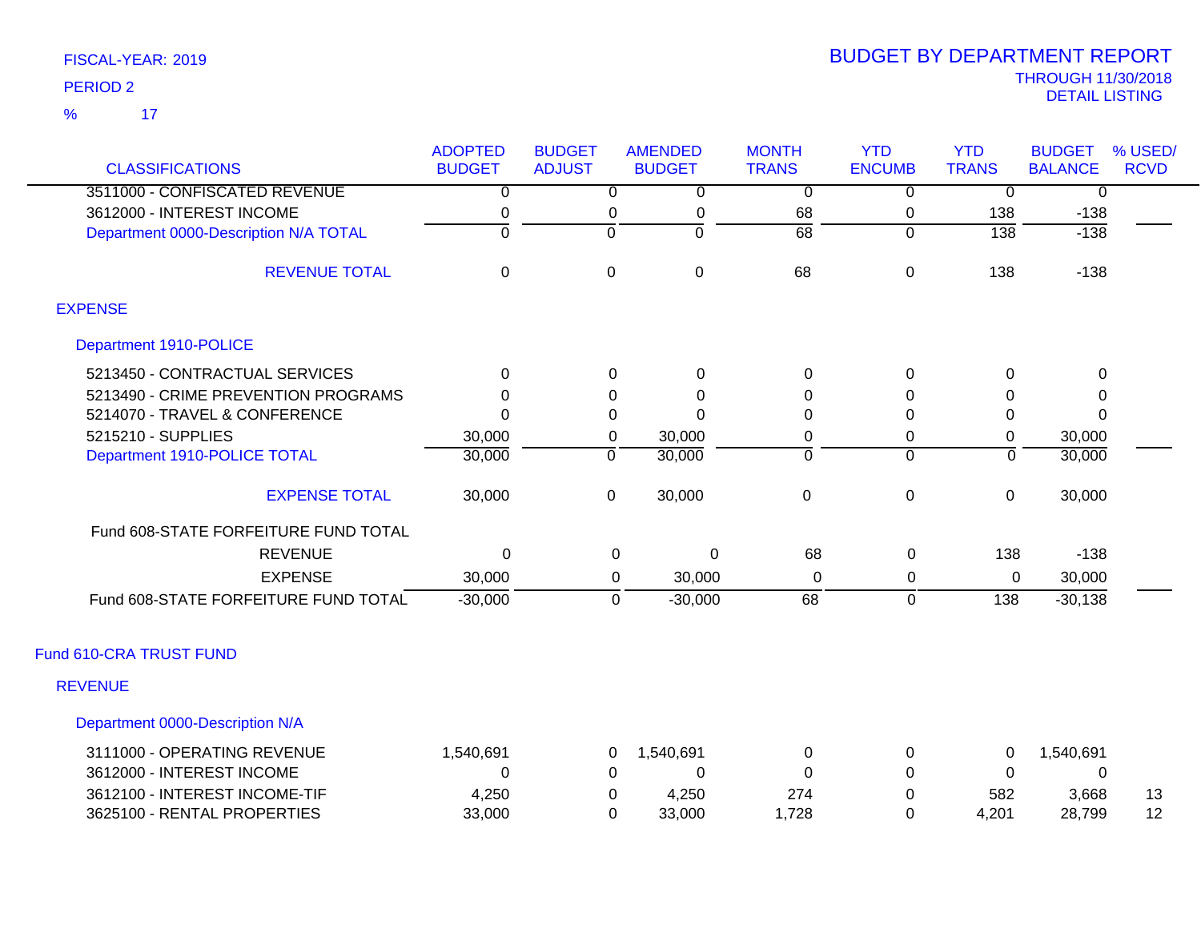FISCAL-YEAR: 2019

PERIOD 2

% 17

# BUDGET BY DEPARTMENT REPORT

THROUGH 11/30/2018

DETAIL LISTING

| CLASSIFICATIONS | ADOPTED BUDGET | BUDGET ADJUST | AMENDED BUDGET | MONTH TRANS | YTD ENCUMB | YTD TRANS | BUDGET BALANCE | % USED/ RCVD |
|---|---|---|---|---|---|---|---|---|
| 3511000 - CONFISCATED REVENUE | 0 | 0 | 0 | 0 | 0 | 0 | 0 | |
| 3612000 - INTEREST INCOME | 0 | 0 | 0 | 68 | 0 | 138 | -138 | |
| Department 0000-Description N/A TOTAL | 0 | 0 | 0 | 68 | 0 | 138 | -138 | |
| REVENUE TOTAL | 0 | 0 | 0 | 68 | 0 | 138 | -138 | |
| **EXPENSE** | | | | | | | | |
| Department 1910-POLICE | | | | | | | | |
| 5213450 - CONTRACTUAL SERVICES | 0 | 0 | 0 | 0 | 0 | 0 | 0 | |
| 5213490 - CRIME PREVENTION PROGRAMS | 0 | 0 | 0 | 0 | 0 | 0 | 0 | |
| 5214070 - TRAVEL & CONFERENCE | 0 | 0 | 0 | 0 | 0 | 0 | 0 | |
| 5215210 - SUPPLIES | 30,000 | 0 | 30,000 | 0 | 0 | 0 | 30,000 | |
| Department 1910-POLICE TOTAL | 30,000 | 0 | 30,000 | 0 | 0 | 0 | 30,000 | |
| EXPENSE TOTAL | 30,000 | 0 | 30,000 | 0 | 0 | 0 | 30,000 | |
| Fund 608-STATE FORFEITURE FUND TOTAL | | | | | | | | |
| REVENUE | 0 | 0 | 0 | 68 | 0 | 138 | -138 | |
| EXPENSE | 30,000 | 0 | 30,000 | 0 | 0 | 0 | 30,000 | |
| Fund 608-STATE FORFEITURE FUND TOTAL | -30,000 | 0 | -30,000 | 68 | 0 | 138 | -30,138 | |
| **Fund 610-CRA TRUST FUND** | | | | | | | | |
| **REVENUE** | | | | | | | | |
| Department 0000-Description N/A | | | | | | | | |
| 3111000 - OPERATING REVENUE | 1,540,691 | 0 | 1,540,691 | 0 | 0 | 0 | 1,540,691 | |
| 3612000 - INTEREST INCOME | 0 | 0 | 0 | 0 | 0 | 0 | 0 | |
| 3612100 - INTEREST INCOME-TIF | 4,250 | 0 | 4,250 | 274 | 0 | 582 | 3,668 | 13 |
| 3625100 - RENTAL PROPERTIES | 33,000 | 0 | 33,000 | 1,728 | 0 | 4,201 | 28,799 | 12 |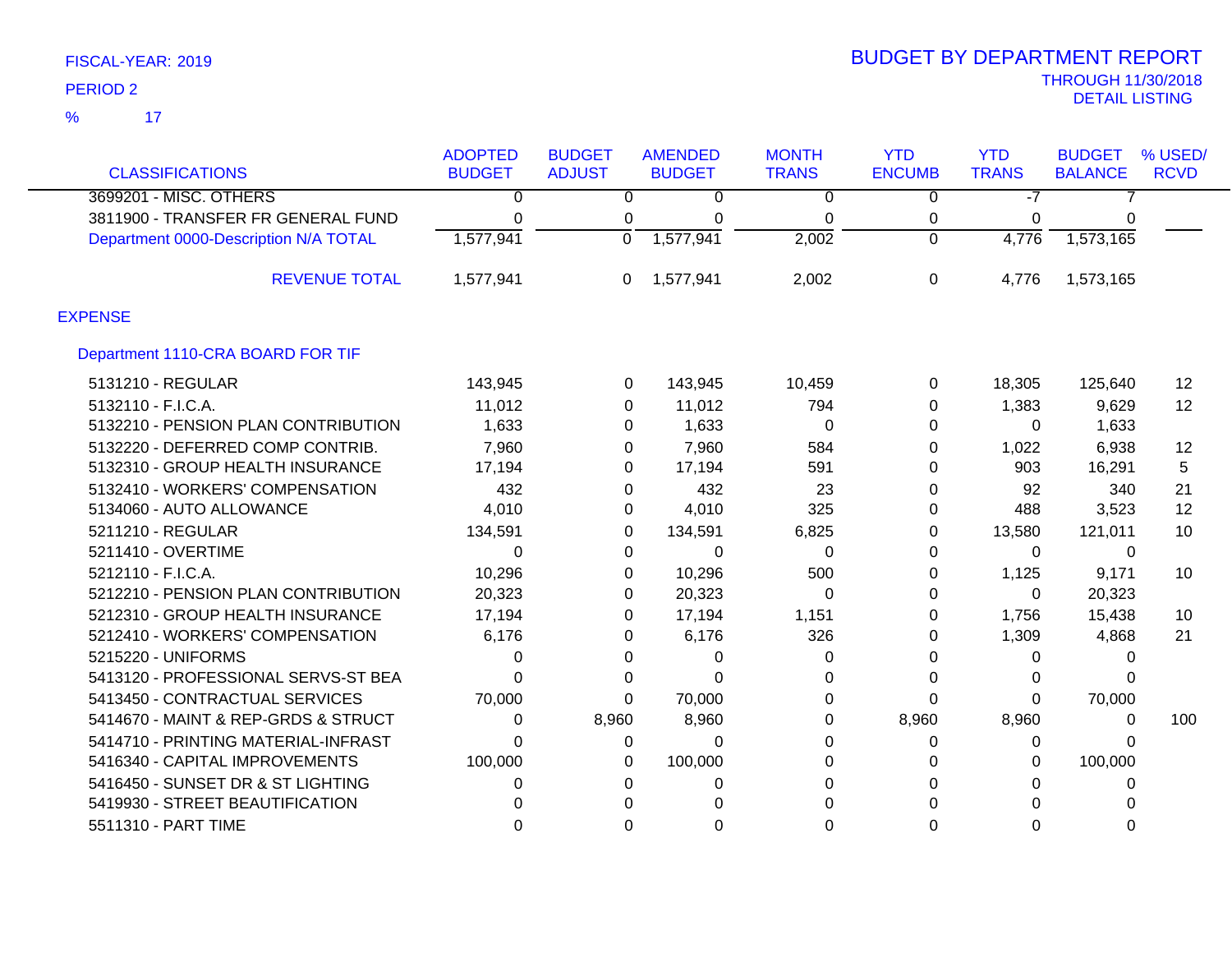FISCAL-YEAR: 2019

PERIOD 2

% 17

# BUDGET BY DEPARTMENT REPORT

THROUGH 11/30/2018
DETAIL LISTING

| CLASSIFICATIONS | ADOPTED BUDGET | BUDGET ADJUST | AMENDED BUDGET | MONTH TRANS | YTD ENCUMB | YTD TRANS | BUDGET BALANCE | % USED/ RCVD |
|---|---|---|---|---|---|---|---|---|
| 3699201 - MISC. OTHERS | 0 | 0 | 0 | 0 | 0 | -7 | 7 | |
| 3811900 - TRANSFER FR GENERAL FUND | 0 | 0 | 0 | 0 | 0 | 0 | 0 | |
| Department 0000-Description N/A TOTAL | 1,577,941 | 0 | 1,577,941 | 2,002 | 0 | 4,776 | 1,573,165 | |
| REVENUE TOTAL | 1,577,941 | 0 | 1,577,941 | 2,002 | 0 | 4,776 | 1,573,165 | |
| **EXPENSE** | | | | | | | | |
| **Department 1110-CRA BOARD FOR TIF** | | | | | | | | |
| 5131210 - REGULAR | 143,945 | 0 | 143,945 | 10,459 | 0 | 18,305 | 125,640 | 12 |
| 5132110 - F.I.C.A. | 11,012 | 0 | 11,012 | 794 | 0 | 1,383 | 9,629 | 12 |
| 5132210 - PENSION PLAN CONTRIBUTION | 1,633 | 0 | 1,633 | 0 | 0 | 0 | 1,633 | |
| 5132220 - DEFERRED COMP CONTRIB. | 7,960 | 0 | 7,960 | 584 | 0 | 1,022 | 6,938 | 12 |
| 5132310 - GROUP HEALTH INSURANCE | 17,194 | 0 | 17,194 | 591 | 0 | 903 | 16,291 | 5 |
| 5132410 - WORKERS' COMPENSATION | 432 | 0 | 432 | 23 | 0 | 92 | 340 | 21 |
| 5134060 - AUTO ALLOWANCE | 4,010 | 0 | 4,010 | 325 | 0 | 488 | 3,523 | 12 |
| 5211210 - REGULAR | 134,591 | 0 | 134,591 | 6,825 | 0 | 13,580 | 121,011 | 10 |
| 5211410 - OVERTIME | 0 | 0 | 0 | 0 | 0 | 0 | 0 | |
| 5212110 - F.I.C.A. | 10,296 | 0 | 10,296 | 500 | 0 | 1,125 | 9,171 | 10 |
| 5212210 - PENSION PLAN CONTRIBUTION | 20,323 | 0 | 20,323 | 0 | 0 | 0 | 20,323 | |
| 5212310 - GROUP HEALTH INSURANCE | 17,194 | 0 | 17,194 | 1,151 | 0 | 1,756 | 15,438 | 10 |
| 5212410 - WORKERS' COMPENSATION | 6,176 | 0 | 6,176 | 326 | 0 | 1,309 | 4,868 | 21 |
| 5215220 - UNIFORMS | 0 | 0 | 0 | 0 | 0 | 0 | 0 | |
| 5413120 - PROFESSIONAL SERVS-ST BEA | 0 | 0 | 0 | 0 | 0 | 0 | 0 | |
| 5413450 - CONTRACTUAL SERVICES | 70,000 | 0 | 70,000 | 0 | 0 | 0 | 70,000 | |
| 5414670 - MAINT & REP-GRDS & STRUCT | 0 | 8,960 | 8,960 | 0 | 8,960 | 8,960 | 0 | 100 |
| 5414710 - PRINTING MATERIAL-INFRAST | 0 | 0 | 0 | 0 | 0 | 0 | 0 | |
| 5416340 - CAPITAL IMPROVEMENTS | 100,000 | 0 | 100,000 | 0 | 0 | 0 | 100,000 | |
| 5416450 - SUNSET DR & ST LIGHTING | 0 | 0 | 0 | 0 | 0 | 0 | 0 | |
| 5419930 - STREET BEAUTIFICATION | 0 | 0 | 0 | 0 | 0 | 0 | 0 | |
| 5511310 - PART TIME | 0 | 0 | 0 | 0 | 0 | 0 | 0 | |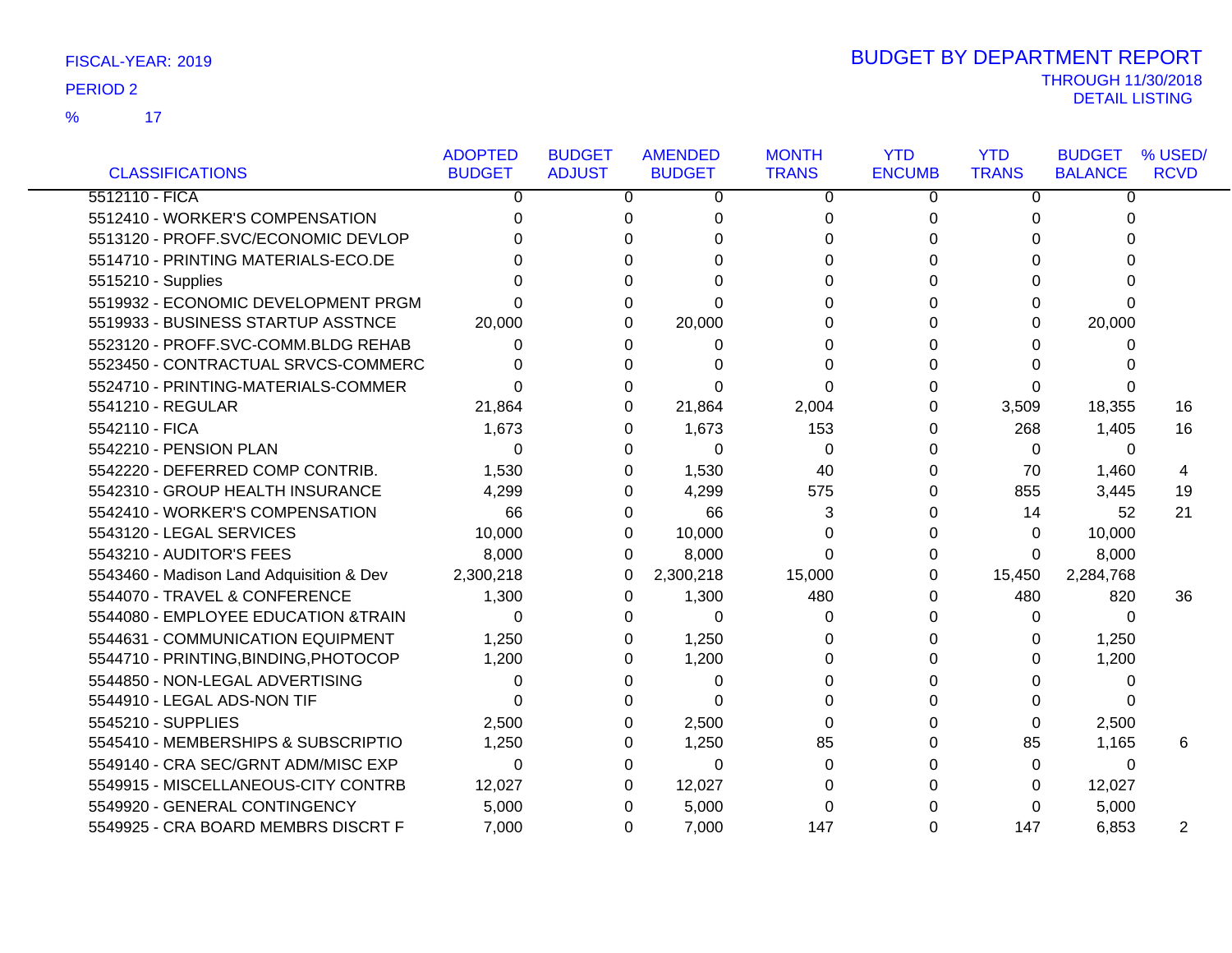FISCAL-YEAR: 2019

PERIOD 2

% 17

# BUDGET BY DEPARTMENT REPORT

THROUGH 11/30/2018
DETAIL LISTING

| CLASSIFICATIONS | ADOPTED BUDGET | BUDGET ADJUST | AMENDED BUDGET | MONTH TRANS | YTD ENCUMB | YTD TRANS | BUDGET BALANCE | % USED/ RCVD |
|---|---|---|---|---|---|---|---|---|
| 5512110 - FICA | 0 | 0 | 0 | 0 | 0 | 0 | 0 | |
| 5512410 - WORKER'S COMPENSATION | 0 | 0 | 0 | 0 | 0 | 0 | 0 | |
| 5513120 - PROFF.SVC/ECONOMIC DEVLOP | 0 | 0 | 0 | 0 | 0 | 0 | 0 | |
| 5514710 - PRINTING MATERIALS-ECO.DE | 0 | 0 | 0 | 0 | 0 | 0 | 0 | |
| 5515210 - Supplies | 0 | 0 | 0 | 0 | 0 | 0 | 0 | |
| 5519932 - ECONOMIC DEVELOPMENT PRGM | 0 | 0 | 0 | 0 | 0 | 0 | 0 | |
| 5519933 - BUSINESS STARTUP ASSTNCE | 20,000 | 0 | 20,000 | 0 | 0 | 0 | 20,000 | |
| 5523120 - PROFF.SVC-COMM.BLDG REHAB | 0 | 0 | 0 | 0 | 0 | 0 | 0 | |
| 5523450 - CONTRACTUAL SRVCS-COMMERC | 0 | 0 | 0 | 0 | 0 | 0 | 0 | |
| 5524710 - PRINTING-MATERIALS-COMMER | 0 | 0 | 0 | 0 | 0 | 0 | 0 | |
| 5541210 - REGULAR | 21,864 | 0 | 21,864 | 2,004 | 0 | 3,509 | 18,355 | 16 |
| 5542110 - FICA | 1,673 | 0 | 1,673 | 153 | 0 | 268 | 1,405 | 16 |
| 5542210 - PENSION PLAN | 0 | 0 | 0 | 0 | 0 | 0 | 0 | |
| 5542220 - DEFERRED COMP CONTRIB. | 1,530 | 0 | 1,530 | 40 | 0 | 70 | 1,460 | 4 |
| 5542310 - GROUP HEALTH INSURANCE | 4,299 | 0 | 4,299 | 575 | 0 | 855 | 3,445 | 19 |
| 5542410 - WORKER'S COMPENSATION | 66 | 0 | 66 | 3 | 0 | 14 | 52 | 21 |
| 5543120 - LEGAL SERVICES | 10,000 | 0 | 10,000 | 0 | 0 | 0 | 10,000 | |
| 5543210 - AUDITOR'S FEES | 8,000 | 0 | 8,000 | 0 | 0 | 0 | 8,000 | |
| 5543460 - Madison Land Adquisition & Dev | 2,300,218 | 0 | 2,300,218 | 15,000 | 0 | 15,450 | 2,284,768 | |
| 5544070 - TRAVEL & CONFERENCE | 1,300 | 0 | 1,300 | 480 | 0 | 480 | 820 | 36 |
| 5544080 - EMPLOYEE EDUCATION &TRAIN | 0 | 0 | 0 | 0 | 0 | 0 | 0 | |
| 5544631 - COMMUNICATION EQUIPMENT | 1,250 | 0 | 1,250 | 0 | 0 | 0 | 1,250 | |
| 5544710 - PRINTING,BINDING,PHOTOCOP | 1,200 | 0 | 1,200 | 0 | 0 | 0 | 1,200 | |
| 5544850 - NON-LEGAL ADVERTISING | 0 | 0 | 0 | 0 | 0 | 0 | 0 | |
| 5544910 - LEGAL ADS-NON TIF | 0 | 0 | 0 | 0 | 0 | 0 | 0 | |
| 5545210 - SUPPLIES | 2,500 | 0 | 2,500 | 0 | 0 | 0 | 2,500 | |
| 5545410 - MEMBERSHIPS & SUBSCRIPTIO | 1,250 | 0 | 1,250 | 85 | 0 | 85 | 1,165 | 6 |
| 5549140 - CRA SEC/GRNT ADM/MISC EXP | 0 | 0 | 0 | 0 | 0 | 0 | 0 | |
| 5549915 - MISCELLANEOUS-CITY CONTRB | 12,027 | 0 | 12,027 | 0 | 0 | 0 | 12,027 | |
| 5549920 - GENERAL CONTINGENCY | 5,000 | 0 | 5,000 | 0 | 0 | 0 | 5,000 | |
| 5549925 - CRA BOARD MEMBRS DISCRT F | 7,000 | 0 | 7,000 | 147 | 0 | 147 | 6,853 | 2 |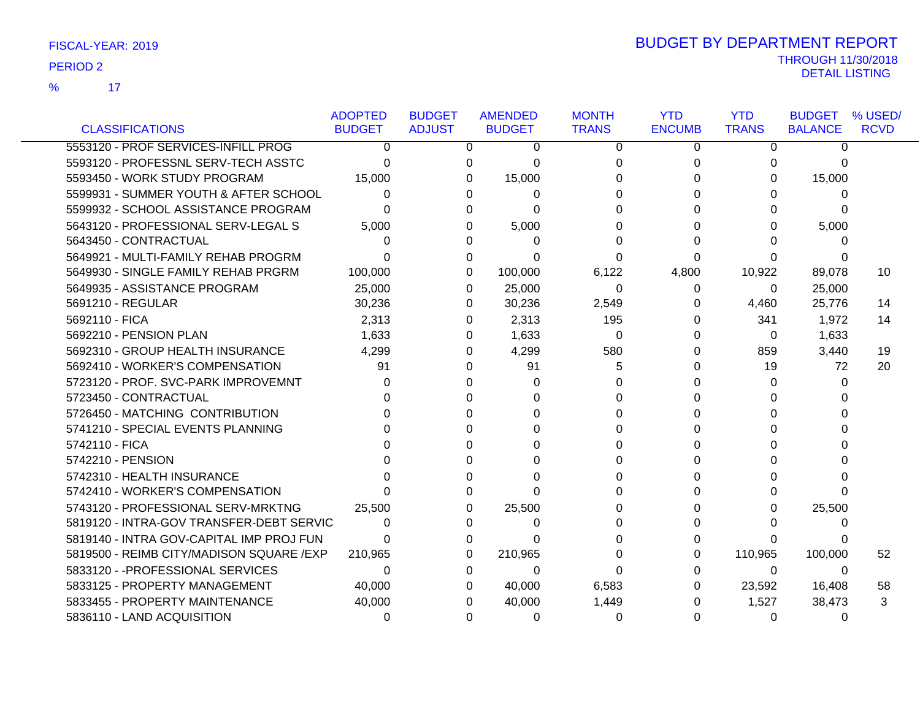FISCAL-YEAR: 2019

PERIOD 2

% 17

# BUDGET BY DEPARTMENT REPORT

THROUGH 11/30/2018

DETAIL LISTING

| CLASSIFICATIONS | ADOPTED BUDGET | BUDGET ADJUST | AMENDED BUDGET | MONTH TRANS | YTD ENCUMB | YTD TRANS | BUDGET BALANCE | % USED/ RCVD |
|---|---|---|---|---|---|---|---|---|
| 5553120 - PROF SERVICES-INFILL PROG | 0 | 0 | 0 | 0 | 0 | 0 | 0 | |
| 5593120 - PROFESSNL SERV-TECH ASSTC | 0 | 0 | 0 | 0 | 0 | 0 | 0 | |
| 5593450 - WORK STUDY PROGRAM | 15,000 | 0 | 15,000 | 0 | 0 | 0 | 15,000 | |
| 5599931 - SUMMER YOUTH & AFTER SCHOOL | 0 | 0 | 0 | 0 | 0 | 0 | 0 | |
| 5599932 - SCHOOL ASSISTANCE PROGRAM | 0 | 0 | 0 | 0 | 0 | 0 | 0 | |
| 5643120 - PROFESSIONAL SERV-LEGAL S | 5,000 | 0 | 5,000 | 0 | 0 | 0 | 5,000 | |
| 5643450 - CONTRACTUAL | 0 | 0 | 0 | 0 | 0 | 0 | 0 | |
| 5649921 - MULTI-FAMILY REHAB PROGRM | 0 | 0 | 0 | 0 | 0 | 0 | 0 | |
| 5649930 - SINGLE FAMILY REHAB PRGRM | 100,000 | 0 | 100,000 | 6,122 | 4,800 | 10,922 | 89,078 | 10 |
| 5649935 - ASSISTANCE PROGRAM | 25,000 | 0 | 25,000 | 0 | 0 | 0 | 25,000 | |
| 5691210 - REGULAR | 30,236 | 0 | 30,236 | 2,549 | 0 | 4,460 | 25,776 | 14 |
| 5692110 - FICA | 2,313 | 0 | 2,313 | 195 | 0 | 341 | 1,972 | 14 |
| 5692210 - PENSION PLAN | 1,633 | 0 | 1,633 | 0 | 0 | 0 | 1,633 | |
| 5692310 - GROUP HEALTH INSURANCE | 4,299 | 0 | 4,299 | 580 | 0 | 859 | 3,440 | 19 |
| 5692410 - WORKER'S COMPENSATION | 91 | 0 | 91 | 5 | 0 | 19 | 72 | 20 |
| 5723120 - PROF. SVC-PARK IMPROVEMNT | 0 | 0 | 0 | 0 | 0 | 0 | 0 | |
| 5723450 - CONTRACTUAL | 0 | 0 | 0 | 0 | 0 | 0 | 0 | |
| 5726450 - MATCHING CONTRIBUTION | 0 | 0 | 0 | 0 | 0 | 0 | 0 | |
| 5741210 - SPECIAL EVENTS PLANNING | 0 | 0 | 0 | 0 | 0 | 0 | 0 | |
| 5742110 - FICA | 0 | 0 | 0 | 0 | 0 | 0 | 0 | |
| 5742210 - PENSION | 0 | 0 | 0 | 0 | 0 | 0 | 0 | |
| 5742310 - HEALTH INSURANCE | 0 | 0 | 0 | 0 | 0 | 0 | 0 | |
| 5742410 - WORKER'S COMPENSATION | 0 | 0 | 0 | 0 | 0 | 0 | 0 | |
| 5743120 - PROFESSIONAL SERV-MRKTNG | 25,500 | 0 | 25,500 | 0 | 0 | 0 | 25,500 | |
| 5819120 - INTRA-GOV TRANSFER-DEBT SERVIC | 0 | 0 | 0 | 0 | 0 | 0 | 0 | |
| 5819140 - INTRA GOV-CAPITAL IMP PROJ FUN | 0 | 0 | 0 | 0 | 0 | 0 | 0 | |
| 5819500 - REIMB CITY/MADISON SQUARE /EXP | 210,965 | 0 | 210,965 | 0 | 0 | 110,965 | 100,000 | 52 |
| 5833120 - -PROFESSIONAL SERVICES | 0 | 0 | 0 | 0 | 0 | 0 | 0 | |
| 5833125 - PROPERTY MANAGEMENT | 40,000 | 0 | 40,000 | 6,583 | 0 | 23,592 | 16,408 | 58 |
| 5833455 - PROPERTY MAINTENANCE | 40,000 | 0 | 40,000 | 1,449 | 0 | 1,527 | 38,473 | 3 |
| 5836110 - LAND ACQUISITION | 0 | 0 | 0 | 0 | 0 | 0 | 0 | |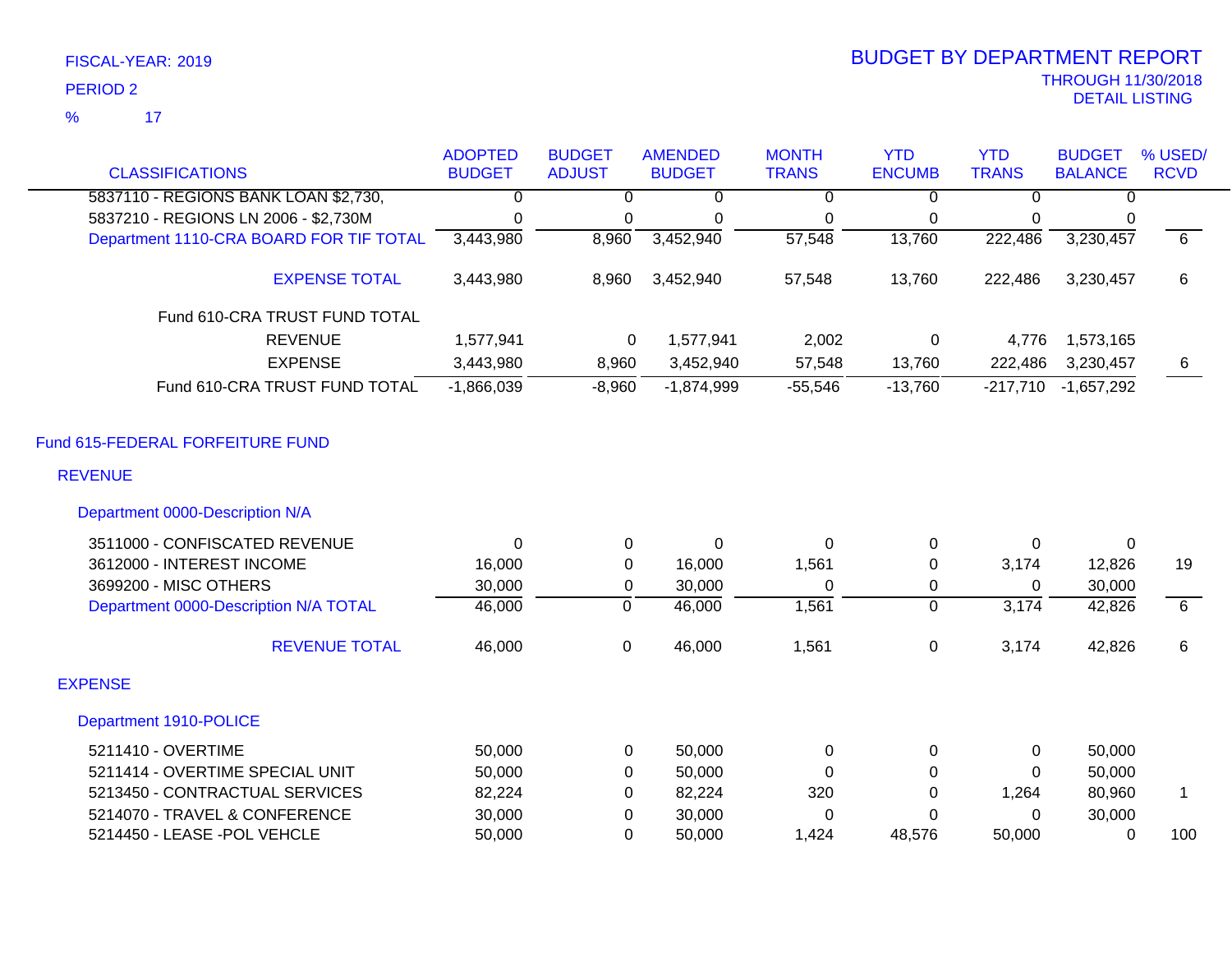FISCAL-YEAR: 2019

PERIOD 2

% 17

# BUDGET BY DEPARTMENT REPORT

THROUGH 11/30/2018

DETAIL LISTING

| CLASSIFICATIONS | ADOPTED BUDGET | BUDGET ADJUST | AMENDED BUDGET | MONTH TRANS | YTD ENCUMB | YTD TRANS | BUDGET BALANCE | % USED/ RCVD |
|---|---|---|---|---|---|---|---|---|
| 5837110 - REGIONS BANK LOAN $2,730, | 0 | 0 | 0 | 0 | 0 | 0 | 0 | |
| 5837210 - REGIONS LN 2006 - $2,730M | 0 | 0 | 0 | 0 | 0 | 0 | 0 | |
| Department 1110-CRA BOARD FOR TIF TOTAL | 3,443,980 | 8,960 | 3,452,940 | 57,548 | 13,760 | 222,486 | 3,230,457 | 6 |
| EXPENSE TOTAL | 3,443,980 | 8,960 | 3,452,940 | 57,548 | 13,760 | 222,486 | 3,230,457 | 6 |
| Fund 610-CRA TRUST FUND TOTAL | | | | | | | | |
| REVENUE | 1,577,941 | 0 | 1,577,941 | 2,002 | 0 | 4,776 | 1,573,165 | |
| EXPENSE | 3,443,980 | 8,960 | 3,452,940 | 57,548 | 13,760 | 222,486 | 3,230,457 | 6 |
| Fund 610-CRA TRUST FUND TOTAL | -1,866,039 | -8,960 | -1,874,999 | -55,546 | -13,760 | -217,710 | -1,657,292 | |
| **Fund 615-FEDERAL FORFEITURE FUND** | | | | | | | | |
| **REVENUE** | | | | | | | | |
| Department 0000-Description N/A | | | | | | | | |
| 3511000 - CONFISCATED REVENUE | 0 | 0 | 0 | 0 | 0 | 0 | 0 | |
| 3612000 - INTEREST INCOME | 16,000 | 0 | 16,000 | 1,561 | 0 | 3,174 | 12,826 | 19 |
| 3699200 - MISC OTHERS | 30,000 | 0 | 30,000 | 0 | 0 | 0 | 30,000 | |
| Department 0000-Description N/A TOTAL | 46,000 | 0 | 46,000 | 1,561 | 0 | 3,174 | 42,826 | 6 |
| REVENUE TOTAL | 46,000 | 0 | 46,000 | 1,561 | 0 | 3,174 | 42,826 | 6 |
| **EXPENSE** | | | | | | | | |
| Department 1910-POLICE | | | | | | | | |
| 5211410 - OVERTIME | 50,000 | 0 | 50,000 | 0 | 0 | 0 | 50,000 | |
| 5211414 - OVERTIME SPECIAL UNIT | 50,000 | 0 | 50,000 | 0 | 0 | 0 | 50,000 | |
| 5213450 - CONTRACTUAL SERVICES | 82,224 | 0 | 82,224 | 320 | 0 | 1,264 | 80,960 | 1 |
| 5214070 - TRAVEL & CONFERENCE | 30,000 | 0 | 30,000 | 0 | 0 | 0 | 30,000 | |
| 5214450 - LEASE -POL VEHCLE | 50,000 | 0 | 50,000 | 1,424 | 48,576 | 50,000 | 0 | 100 |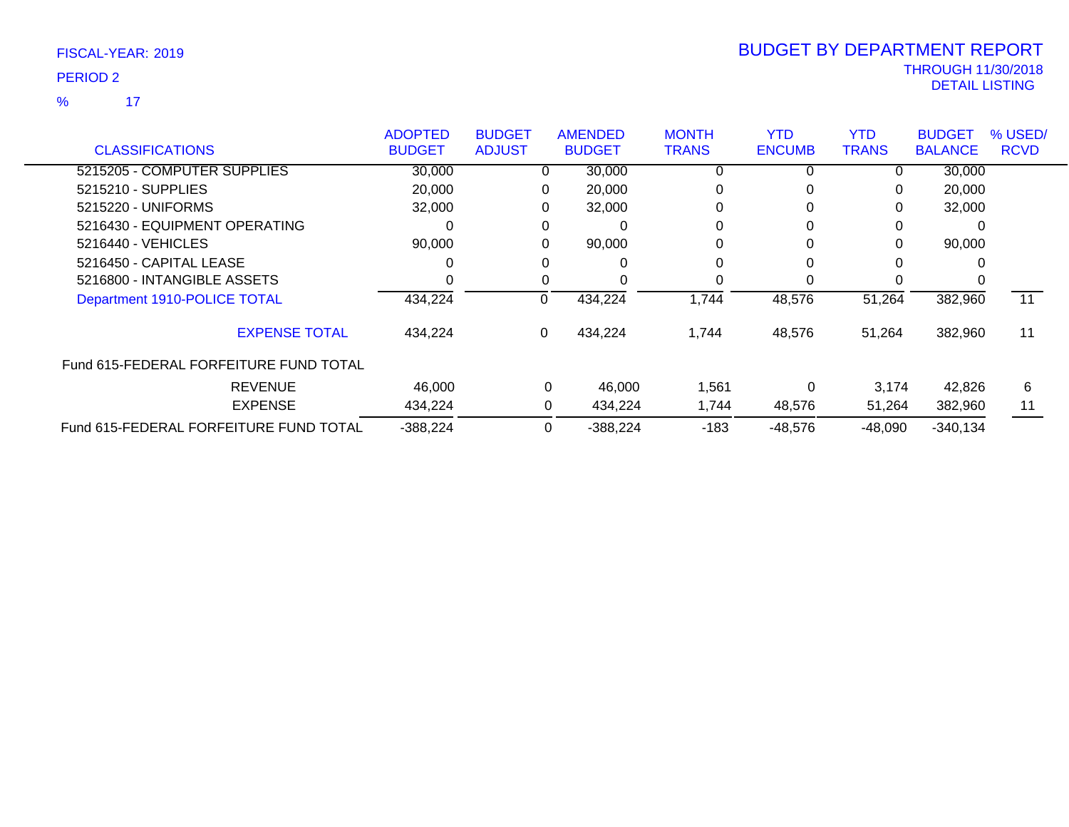FISCAL-YEAR: 2019

PERIOD 2

% 17

# BUDGET BY DEPARTMENT REPORT

THROUGH 11/30/2018

DETAIL LISTING

| CLASSIFICATIONS | ADOPTED BUDGET | BUDGET ADJUST | AMENDED BUDGET | MONTH TRANS | YTD ENCUMB | YTD TRANS | BUDGET BALANCE | % USED/ RCVD |
|---|---|---|---|---|---|---|---|---|
| 5215205 - COMPUTER SUPPLIES | 30,000 | 0 | 30,000 | 0 | 0 | 0 | 30,000 | |
| 5215210 - SUPPLIES | 20,000 | 0 | 20,000 | 0 | 0 | 0 | 20,000 | |
| 5215220 - UNIFORMS | 32,000 | 0 | 32,000 | 0 | 0 | 0 | 32,000 | |
| 5216430 - EQUIPMENT OPERATING | 0 | 0 | 0 | 0 | 0 | 0 | 0 | |
| 5216440 - VEHICLES | 90,000 | 0 | 90,000 | 0 | 0 | 0 | 90,000 | |
| 5216450 - CAPITAL LEASE | 0 | 0 | 0 | 0 | 0 | 0 | 0 | |
| 5216800 - INTANGIBLE ASSETS | 0 | 0 | 0 | 0 | 0 | 0 | 0 | |
| Department 1910-POLICE TOTAL | 434,224 | 0 | 434,224 | 1,744 | 48,576 | 51,264 | 382,960 | 11 |
| EXPENSE TOTAL | 434,224 | 0 | 434,224 | 1,744 | 48,576 | 51,264 | 382,960 | 11 |
| Fund 615-FEDERAL FORFEITURE FUND TOTAL | | | | | | | | |
| REVENUE | 46,000 | 0 | 46,000 | 1,561 | 0 | 3,174 | 42,826 | 6 |
| EXPENSE | 434,224 | 0 | 434,224 | 1,744 | 48,576 | 51,264 | 382,960 | 11 |
| Fund 615-FEDERAL FORFEITURE FUND TOTAL | -388,224 | 0 | -388,224 | -183 | -48,576 | -48,090 | -340,134 | |